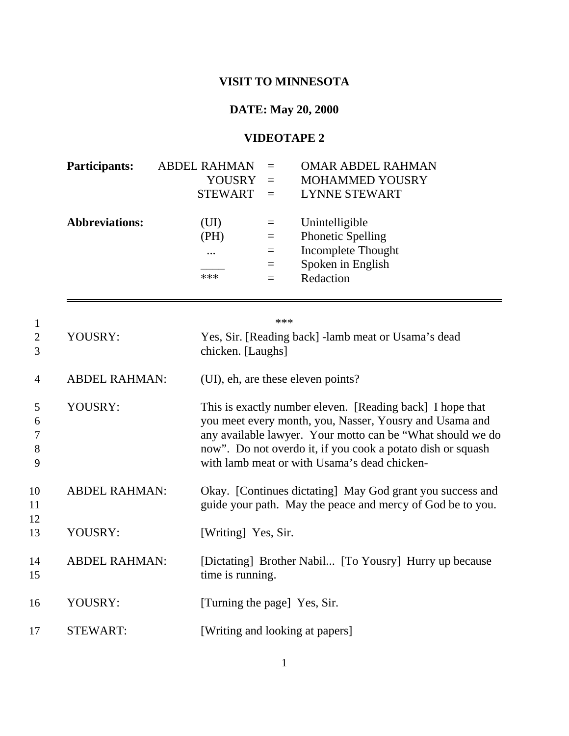**VISIT TO MINNESOTA**

**DATE: May 20, 2000**

**VIDEOTAPE 2**

| **Participants:** | ABDEL RAHMAN | = | OMAR ABDEL RAHMAN |
|---|---|---|---|
| | YOUSRY | = | MOHAMMED YOUSRY |
| | STEWART | = | LYNNE STEWART |

| **Abbreviations:** | (UI) | = | Unintelligible |
|---|---|---|---|
| | (PH) | = | Phonetic Spelling |
| | ... | = | Incomplete Thought |
| | ____ | = | Spoken in English |
| | *** | = | Redaction |

---

| | | |
|---|---|---|
| 1 | | *** |
| 2–3 | YOUSRY: | Yes, Sir. [Reading back] -lamb meat or Usama's dead chicken. [Laughs] |
| 4 | ABDEL RAHMAN: | (UI), eh, are these eleven points? |
| 5–9 | YOUSRY: | This is exactly number eleven. [Reading back] I hope that you meet every month, you, Nasser, Yousry and Usama and any available lawyer. Your motto can be "What should we do now". Do not overdo it, if you cook a potato dish or squash with lamb meat or with Usama's dead chicken- |
| 10–12 | ABDEL RAHMAN: | Okay. [Continues dictating] May God grant you success and guide your path. May the peace and mercy of God be to you. |
| 13 | YOUSRY: | [Writing] Yes, Sir. |
| 14–15 | ABDEL RAHMAN: | [Dictating] Brother Nabil... [To Yousry] Hurry up because time is running. |
| 16 | YOUSRY: | [Turning the page] Yes, Sir. |
| 17 | STEWART: | [Writing and looking at papers] |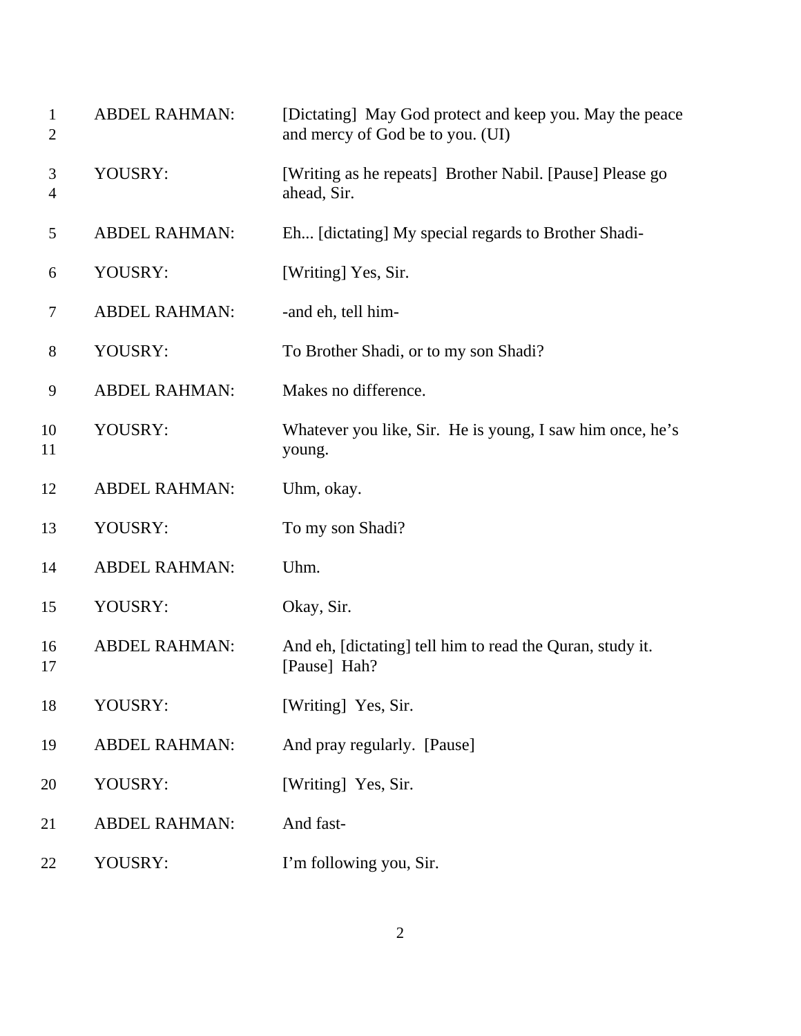| | | |
|---|---|---|
| 1<br>2 | ABDEL RAHMAN: | [Dictating] May God protect and keep you. May the peace and mercy of God be to you. (UI) |
| 3<br>4 | YOUSRY: | [Writing as he repeats] Brother Nabil. [Pause] Please go ahead, Sir. |
| 5 | ABDEL RAHMAN: | Eh... [dictating] My special regards to Brother Shadi- |
| 6 | YOUSRY: | [Writing] Yes, Sir. |
| 7 | ABDEL RAHMAN: | -and eh, tell him- |
| 8 | YOUSRY: | To Brother Shadi, or to my son Shadi? |
| 9 | ABDEL RAHMAN: | Makes no difference. |
| 10<br>11 | YOUSRY: | Whatever you like, Sir. He is young, I saw him once, he's young. |
| 12 | ABDEL RAHMAN: | Uhm, okay. |
| 13 | YOUSRY: | To my son Shadi? |
| 14 | ABDEL RAHMAN: | Uhm. |
| 15 | YOUSRY: | Okay, Sir. |
| 16<br>17 | ABDEL RAHMAN: | And eh, [dictating] tell him to read the Quran, study it. [Pause] Hah? |
| 18 | YOUSRY: | [Writing] Yes, Sir. |
| 19 | ABDEL RAHMAN: | And pray regularly. [Pause] |
| 20 | YOUSRY: | [Writing] Yes, Sir. |
| 21 | ABDEL RAHMAN: | And fast- |
| 22 | YOUSRY: | I'm following you, Sir. |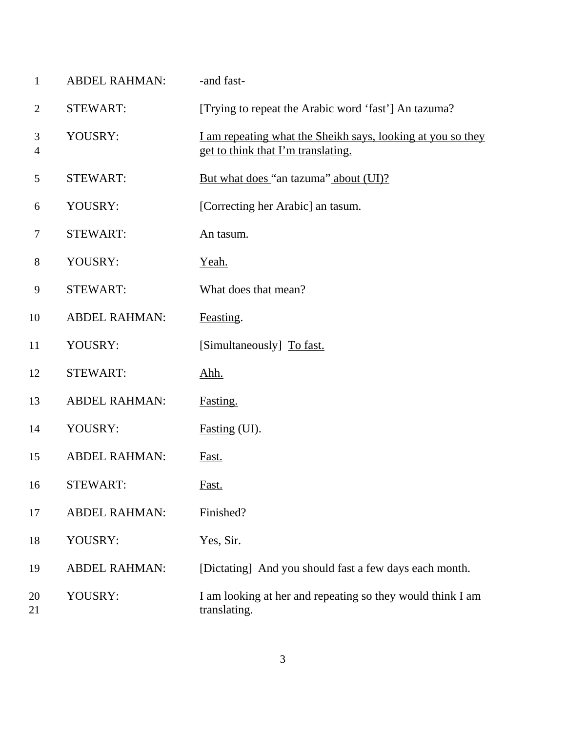| Line | Speaker | Text |
|---|---|---|
| 1 | ABDEL RAHMAN: | -and fast- |
| 2 | STEWART: | [Trying to repeat the Arabic word ‘fast’] An tazuma? |
| 3–4 | YOUSRY: | <u>I am repeating what the Sheikh says, looking at you so they get to think that I’m translating.</u> |
| 5 | STEWART: | <u>But what does</u> “an tazuma” <u>about (UI)?</u> |
| 6 | YOUSRY: | [Correcting her Arabic] an tasum. |
| 7 | STEWART: | An tasum. |
| 8 | YOUSRY: | <u>Yeah.</u> |
| 9 | STEWART: | <u>What does that mean?</u> |
| 10 | ABDEL RAHMAN: | <u>Feasting</u>. |
| 11 | YOUSRY: | [Simultaneously] <u>To fast.</u> |
| 12 | STEWART: | <u>Ahh.</u> |
| 13 | ABDEL RAHMAN: | <u>Fasting.</u> |
| 14 | YOUSRY: | <u>Fasting</u> (UI). |
| 15 | ABDEL RAHMAN: | <u>Fast.</u> |
| 16 | STEWART: | <u>Fast.</u> |
| 17 | ABDEL RAHMAN: | Finished? |
| 18 | YOUSRY: | Yes, Sir. |
| 19 | ABDEL RAHMAN: | [Dictating] And you should fast a few days each month. |
| 20–21 | YOUSRY: | I am looking at her and repeating so they would think I am translating. |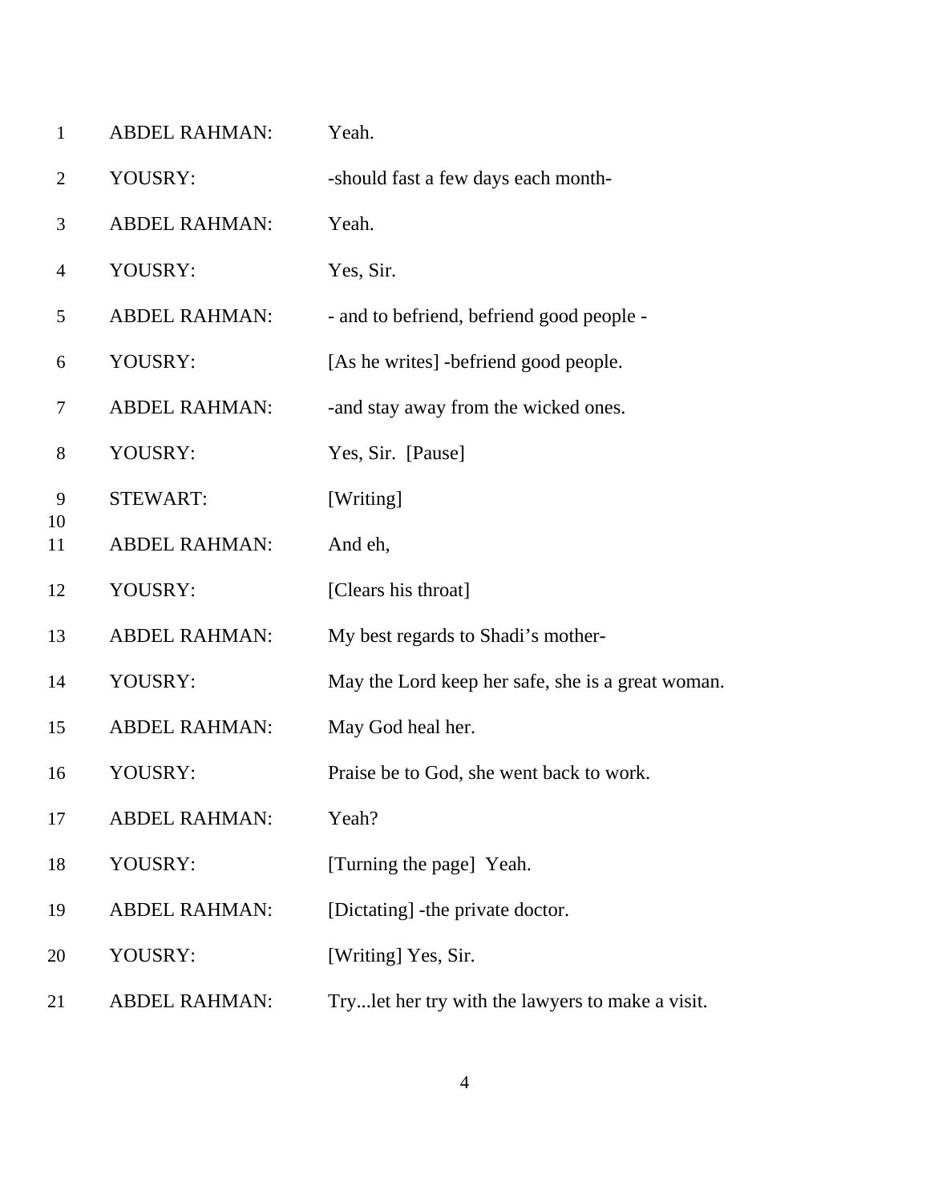1 ABDEL RAHMAN: Yeah.

2 YOUSRY: -should fast a few days each month-

3 ABDEL RAHMAN: Yeah.

4 YOUSRY: Yes, Sir.

5 ABDEL RAHMAN: - and to befriend, befriend good people -

6 YOUSRY: [As he writes] -befriend good people.

7 ABDEL RAHMAN: -and stay away from the wicked ones.

8 YOUSRY: Yes, Sir. [Pause]

9 STEWART: [Writing]

10
11 ABDEL RAHMAN: And eh,

12 YOUSRY: [Clears his throat]

13 ABDEL RAHMAN: My best regards to Shadi's mother-

14 YOUSRY: May the Lord keep her safe, she is a great woman.

15 ABDEL RAHMAN: May God heal her.

16 YOUSRY: Praise be to God, she went back to work.

17 ABDEL RAHMAN: Yeah?

18 YOUSRY: [Turning the page] Yeah.

19 ABDEL RAHMAN: [Dictating] -the private doctor.

20 YOUSRY: [Writing] Yes, Sir.

21 ABDEL RAHMAN: Try...let her try with the lawyers to make a visit.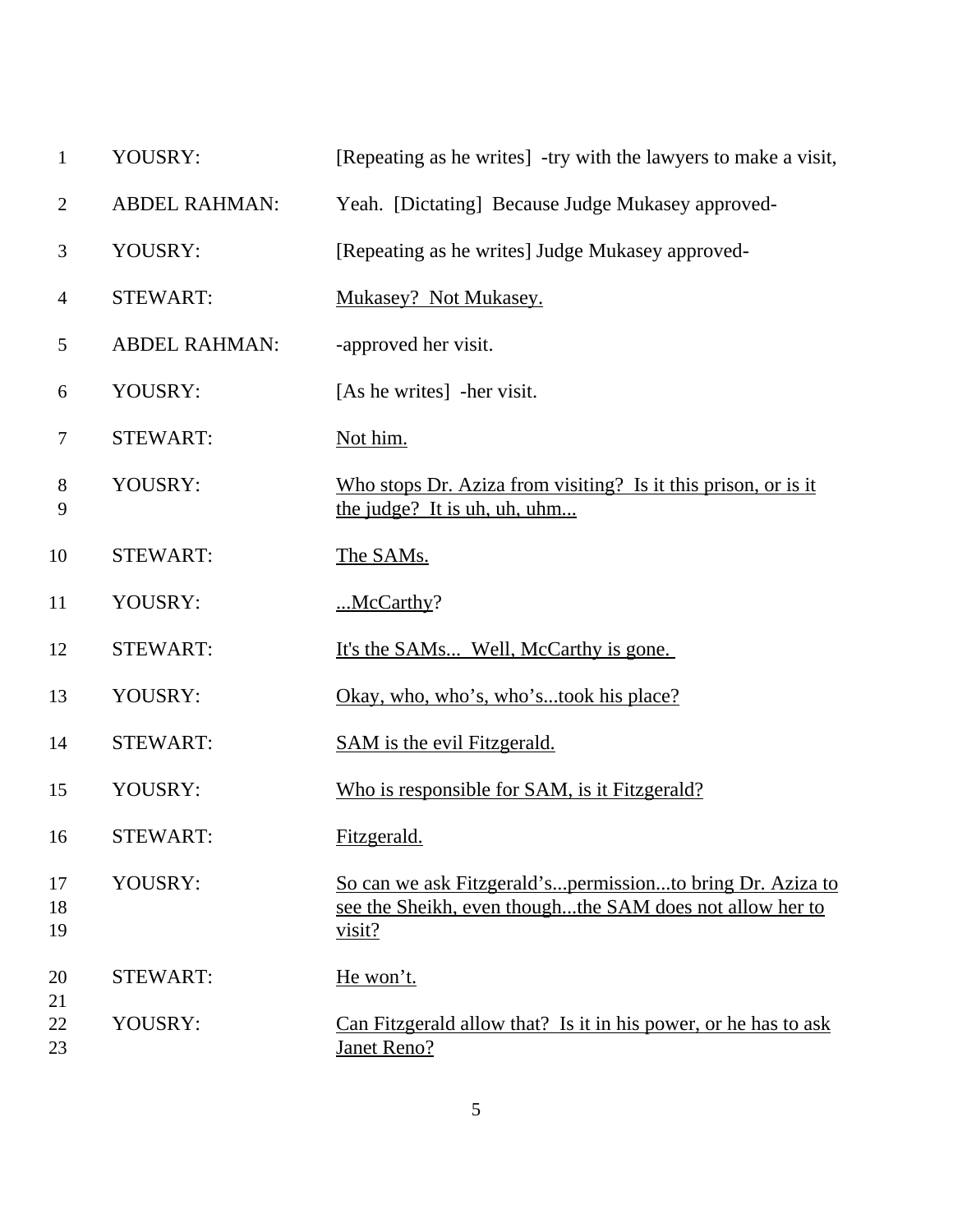| | | |
|---|---|---|
| 1 | YOUSRY: | [Repeating as he writes] -try with the lawyers to make a visit, |
| 2 | ABDEL RAHMAN: | Yeah. [Dictating] Because Judge Mukasey approved- |
| 3 | YOUSRY: | [Repeating as he writes] Judge Mukasey approved- |
| 4 | STEWART: | <u>Mukasey? Not Mukasey.</u> |
| 5 | ABDEL RAHMAN: | -approved her visit. |
| 6 | YOUSRY: | [As he writes] -her visit. |
| 7 | STEWART: | <u>Not him.</u> |
| 8<br>9 | YOUSRY: | <u>Who stops Dr. Aziza from visiting? Is it this prison, or is it the judge? It is uh, uh, uhm...</u> |
| 10 | STEWART: | <u>The SAMs.</u> |
| 11 | YOUSRY: | <u>...McCarthy</u>? |
| 12 | STEWART: | <u>It's the SAMs... Well, McCarthy is gone.</u> |
| 13 | YOUSRY: | <u>Okay, who, who's, who's...took his place?</u> |
| 14 | STEWART: | <u>SAM is the evil Fitzgerald.</u> |
| 15 | YOUSRY: | <u>Who is responsible for SAM, is it Fitzgerald?</u> |
| 16 | STEWART: | <u>Fitzgerald.</u> |
| 17<br>18<br>19 | YOUSRY: | <u>So can we ask Fitzgerald's...permission...to bring Dr. Aziza to see the Sheikh, even though...the SAM does not allow her to visit?</u> |
| 20<br>21 | STEWART: | <u>He won't.</u> |
| 22<br>23 | YOUSRY: | <u>Can Fitzgerald allow that? Is it in his power, or he has to ask Janet Reno?</u> |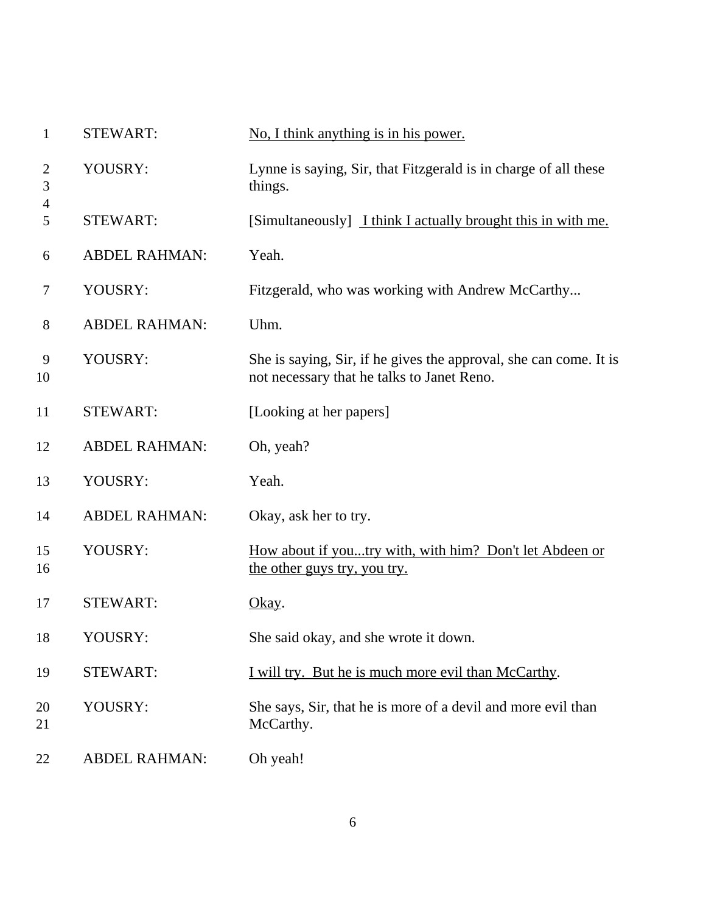| | | |
|---|---|---|
| 1 | STEWART: | <u>No, I think anything is in his power.</u> |
| 2<br>3<br>4 | YOUSRY: | Lynne is saying, Sir, that Fitzgerald is in charge of all these things. |
| 5 | STEWART: | [Simultaneously] <u>I think I actually brought this in with me.</u> |
| 6 | ABDEL RAHMAN: | Yeah. |
| 7 | YOUSRY: | Fitzgerald, who was working with Andrew McCarthy... |
| 8 | ABDEL RAHMAN: | Uhm. |
| 9<br>10 | YOUSRY: | She is saying, Sir, if he gives the approval, she can come. It is not necessary that he talks to Janet Reno. |
| 11 | STEWART: | [Looking at her papers] |
| 12 | ABDEL RAHMAN: | Oh, yeah? |
| 13 | YOUSRY: | Yeah. |
| 14 | ABDEL RAHMAN: | Okay, ask her to try. |
| 15<br>16 | YOUSRY: | <u>How about if you...try with, with him? Don't let Abdeen or the other guys try, you try.</u> |
| 17 | STEWART: | <u>Okay</u>. |
| 18 | YOUSRY: | She said okay, and she wrote it down. |
| 19 | STEWART: | <u>I will try. But he is much more evil than McCarthy</u>. |
| 20<br>21 | YOUSRY: | She says, Sir, that he is more of a devil and more evil than McCarthy. |
| 22 | ABDEL RAHMAN: | Oh yeah! |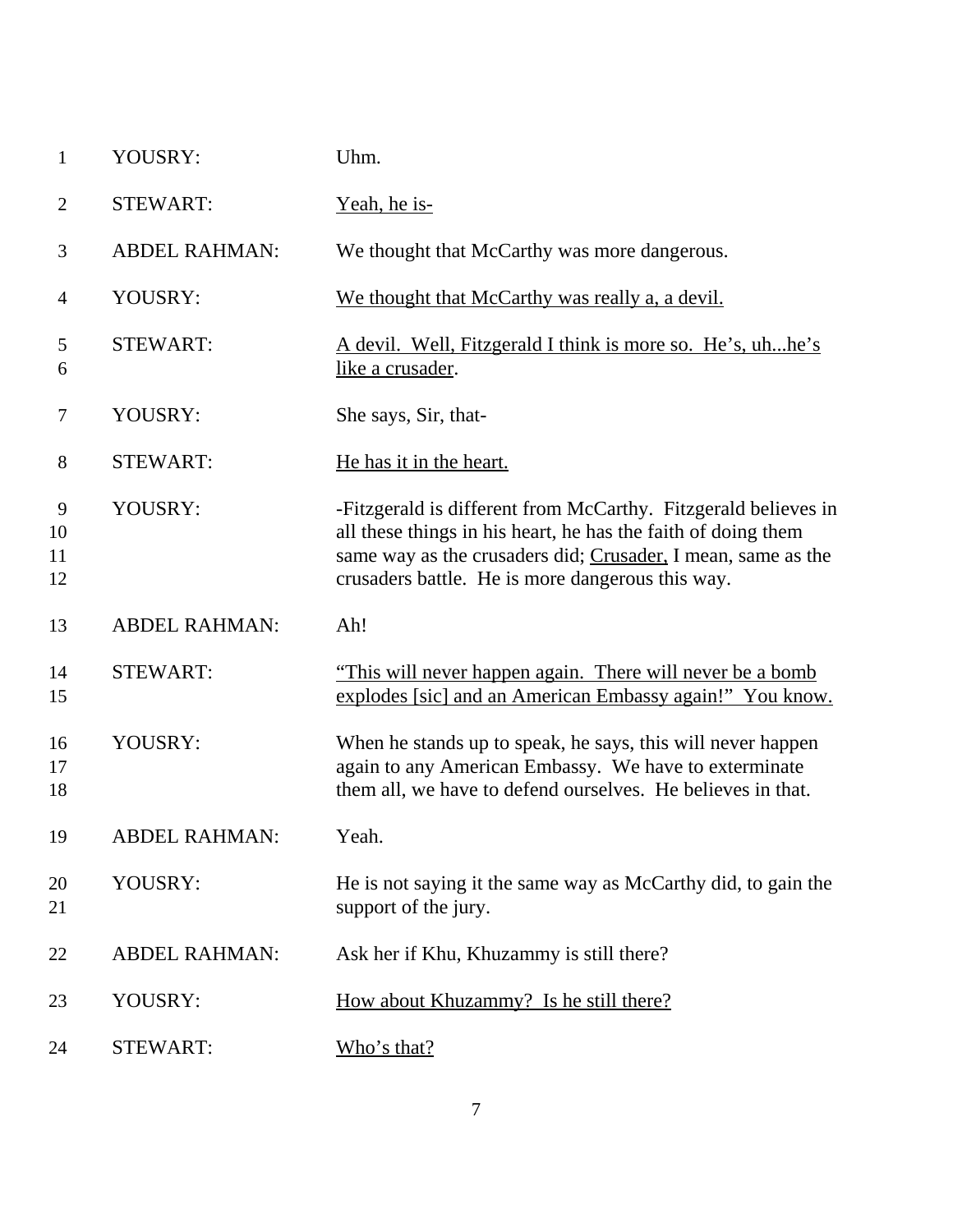| | | |
|---|---|---|
| 1 | YOUSRY: | Uhm. |
| 2 | STEWART: | <u>Yeah, he is-</u> |
| 3 | ABDEL RAHMAN: | We thought that McCarthy was more dangerous. |
| 4 | YOUSRY: | <u>We thought that McCarthy was really a, a devil.</u> |
| 5<br>6 | STEWART: | <u>A devil. Well, Fitzgerald I think is more so. He's, uh...he's like a crusader</u>. |
| 7 | YOUSRY: | She says, Sir, that- |
| 8 | STEWART: | <u>He has it in the heart.</u> |
| 9<br>10<br>11<br>12 | YOUSRY: | -Fitzgerald is different from McCarthy. Fitzgerald believes in all these things in his heart, he has the faith of doing them same way as the crusaders did; <u>Crusader,</u> I mean, same as the crusaders battle. He is more dangerous this way. |
| 13 | ABDEL RAHMAN: | Ah! |
| 14<br>15 | STEWART: | <u>"This will never happen again. There will never be a bomb explodes [sic] and an American Embassy again!" You know.</u> |
| 16<br>17<br>18 | YOUSRY: | When he stands up to speak, he says, this will never happen again to any American Embassy. We have to exterminate them all, we have to defend ourselves. He believes in that. |
| 19 | ABDEL RAHMAN: | Yeah. |
| 20<br>21 | YOUSRY: | He is not saying it the same way as McCarthy did, to gain the support of the jury. |
| 22 | ABDEL RAHMAN: | Ask her if Khu, Khuzammy is still there? |
| 23 | YOUSRY: | <u>How about Khuzammy? Is he still there?</u> |
| 24 | STEWART: | <u>Who's that?</u> |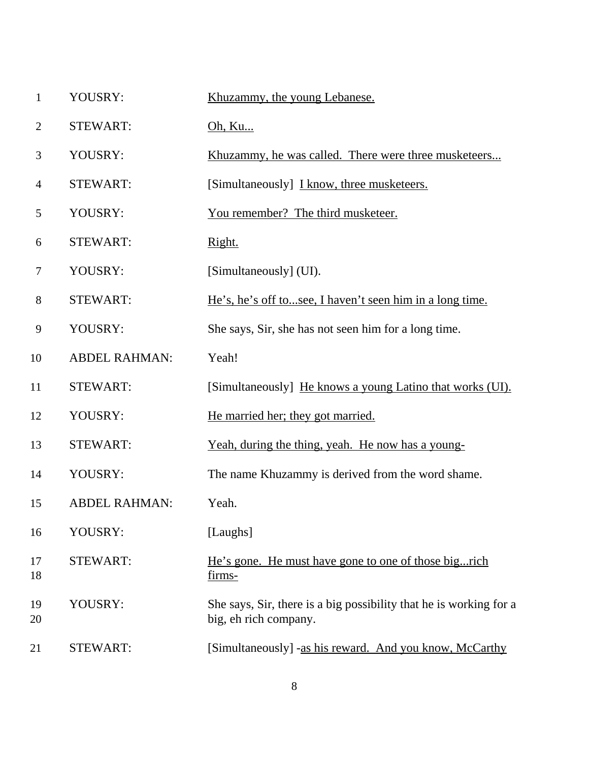| | | |
|---|---|---|
| 1 | YOUSRY: | <u>Khuzammy, the young Lebanese.</u> |
| 2 | STEWART: | <u>Oh, Ku...</u> |
| 3 | YOUSRY: | <u>Khuzammy, he was called. There were three musketeers...</u> |
| 4 | STEWART: | [Simultaneously] <u>I know, three musketeers.</u> |
| 5 | YOUSRY: | <u>You remember? The third musketeer.</u> |
| 6 | STEWART: | <u>Right.</u> |
| 7 | YOUSRY: | [Simultaneously] (UI). |
| 8 | STEWART: | <u>He's, he's off to...see, I haven't seen him in a long time.</u> |
| 9 | YOUSRY: | She says, Sir, she has not seen him for a long time. |
| 10 | ABDEL RAHMAN: | Yeah! |
| 11 | STEWART: | [Simultaneously] <u>He knows a young Latino that works (UI).</u> |
| 12 | YOUSRY: | <u>He married her; they got married.</u> |
| 13 | STEWART: | <u>Yeah, during the thing, yeah. He now has a young-</u> |
| 14 | YOUSRY: | The name Khuzammy is derived from the word shame. |
| 15 | ABDEL RAHMAN: | Yeah. |
| 16 | YOUSRY: | [Laughs] |
| 17<br>18 | STEWART: | <u>He's gone. He must have gone to one of those big...rich firms-</u> |
| 19<br>20 | YOUSRY: | She says, Sir, there is a big possibility that he is working for a big, eh rich company. |
| 21 | STEWART: | [Simultaneously] -<u>as his reward. And you know, McCarthy</u> |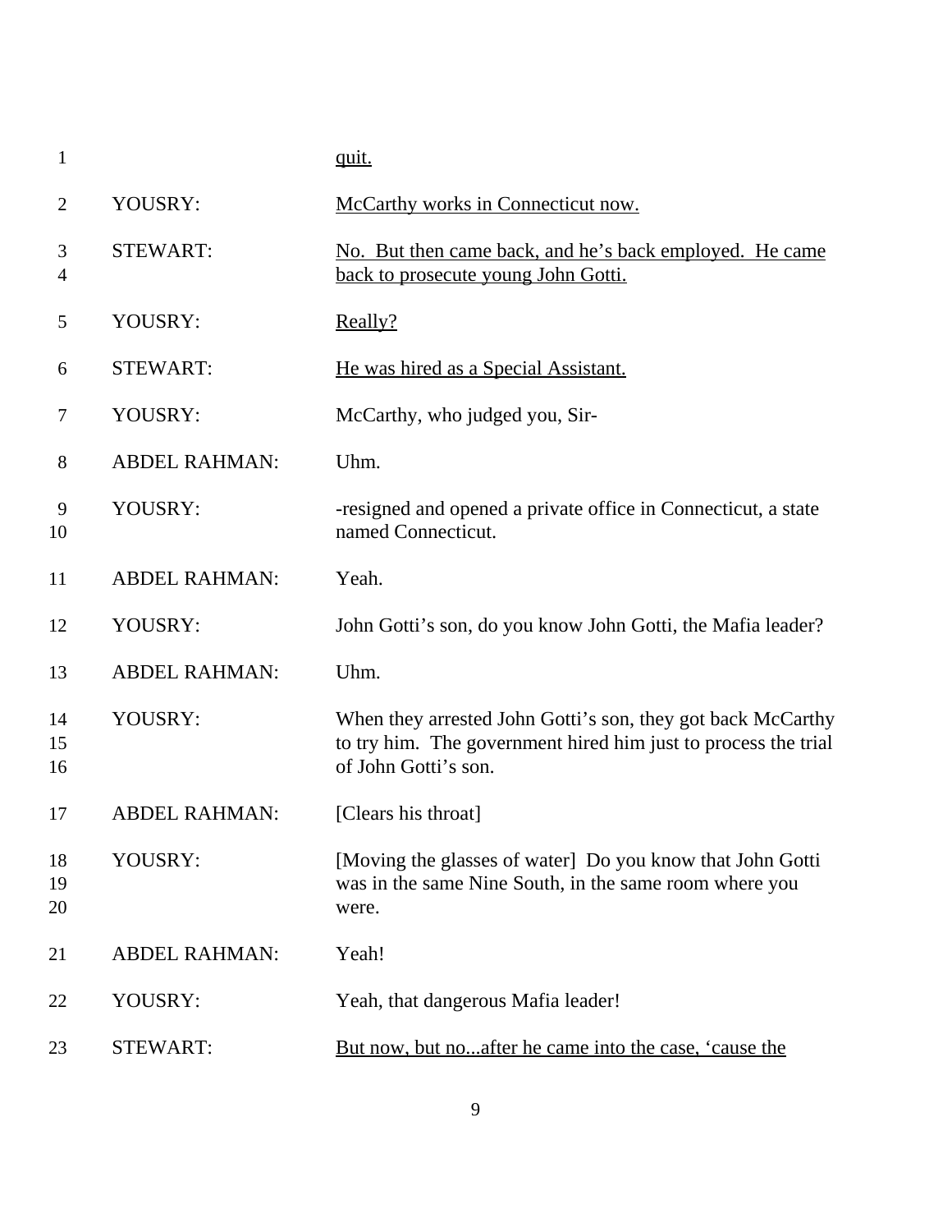| | | |
|---|---|---|
| 1 | | <u>quit.</u> |
| 2 | YOUSRY: | <u>McCarthy works in Connecticut now.</u> |
| 3<br>4 | STEWART: | <u>No. But then came back, and he's back employed. He came back to prosecute young John Gotti.</u> |
| 5 | YOUSRY: | <u>Really?</u> |
| 6 | STEWART: | <u>He was hired as a Special Assistant.</u> |
| 7 | YOUSRY: | McCarthy, who judged you, Sir- |
| 8 | ABDEL RAHMAN: | Uhm. |
| 9<br>10 | YOUSRY: | -resigned and opened a private office in Connecticut, a state named Connecticut. |
| 11 | ABDEL RAHMAN: | Yeah. |
| 12 | YOUSRY: | John Gotti's son, do you know John Gotti, the Mafia leader? |
| 13 | ABDEL RAHMAN: | Uhm. |
| 14<br>15<br>16 | YOUSRY: | When they arrested John Gotti's son, they got back McCarthy to try him. The government hired him just to process the trial of John Gotti's son. |
| 17 | ABDEL RAHMAN: | [Clears his throat] |
| 18<br>19<br>20 | YOUSRY: | [Moving the glasses of water] Do you know that John Gotti was in the same Nine South, in the same room where you were. |
| 21 | ABDEL RAHMAN: | Yeah! |
| 22 | YOUSRY: | Yeah, that dangerous Mafia leader! |
| 23 | STEWART: | <u>But now, but no...after he came into the case, 'cause the</u> |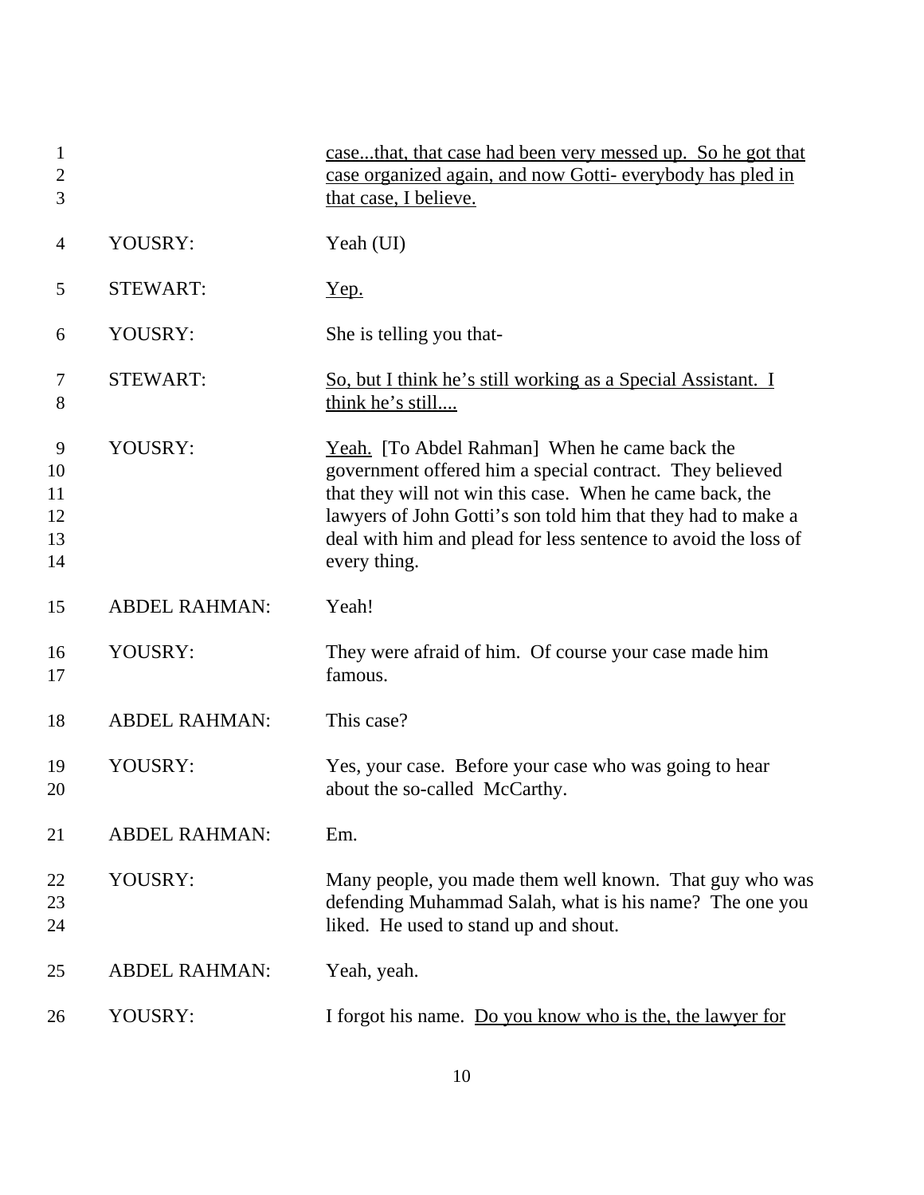| | | |
|---|---|---|
| 1-3 | | <u>case...that, that case had been very messed up. So he got that case organized again, and now Gotti- everybody has pled in that case, I believe.</u> |
| 4 | YOUSRY: | Yeah (UI) |
| 5 | STEWART: | <u>Yep.</u> |
| 6 | YOUSRY: | She is telling you that- |
| 7-8 | STEWART: | <u>So, but I think he's still working as a Special Assistant. I think he's still....</u> |
| 9-14 | YOUSRY: | <u>Yeah.</u> [To Abdel Rahman] When he came back the government offered him a special contract. They believed that they will not win this case. When he came back, the lawyers of John Gotti's son told him that they had to make a deal with him and plead for less sentence to avoid the loss of every thing. |
| 15 | ABDEL RAHMAN: | Yeah! |
| 16-17 | YOUSRY: | They were afraid of him. Of course your case made him famous. |
| 18 | ABDEL RAHMAN: | This case? |
| 19-20 | YOUSRY: | Yes, your case. Before your case who was going to hear about the so-called McCarthy. |
| 21 | ABDEL RAHMAN: | Em. |
| 22-24 | YOUSRY: | Many people, you made them well known. That guy who was defending Muhammad Salah, what is his name? The one you liked. He used to stand up and shout. |
| 25 | ABDEL RAHMAN: | Yeah, yeah. |
| 26 | YOUSRY: | I forgot his name. <u>Do you know who is the, the lawyer for</u> |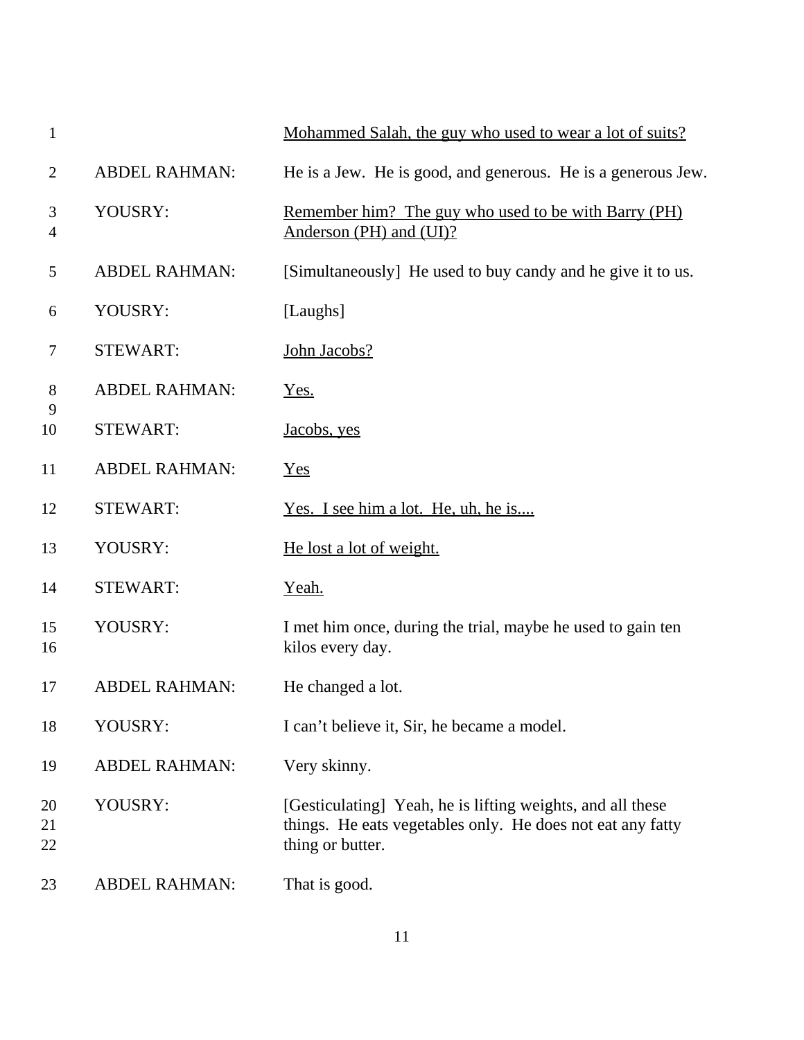| | | |
|---|---|---|
| 1 | | Mohammed Salah, the guy who used to wear a lot of suits? |
| 2 | ABDEL RAHMAN: | He is a Jew. He is good, and generous. He is a generous Jew. |
| 3<br>4 | YOUSRY: | Remember him? The guy who used to be with Barry (PH) Anderson (PH) and (UI)? |
| 5 | ABDEL RAHMAN: | [Simultaneously] He used to buy candy and he give it to us. |
| 6 | YOUSRY: | [Laughs] |
| 7 | STEWART: | John Jacobs? |
| 8<br>9 | ABDEL RAHMAN: | Yes. |
| 10 | STEWART: | Jacobs, yes |
| 11 | ABDEL RAHMAN: | Yes |
| 12 | STEWART: | Yes. I see him a lot. He, uh, he is.... |
| 13 | YOUSRY: | He lost a lot of weight. |
| 14 | STEWART: | Yeah. |
| 15<br>16 | YOUSRY: | I met him once, during the trial, maybe he used to gain ten kilos every day. |
| 17 | ABDEL RAHMAN: | He changed a lot. |
| 18 | YOUSRY: | I can't believe it, Sir, he became a model. |
| 19 | ABDEL RAHMAN: | Very skinny. |
| 20<br>21<br>22 | YOUSRY: | [Gesticulating] Yeah, he is lifting weights, and all these things. He eats vegetables only. He does not eat any fatty thing or butter. |
| 23 | ABDEL RAHMAN: | That is good. |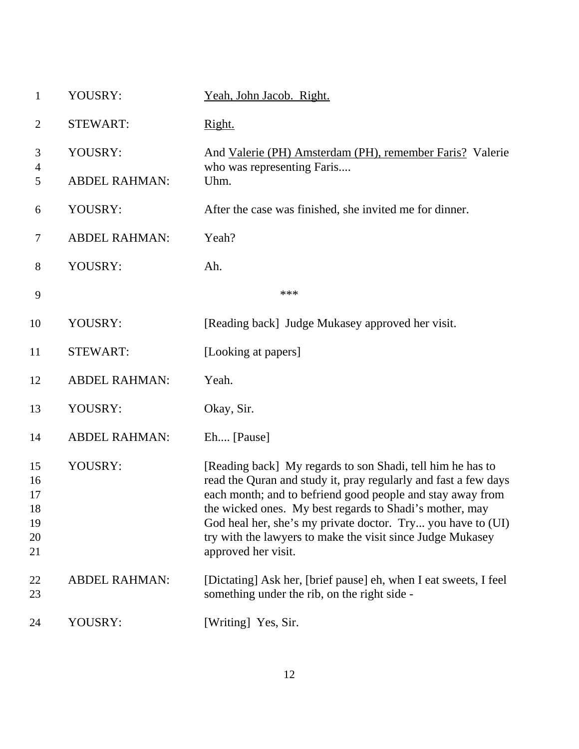| | | |
|---|---|---|
| 1 | YOUSRY: | <u>Yeah, John Jacob. Right.</u> |
| 2 | STEWART: | <u>Right.</u> |
| 3<br>4 | YOUSRY: | And <u>Valerie (PH) Amsterdam (PH), remember Faris?</u> Valerie who was representing Faris.... |
| 5 | ABDEL RAHMAN: | Uhm. |
| 6 | YOUSRY: | After the case was finished, she invited me for dinner. |
| 7 | ABDEL RAHMAN: | Yeah? |
| 8 | YOUSRY: | Ah. |
| 9 | | *** |
| 10 | YOUSRY: | [Reading back] Judge Mukasey approved her visit. |
| 11 | STEWART: | [Looking at papers] |
| 12 | ABDEL RAHMAN: | Yeah. |
| 13 | YOUSRY: | Okay, Sir. |
| 14 | ABDEL RAHMAN: | Eh.... [Pause] |
| 15<br>16<br>17<br>18<br>19<br>20<br>21 | YOUSRY: | [Reading back] My regards to son Shadi, tell him he has to read the Quran and study it, pray regularly and fast a few days each month; and to befriend good people and stay away from the wicked ones. My best regards to Shadi's mother, may God heal her, she's my private doctor. Try... you have to (UI) try with the lawyers to make the visit since Judge Mukasey approved her visit. |
| 22<br>23 | ABDEL RAHMAN: | [Dictating] Ask her, [brief pause] eh, when I eat sweets, I feel something under the rib, on the right side - |
| 24 | YOUSRY: | [Writing] Yes, Sir. |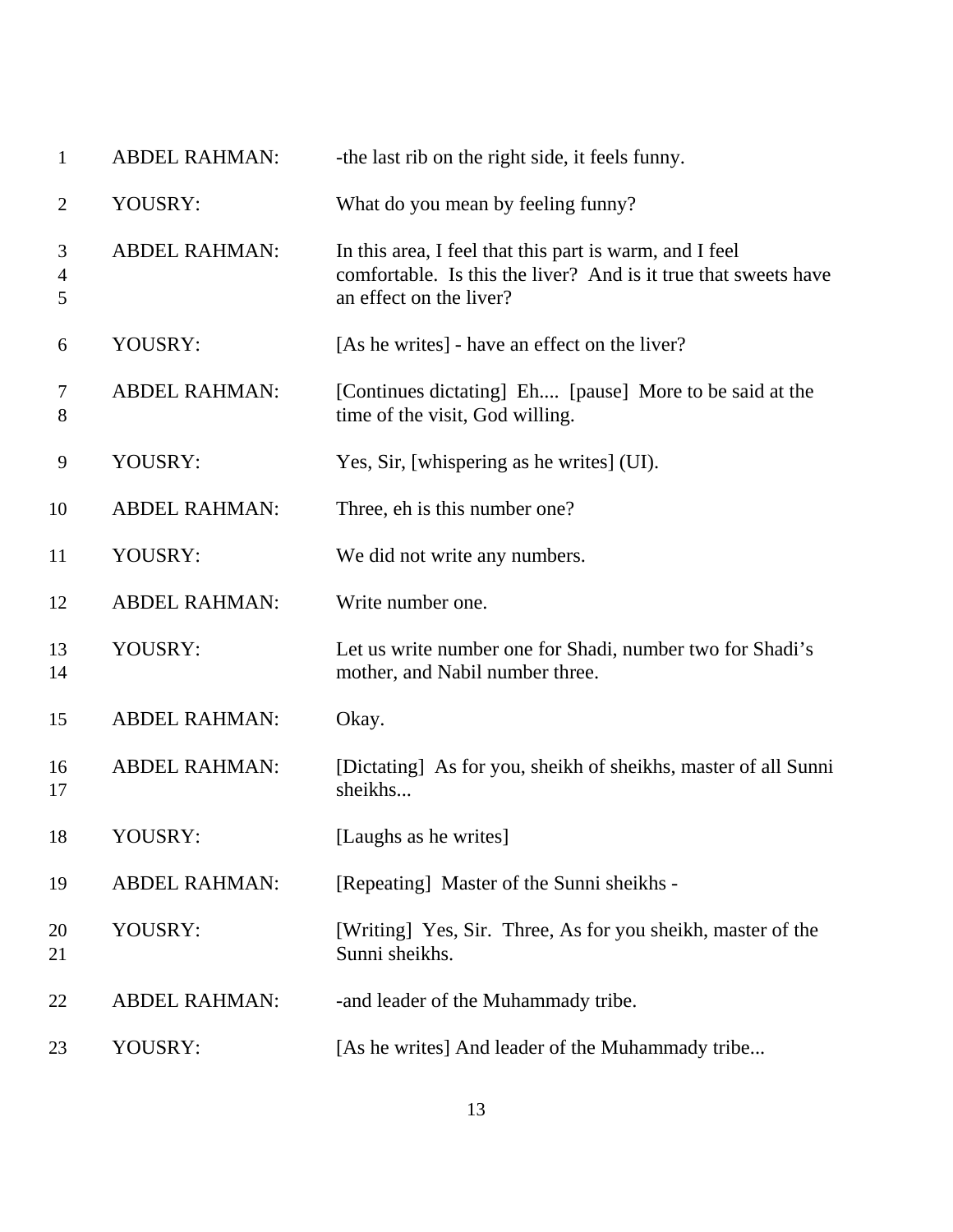1 ABDEL RAHMAN: -the last rib on the right side, it feels funny.

2 YOUSRY: What do you mean by feeling funny?

3 ABDEL RAHMAN: In this area, I feel that this part is warm, and I feel
4 comfortable. Is this the liver? And is it true that sweets have
5 an effect on the liver?

6 YOUSRY: [As he writes] - have an effect on the liver?

7 ABDEL RAHMAN: [Continues dictating] Eh.... [pause] More to be said at the
8 time of the visit, God willing.

9 YOUSRY: Yes, Sir, [whispering as he writes] (UI).

10 ABDEL RAHMAN: Three, eh is this number one?

11 YOUSRY: We did not write any numbers.

12 ABDEL RAHMAN: Write number one.

13 YOUSRY: Let us write number one for Shadi, number two for Shadi's
14 mother, and Nabil number three.

15 ABDEL RAHMAN: Okay.

16 ABDEL RAHMAN: [Dictating] As for you, sheikh of sheikhs, master of all Sunni
17 sheikhs...

18 YOUSRY: [Laughs as he writes]

19 ABDEL RAHMAN: [Repeating] Master of the Sunni sheikhs -

20 YOUSRY: [Writing] Yes, Sir. Three, As for you sheikh, master of the
21 Sunni sheikhs.

22 ABDEL RAHMAN: -and leader of the Muhammady tribe.

23 YOUSRY: [As he writes] And leader of the Muhammady tribe...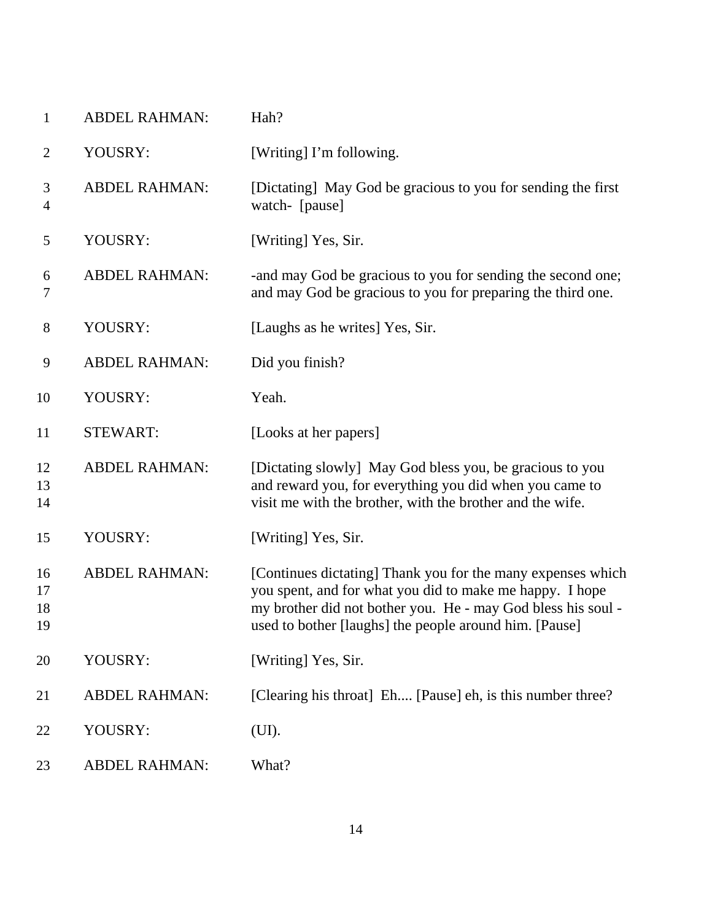| | | |
|---|---|---|
| 1 | ABDEL RAHMAN: | Hah? |
| 2 | YOUSRY: | [Writing] I'm following. |
| 3<br>4 | ABDEL RAHMAN: | [Dictating] May God be gracious to you for sending the first watch- [pause] |
| 5 | YOUSRY: | [Writing] Yes, Sir. |
| 6<br>7 | ABDEL RAHMAN: | -and may God be gracious to you for sending the second one; and may God be gracious to you for preparing the third one. |
| 8 | YOUSRY: | [Laughs as he writes] Yes, Sir. |
| 9 | ABDEL RAHMAN: | Did you finish? |
| 10 | YOUSRY: | Yeah. |
| 11 | STEWART: | [Looks at her papers] |
| 12<br>13<br>14 | ABDEL RAHMAN: | [Dictating slowly] May God bless you, be gracious to you and reward you, for everything you did when you came to visit me with the brother, with the brother and the wife. |
| 15 | YOUSRY: | [Writing] Yes, Sir. |
| 16<br>17<br>18<br>19 | ABDEL RAHMAN: | [Continues dictating] Thank you for the many expenses which you spent, and for what you did to make me happy. I hope my brother did not bother you. He - may God bless his soul - used to bother [laughs] the people around him. [Pause] |
| 20 | YOUSRY: | [Writing] Yes, Sir. |
| 21 | ABDEL RAHMAN: | [Clearing his throat] Eh.... [Pause] eh, is this number three? |
| 22 | YOUSRY: | (UI). |
| 23 | ABDEL RAHMAN: | What? |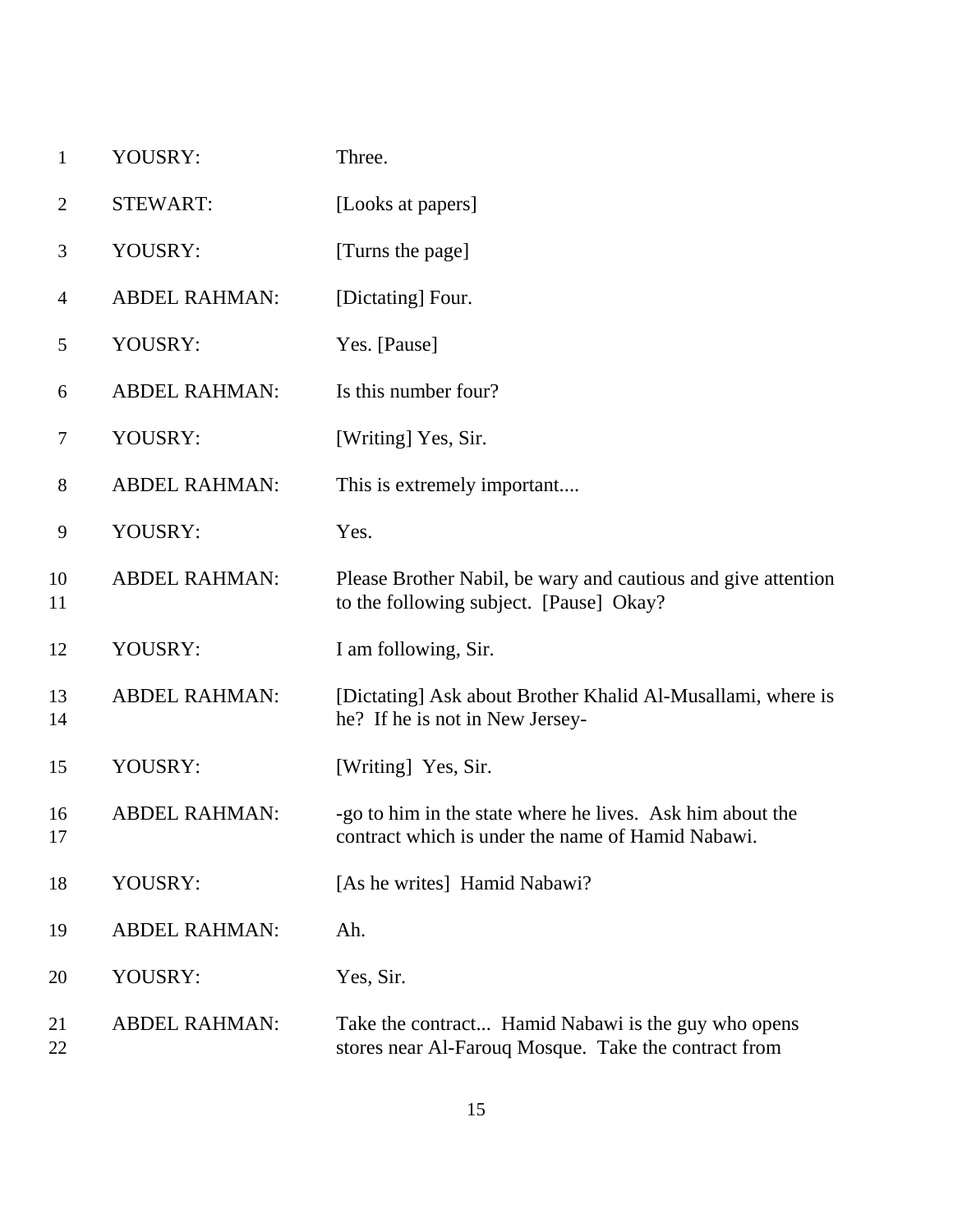| | | |
|---|---|---|
| 1 | YOUSRY: | Three. |
| 2 | STEWART: | [Looks at papers] |
| 3 | YOUSRY: | [Turns the page] |
| 4 | ABDEL RAHMAN: | [Dictating] Four. |
| 5 | YOUSRY: | Yes. [Pause] |
| 6 | ABDEL RAHMAN: | Is this number four? |
| 7 | YOUSRY: | [Writing] Yes, Sir. |
| 8 | ABDEL RAHMAN: | This is extremely important.... |
| 9 | YOUSRY: | Yes. |
| 10<br>11 | ABDEL RAHMAN: | Please Brother Nabil, be wary and cautious and give attention to the following subject. [Pause] Okay? |
| 12 | YOUSRY: | I am following, Sir. |
| 13<br>14 | ABDEL RAHMAN: | [Dictating] Ask about Brother Khalid Al-Musallami, where is he? If he is not in New Jersey- |
| 15 | YOUSRY: | [Writing] Yes, Sir. |
| 16<br>17 | ABDEL RAHMAN: | -go to him in the state where he lives. Ask him about the contract which is under the name of Hamid Nabawi. |
| 18 | YOUSRY: | [As he writes] Hamid Nabawi? |
| 19 | ABDEL RAHMAN: | Ah. |
| 20 | YOUSRY: | Yes, Sir. |
| 21<br>22 | ABDEL RAHMAN: | Take the contract... Hamid Nabawi is the guy who opens stores near Al-Farouq Mosque. Take the contract from |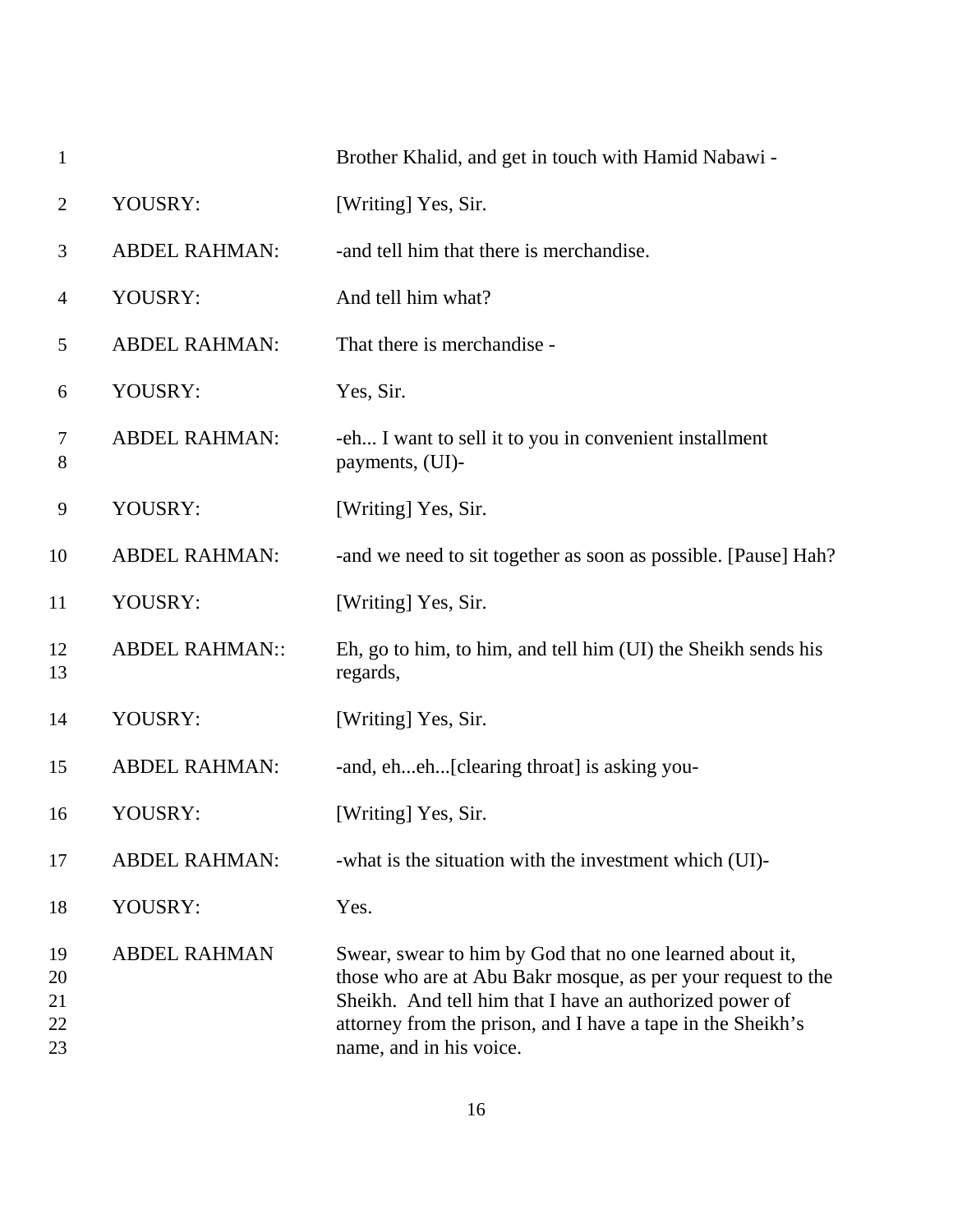| | | |
|---|---|---|
| 1 | | Brother Khalid, and get in touch with Hamid Nabawi - |
| 2 | YOUSRY: | [Writing] Yes, Sir. |
| 3 | ABDEL RAHMAN: | -and tell him that there is merchandise. |
| 4 | YOUSRY: | And tell him what? |
| 5 | ABDEL RAHMAN: | That there is merchandise - |
| 6 | YOUSRY: | Yes, Sir. |
| 7<br>8 | ABDEL RAHMAN: | -eh... I want to sell it to you in convenient installment payments, (UI)- |
| 9 | YOUSRY: | [Writing] Yes, Sir. |
| 10 | ABDEL RAHMAN: | -and we need to sit together as soon as possible. [Pause] Hah? |
| 11 | YOUSRY: | [Writing] Yes, Sir. |
| 12<br>13 | ABDEL RAHMAN:: | Eh, go to him, to him, and tell him (UI) the Sheikh sends his regards, |
| 14 | YOUSRY: | [Writing] Yes, Sir. |
| 15 | ABDEL RAHMAN: | -and, eh...eh...[clearing throat] is asking you- |
| 16 | YOUSRY: | [Writing] Yes, Sir. |
| 17 | ABDEL RAHMAN: | -what is the situation with the investment which (UI)- |
| 18 | YOUSRY: | Yes. |
| 19<br>20<br>21<br>22<br>23 | ABDEL RAHMAN | Swear, swear to him by God that no one learned about it, those who are at Abu Bakr mosque, as per your request to the Sheikh. And tell him that I have an authorized power of attorney from the prison, and I have a tape in the Sheikh's name, and in his voice. |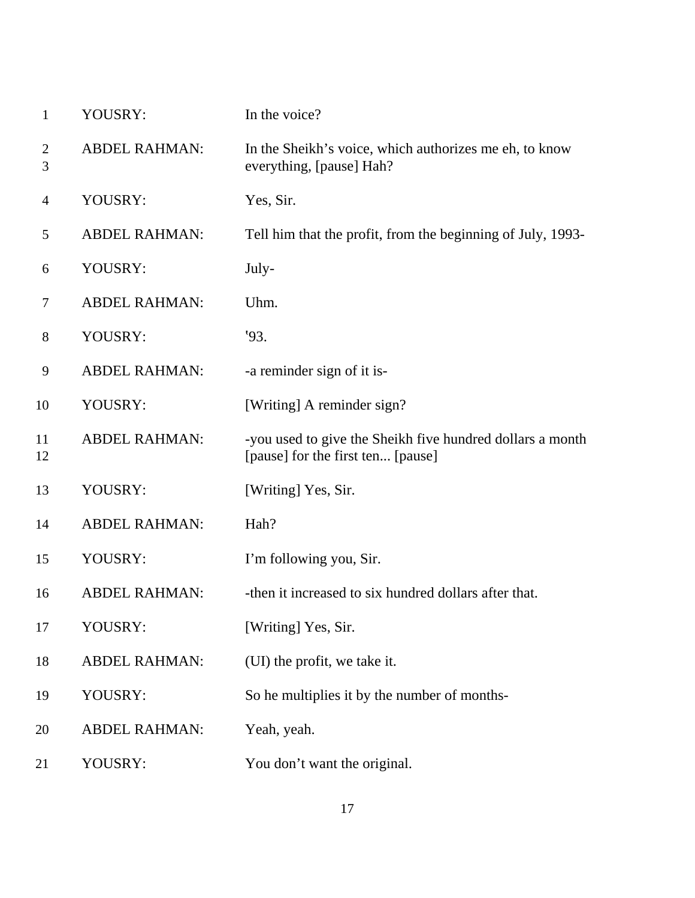| | | |
|---|---|---|
| 1 | YOUSRY: | In the voice? |
| 2<br>3 | ABDEL RAHMAN: | In the Sheikh's voice, which authorizes me eh, to know everything, [pause] Hah? |
| 4 | YOUSRY: | Yes, Sir. |
| 5 | ABDEL RAHMAN: | Tell him that the profit, from the beginning of July, 1993- |
| 6 | YOUSRY: | July- |
| 7 | ABDEL RAHMAN: | Uhm. |
| 8 | YOUSRY: | '93. |
| 9 | ABDEL RAHMAN: | -a reminder sign of it is- |
| 10 | YOUSRY: | [Writing] A reminder sign? |
| 11<br>12 | ABDEL RAHMAN: | -you used to give the Sheikh five hundred dollars a month [pause] for the first ten... [pause] |
| 13 | YOUSRY: | [Writing] Yes, Sir. |
| 14 | ABDEL RAHMAN: | Hah? |
| 15 | YOUSRY: | I'm following you, Sir. |
| 16 | ABDEL RAHMAN: | -then it increased to six hundred dollars after that. |
| 17 | YOUSRY: | [Writing] Yes, Sir. |
| 18 | ABDEL RAHMAN: | (UI) the profit, we take it. |
| 19 | YOUSRY: | So he multiplies it by the number of months- |
| 20 | ABDEL RAHMAN: | Yeah, yeah. |
| 21 | YOUSRY: | You don't want the original. |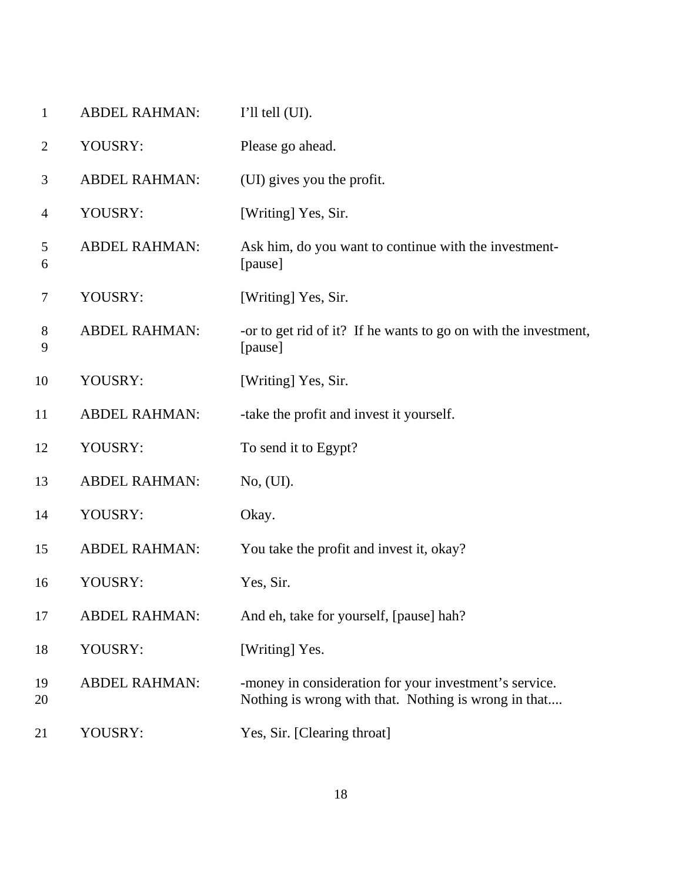1 ABDEL RAHMAN: I'll tell (UI).

2 YOUSRY: Please go ahead.

3 ABDEL RAHMAN: (UI) gives you the profit.

4 YOUSRY: [Writing] Yes, Sir.

5 ABDEL RAHMAN: Ask him, do you want to continue with the investment-
6 [pause]

7 YOUSRY: [Writing] Yes, Sir.

8 ABDEL RAHMAN: -or to get rid of it? If he wants to go on with the investment,
9 [pause]

10 YOUSRY: [Writing] Yes, Sir.

11 ABDEL RAHMAN: -take the profit and invest it yourself.

12 YOUSRY: To send it to Egypt?

13 ABDEL RAHMAN: No, (UI).

14 YOUSRY: Okay.

15 ABDEL RAHMAN: You take the profit and invest it, okay?

16 YOUSRY: Yes, Sir.

17 ABDEL RAHMAN: And eh, take for yourself, [pause] hah?

18 YOUSRY: [Writing] Yes.

19 ABDEL RAHMAN: -money in consideration for your investment's service.
20 Nothing is wrong with that. Nothing is wrong in that....

21 YOUSRY: Yes, Sir. [Clearing throat]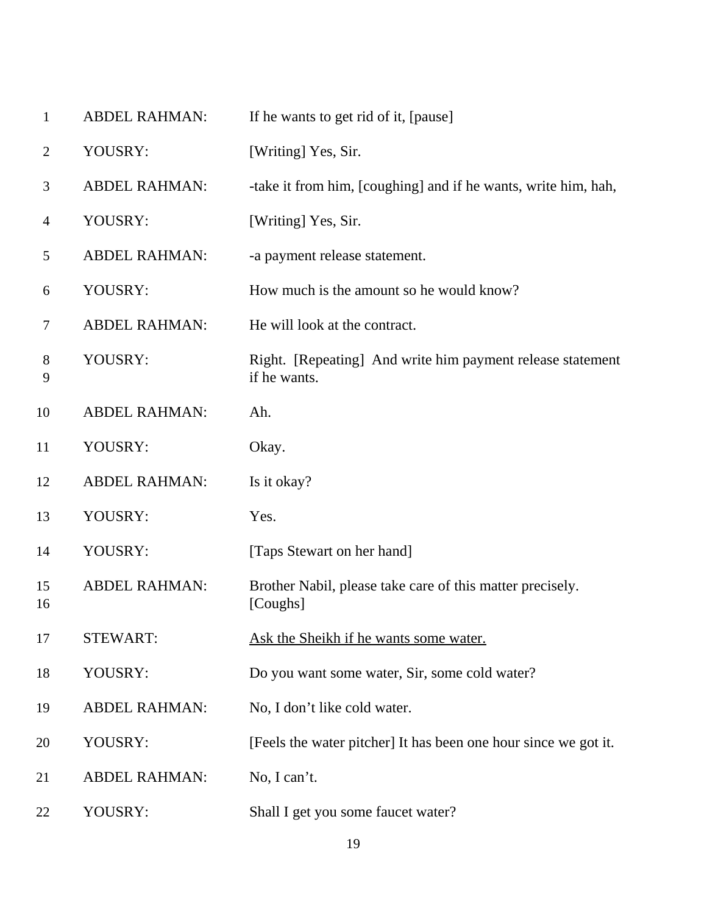| | | |
|---|---|---|
| 1 | ABDEL RAHMAN: | If he wants to get rid of it, [pause] |
| 2 | YOUSRY: | [Writing] Yes, Sir. |
| 3 | ABDEL RAHMAN: | -take it from him, [coughing] and if he wants, write him, hah, |
| 4 | YOUSRY: | [Writing] Yes, Sir. |
| 5 | ABDEL RAHMAN: | -a payment release statement. |
| 6 | YOUSRY: | How much is the amount so he would know? |
| 7 | ABDEL RAHMAN: | He will look at the contract. |
| 8<br>9 | YOUSRY: | Right. [Repeating] And write him payment release statement if he wants. |
| 10 | ABDEL RAHMAN: | Ah. |
| 11 | YOUSRY: | Okay. |
| 12 | ABDEL RAHMAN: | Is it okay? |
| 13 | YOUSRY: | Yes. |
| 14 | YOUSRY: | [Taps Stewart on her hand] |
| 15<br>16 | ABDEL RAHMAN: | Brother Nabil, please take care of this matter precisely. [Coughs] |
| 17 | STEWART: | <u>Ask the Sheikh if he wants some water.</u> |
| 18 | YOUSRY: | Do you want some water, Sir, some cold water? |
| 19 | ABDEL RAHMAN: | No, I don't like cold water. |
| 20 | YOUSRY: | [Feels the water pitcher] It has been one hour since we got it. |
| 21 | ABDEL RAHMAN: | No, I can't. |
| 22 | YOUSRY: | Shall I get you some faucet water? |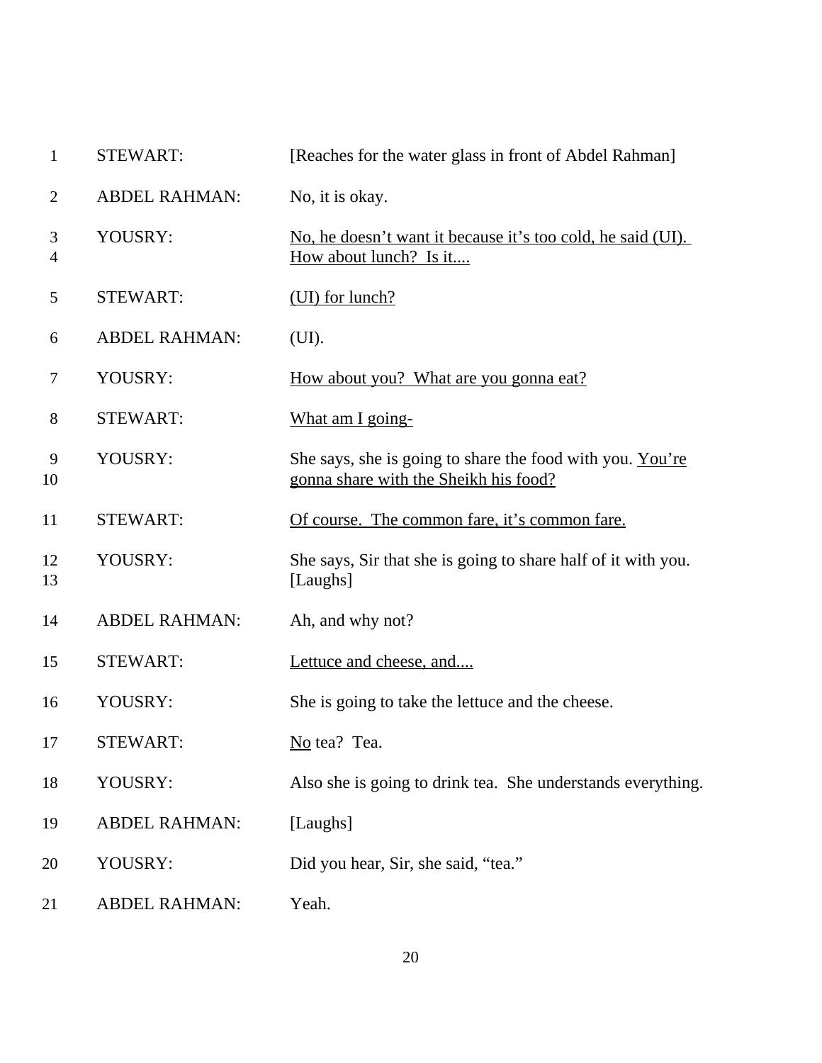| | | |
|---|---|---|
| 1 | STEWART: | [Reaches for the water glass in front of Abdel Rahman] |
| 2 | ABDEL RAHMAN: | No, it is okay. |
| 3<br>4 | YOUSRY: | <u>No, he doesn't want it because it's too cold, he said (UI). How about lunch? Is it....</u> |
| 5 | STEWART: | <u>(UI) for lunch?</u> |
| 6 | ABDEL RAHMAN: | (UI). |
| 7 | YOUSRY: | <u>How about you? What are you gonna eat?</u> |
| 8 | STEWART: | <u>What am I going-</u> |
| 9<br>10 | YOUSRY: | She says, she is going to share the food with you. <u>You're gonna share with the Sheikh his food?</u> |
| 11 | STEWART: | <u>Of course. The common fare, it's common fare.</u> |
| 12<br>13 | YOUSRY: | She says, Sir that she is going to share half of it with you. [Laughs] |
| 14 | ABDEL RAHMAN: | Ah, and why not? |
| 15 | STEWART: | <u>Lettuce and cheese, and....</u> |
| 16 | YOUSRY: | She is going to take the lettuce and the cheese. |
| 17 | STEWART: | <u>No</u> tea? Tea. |
| 18 | YOUSRY: | Also she is going to drink tea. She understands everything. |
| 19 | ABDEL RAHMAN: | [Laughs] |
| 20 | YOUSRY: | Did you hear, Sir, she said, "tea." |
| 21 | ABDEL RAHMAN: | Yeah. |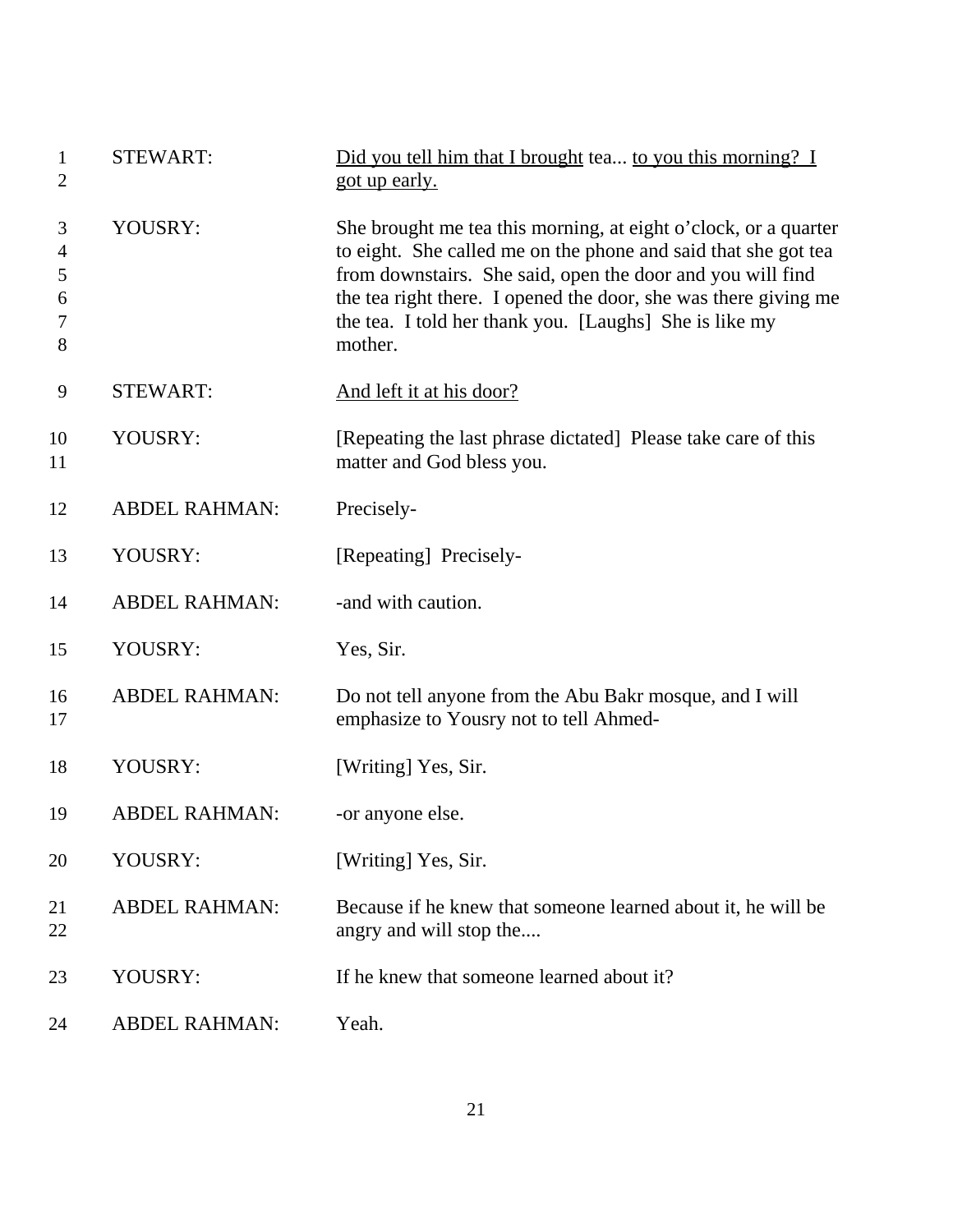| | | |
|---|---|---|
| 1<br>2 | STEWART: | <u>Did you tell him that I brought</u> tea... <u>to you this morning? I got up early.</u> |
| 3<br>4<br>5<br>6<br>7<br>8 | YOUSRY: | She brought me tea this morning, at eight o'clock, or a quarter to eight. She called me on the phone and said that she got tea from downstairs. She said, open the door and you will find the tea right there. I opened the door, she was there giving me the tea. I told her thank you. [Laughs] She is like my mother. |
| 9 | STEWART: | <u>And left it at his door?</u> |
| 10<br>11 | YOUSRY: | [Repeating the last phrase dictated] Please take care of this matter and God bless you. |
| 12 | ABDEL RAHMAN: | Precisely- |
| 13 | YOUSRY: | [Repeating] Precisely- |
| 14 | ABDEL RAHMAN: | -and with caution. |
| 15 | YOUSRY: | Yes, Sir. |
| 16<br>17 | ABDEL RAHMAN: | Do not tell anyone from the Abu Bakr mosque, and I will emphasize to Yousry not to tell Ahmed- |
| 18 | YOUSRY: | [Writing] Yes, Sir. |
| 19 | ABDEL RAHMAN: | -or anyone else. |
| 20 | YOUSRY: | [Writing] Yes, Sir. |
| 21<br>22 | ABDEL RAHMAN: | Because if he knew that someone learned about it, he will be angry and will stop the.... |
| 23 | YOUSRY: | If he knew that someone learned about it? |
| 24 | ABDEL RAHMAN: | Yeah. |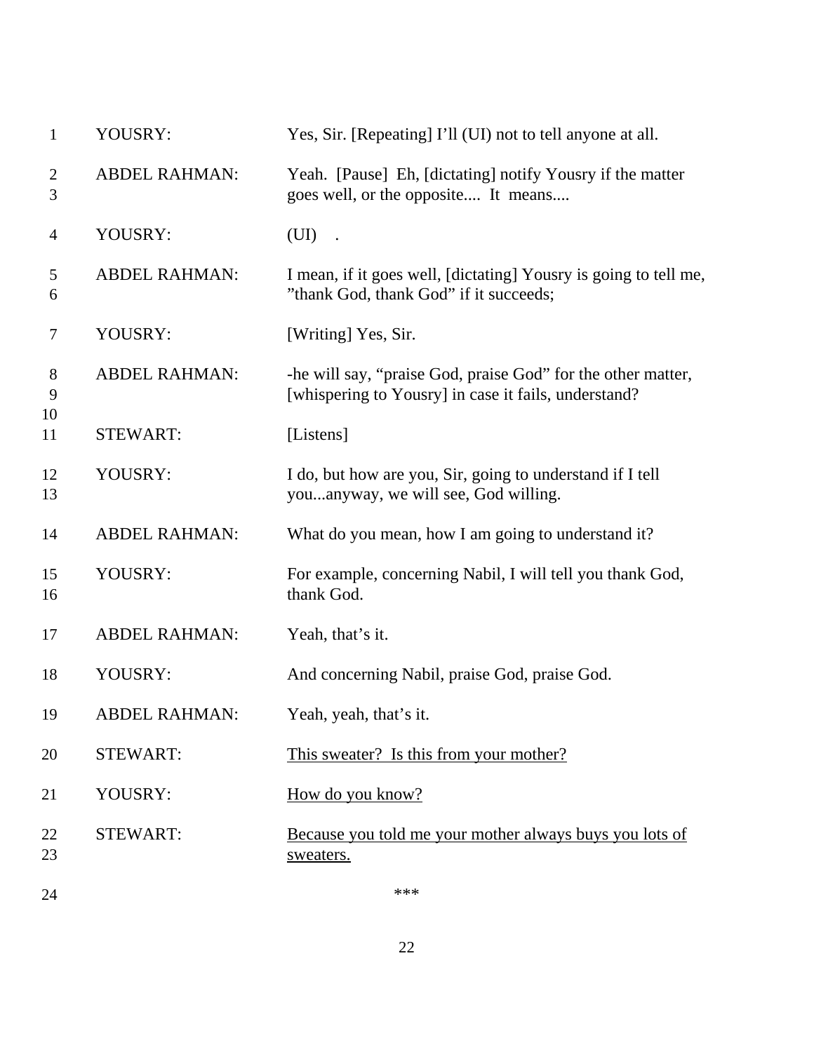1 YOUSRY: Yes, Sir. [Repeating] I'll (UI) not to tell anyone at all.

2 ABDEL RAHMAN: Yeah. [Pause] Eh, [dictating] notify Yousry if the matter
3 goes well, or the opposite.... It means....

4 YOUSRY: (UI) .

5 ABDEL RAHMAN: I mean, if it goes well, [dictating] Yousry is going to tell me,
6 "thank God, thank God" if it succeeds;

7 YOUSRY: [Writing] Yes, Sir.

8 ABDEL RAHMAN: -he will say, "praise God, praise God" for the other matter,
9 [whispering to Yousry] in case it fails, understand?
10
11 STEWART: [Listens]

12 YOUSRY: I do, but how are you, Sir, going to understand if I tell
13 you...anyway, we will see, God willing.

14 ABDEL RAHMAN: What do you mean, how I am going to understand it?

15 YOUSRY: For example, concerning Nabil, I will tell you thank God,
16 thank God.

17 ABDEL RAHMAN: Yeah, that's it.

18 YOUSRY: And concerning Nabil, praise God, praise God.

19 ABDEL RAHMAN: Yeah, yeah, that's it.

20 STEWART: <u>This sweater? Is this from your mother?</u>

21 YOUSRY: <u>How do you know?</u>

22 STEWART: <u>Because you told me your mother always buys you lots of</u>
23 <u>sweaters.</u>

24 ***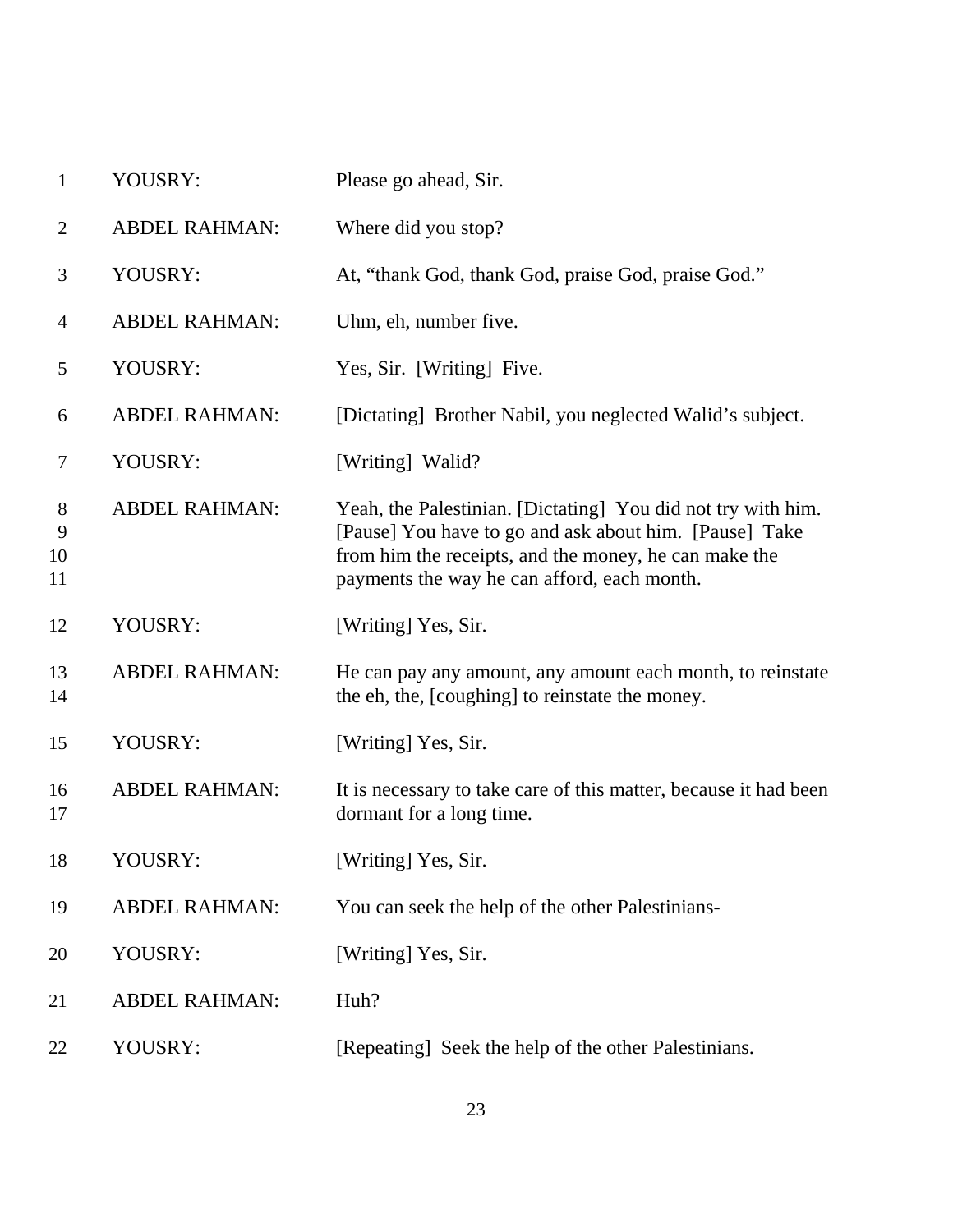| | | |
|---|---|---|
| 1 | YOUSRY: | Please go ahead, Sir. |
| 2 | ABDEL RAHMAN: | Where did you stop? |
| 3 | YOUSRY: | At, "thank God, thank God, praise God, praise God." |
| 4 | ABDEL RAHMAN: | Uhm, eh, number five. |
| 5 | YOUSRY: | Yes, Sir. [Writing] Five. |
| 6 | ABDEL RAHMAN: | [Dictating] Brother Nabil, you neglected Walid's subject. |
| 7 | YOUSRY: | [Writing] Walid? |
| 8<br>9<br>10<br>11 | ABDEL RAHMAN: | Yeah, the Palestinian. [Dictating] You did not try with him. [Pause] You have to go and ask about him. [Pause] Take from him the receipts, and the money, he can make the payments the way he can afford, each month. |
| 12 | YOUSRY: | [Writing] Yes, Sir. |
| 13<br>14 | ABDEL RAHMAN: | He can pay any amount, any amount each month, to reinstate the eh, the, [coughing] to reinstate the money. |
| 15 | YOUSRY: | [Writing] Yes, Sir. |
| 16<br>17 | ABDEL RAHMAN: | It is necessary to take care of this matter, because it had been dormant for a long time. |
| 18 | YOUSRY: | [Writing] Yes, Sir. |
| 19 | ABDEL RAHMAN: | You can seek the help of the other Palestinians- |
| 20 | YOUSRY: | [Writing] Yes, Sir. |
| 21 | ABDEL RAHMAN: | Huh? |
| 22 | YOUSRY: | [Repeating] Seek the help of the other Palestinians. |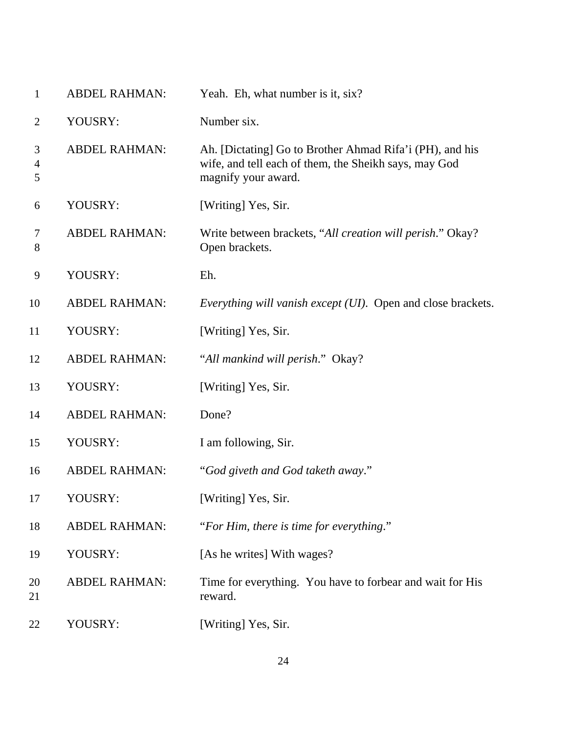| | | |
|---|---|---|
| 1 | ABDEL RAHMAN: | Yeah. Eh, what number is it, six? |
| 2 | YOUSRY: | Number six. |
| 3<br>4<br>5 | ABDEL RAHMAN: | Ah. [Dictating] Go to Brother Ahmad Rifa'i (PH), and his wife, and tell each of them, the Sheikh says, may God magnify your award. |
| 6 | YOUSRY: | [Writing] Yes, Sir. |
| 7<br>8 | ABDEL RAHMAN: | Write between brackets, "*All creation will perish*." Okay? Open brackets. |
| 9 | YOUSRY: | Eh. |
| 10 | ABDEL RAHMAN: | *Everything will vanish except (UI)*. Open and close brackets. |
| 11 | YOUSRY: | [Writing] Yes, Sir. |
| 12 | ABDEL RAHMAN: | "*All mankind will perish*." Okay? |
| 13 | YOUSRY: | [Writing] Yes, Sir. |
| 14 | ABDEL RAHMAN: | Done? |
| 15 | YOUSRY: | I am following, Sir. |
| 16 | ABDEL RAHMAN: | "*God giveth and God taketh away*." |
| 17 | YOUSRY: | [Writing] Yes, Sir. |
| 18 | ABDEL RAHMAN: | "*For Him, there is time for everything*." |
| 19 | YOUSRY: | [As he writes] With wages? |
| 20<br>21 | ABDEL RAHMAN: | Time for everything. You have to forbear and wait for His reward. |
| 22 | YOUSRY: | [Writing] Yes, Sir. |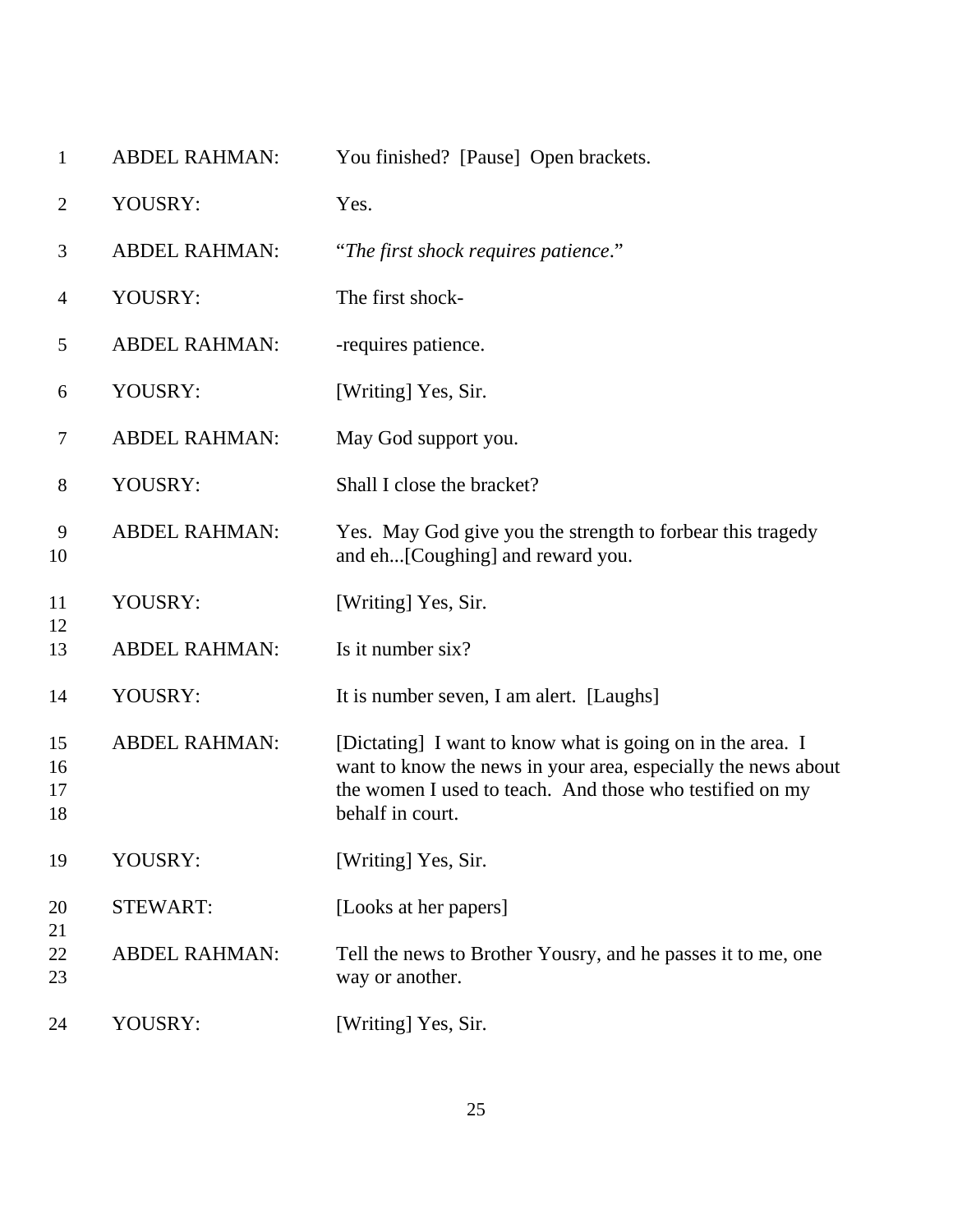| | | |
|---|---|---|
| 1 | ABDEL RAHMAN: | You finished? [Pause] Open brackets. |
| 2 | YOUSRY: | Yes. |
| 3 | ABDEL RAHMAN: | "*The first shock requires patience*." |
| 4 | YOUSRY: | The first shock- |
| 5 | ABDEL RAHMAN: | -requires patience. |
| 6 | YOUSRY: | [Writing] Yes, Sir. |
| 7 | ABDEL RAHMAN: | May God support you. |
| 8 | YOUSRY: | Shall I close the bracket? |
| 9<br>10 | ABDEL RAHMAN: | Yes. May God give you the strength to forbear this tragedy and eh...[Coughing] and reward you. |
| 11<br>12 | YOUSRY: | [Writing] Yes, Sir. |
| 13 | ABDEL RAHMAN: | Is it number six? |
| 14 | YOUSRY: | It is number seven, I am alert. [Laughs] |
| 15<br>16<br>17<br>18 | ABDEL RAHMAN: | [Dictating] I want to know what is going on in the area. I want to know the news in your area, especially the news about the women I used to teach. And those who testified on my behalf in court. |
| 19 | YOUSRY: | [Writing] Yes, Sir. |
| 20<br>21 | STEWART: | [Looks at her papers] |
| 22<br>23 | ABDEL RAHMAN: | Tell the news to Brother Yousry, and he passes it to me, one way or another. |
| 24 | YOUSRY: | [Writing] Yes, Sir. |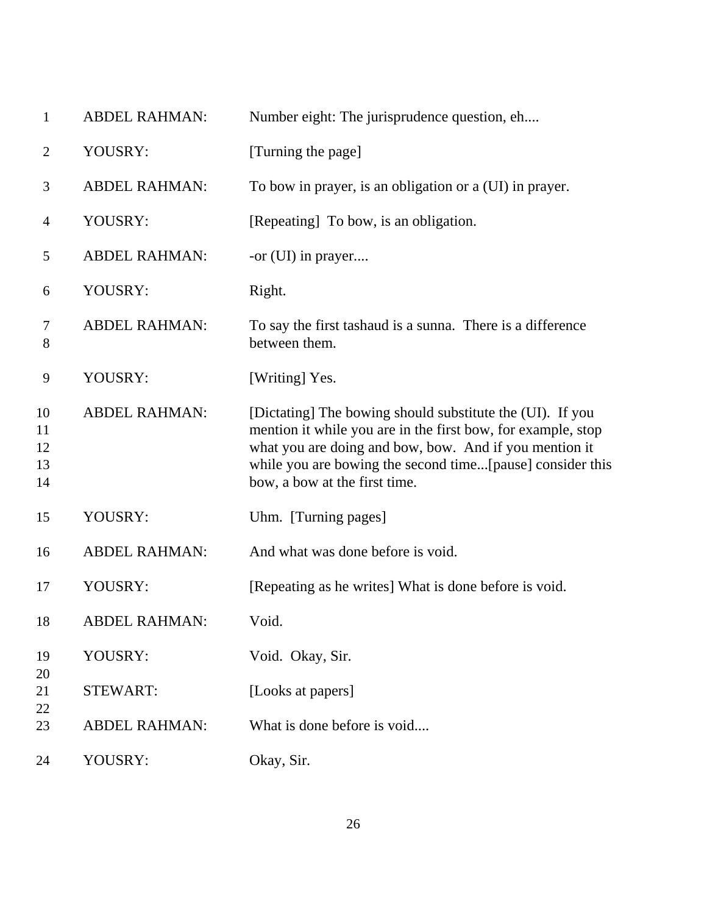1 ABDEL RAHMAN: Number eight: The jurisprudence question, eh....

2 YOUSRY: [Turning the page]

3 ABDEL RAHMAN: To bow in prayer, is an obligation or a (UI) in prayer.

4 YOUSRY: [Repeating] To bow, is an obligation.

5 ABDEL RAHMAN: -or (UI) in prayer....

6 YOUSRY: Right.

7 ABDEL RAHMAN: To say the first tashaud is a sunna. There is a difference
8 between them.

9 YOUSRY: [Writing] Yes.

10 ABDEL RAHMAN: [Dictating] The bowing should substitute the (UI). If you
11 mention it while you are in the first bow, for example, stop
12 what you are doing and bow, bow. And if you mention it
13 while you are bowing the second time...[pause] consider this
14 bow, a bow at the first time.

15 YOUSRY: Uhm. [Turning pages]

16 ABDEL RAHMAN: And what was done before is void.

17 YOUSRY: [Repeating as he writes] What is done before is void.

18 ABDEL RAHMAN: Void.

19 YOUSRY: Void. Okay, Sir.
20
21 STEWART: [Looks at papers]
22
23 ABDEL RAHMAN: What is done before is void....

24 YOUSRY: Okay, Sir.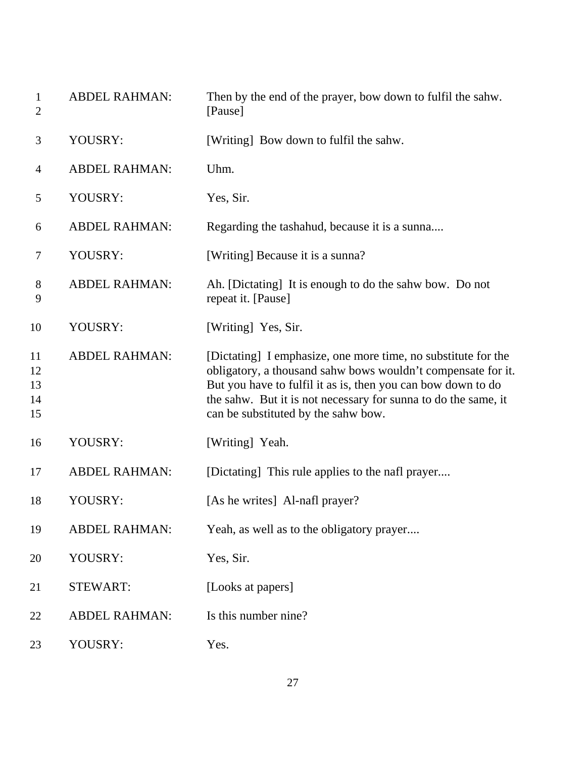| | | |
|---|---|---|
| 1<br>2 | ABDEL RAHMAN: | Then by the end of the prayer, bow down to fulfil the sahw. [Pause] |
| 3 | YOUSRY: | [Writing] Bow down to fulfil the sahw. |
| 4 | ABDEL RAHMAN: | Uhm. |
| 5 | YOUSRY: | Yes, Sir. |
| 6 | ABDEL RAHMAN: | Regarding the tashahud, because it is a sunna.... |
| 7 | YOUSRY: | [Writing] Because it is a sunna? |
| 8<br>9 | ABDEL RAHMAN: | Ah. [Dictating] It is enough to do the sahw bow. Do not repeat it. [Pause] |
| 10 | YOUSRY: | [Writing] Yes, Sir. |
| 11<br>12<br>13<br>14<br>15 | ABDEL RAHMAN: | [Dictating] I emphasize, one more time, no substitute for the obligatory, a thousand sahw bows wouldn't compensate for it. But you have to fulfil it as is, then you can bow down to do the sahw. But it is not necessary for sunna to do the same, it can be substituted by the sahw bow. |
| 16 | YOUSRY: | [Writing] Yeah. |
| 17 | ABDEL RAHMAN: | [Dictating] This rule applies to the nafl prayer.... |
| 18 | YOUSRY: | [As he writes] Al-nafl prayer? |
| 19 | ABDEL RAHMAN: | Yeah, as well as to the obligatory prayer.... |
| 20 | YOUSRY: | Yes, Sir. |
| 21 | STEWART: | [Looks at papers] |
| 22 | ABDEL RAHMAN: | Is this number nine? |
| 23 | YOUSRY: | Yes. |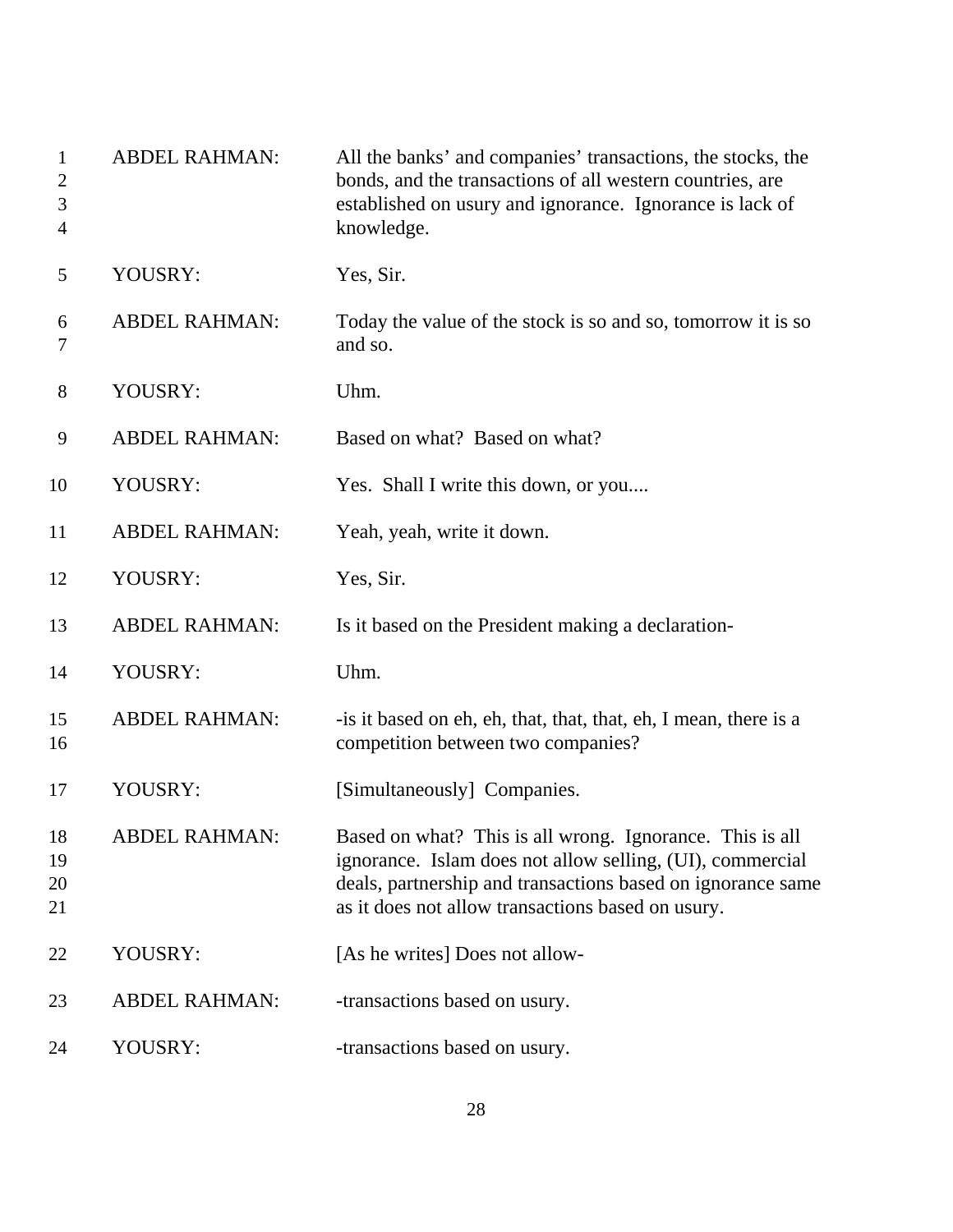| | | |
|---|---|---|
| 1<br>2<br>3<br>4 | ABDEL RAHMAN: | All the banks' and companies' transactions, the stocks, the bonds, and the transactions of all western countries, are established on usury and ignorance. Ignorance is lack of knowledge. |
| 5 | YOUSRY: | Yes, Sir. |
| 6<br>7 | ABDEL RAHMAN: | Today the value of the stock is so and so, tomorrow it is so and so. |
| 8 | YOUSRY: | Uhm. |
| 9 | ABDEL RAHMAN: | Based on what? Based on what? |
| 10 | YOUSRY: | Yes. Shall I write this down, or you.... |
| 11 | ABDEL RAHMAN: | Yeah, yeah, write it down. |
| 12 | YOUSRY: | Yes, Sir. |
| 13 | ABDEL RAHMAN: | Is it based on the President making a declaration- |
| 14 | YOUSRY: | Uhm. |
| 15<br>16 | ABDEL RAHMAN: | -is it based on eh, eh, that, that, that, eh, I mean, there is a competition between two companies? |
| 17 | YOUSRY: | [Simultaneously] Companies. |
| 18<br>19<br>20<br>21 | ABDEL RAHMAN: | Based on what? This is all wrong. Ignorance. This is all ignorance. Islam does not allow selling, (UI), commercial deals, partnership and transactions based on ignorance same as it does not allow transactions based on usury. |
| 22 | YOUSRY: | [As he writes] Does not allow- |
| 23 | ABDEL RAHMAN: | -transactions based on usury. |
| 24 | YOUSRY: | -transactions based on usury. |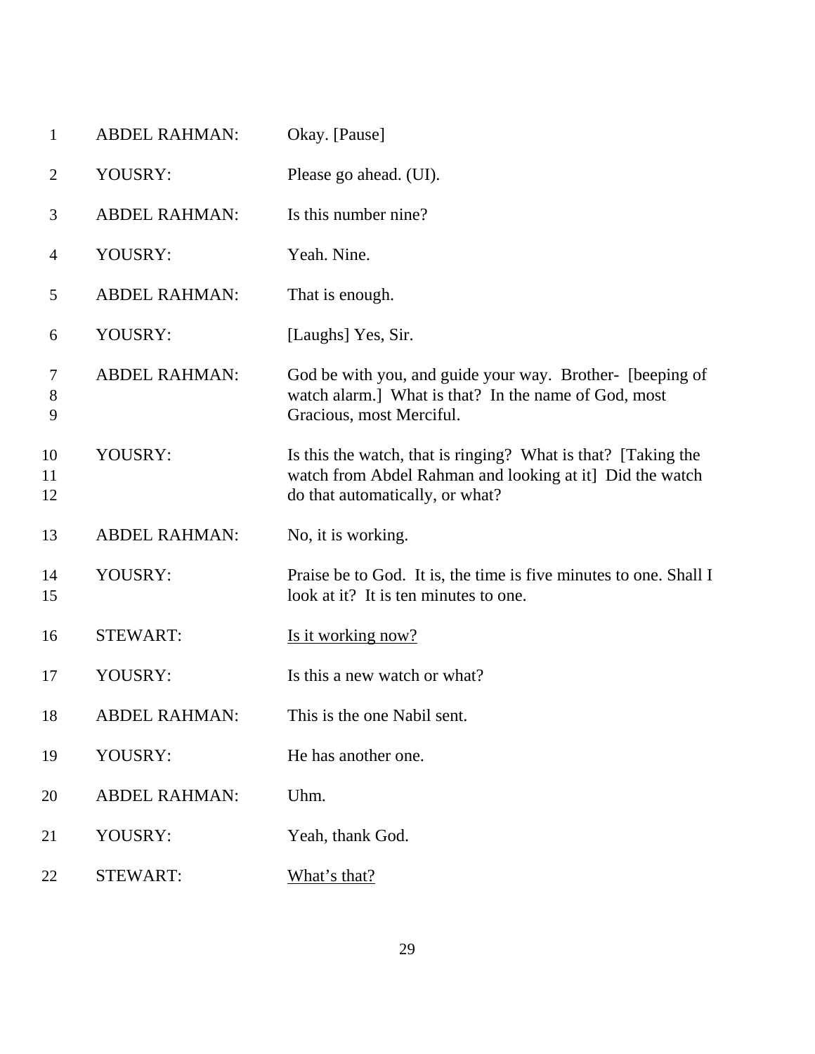| | | |
|---|---|---|
| 1 | ABDEL RAHMAN: | Okay. [Pause] |
| 2 | YOUSRY: | Please go ahead. (UI). |
| 3 | ABDEL RAHMAN: | Is this number nine? |
| 4 | YOUSRY: | Yeah. Nine. |
| 5 | ABDEL RAHMAN: | That is enough. |
| 6 | YOUSRY: | [Laughs] Yes, Sir. |
| 7<br>8<br>9 | ABDEL RAHMAN: | God be with you, and guide your way. Brother- [beeping of watch alarm.] What is that? In the name of God, most Gracious, most Merciful. |
| 10<br>11<br>12 | YOUSRY: | Is this the watch, that is ringing? What is that? [Taking the watch from Abdel Rahman and looking at it] Did the watch do that automatically, or what? |
| 13 | ABDEL RAHMAN: | No, it is working. |
| 14<br>15 | YOUSRY: | Praise be to God. It is, the time is five minutes to one. Shall I look at it? It is ten minutes to one. |
| 16 | STEWART: | <u>Is it working now?</u> |
| 17 | YOUSRY: | Is this a new watch or what? |
| 18 | ABDEL RAHMAN: | This is the one Nabil sent. |
| 19 | YOUSRY: | He has another one. |
| 20 | ABDEL RAHMAN: | Uhm. |
| 21 | YOUSRY: | Yeah, thank God. |
| 22 | STEWART: | <u>What's that?</u> |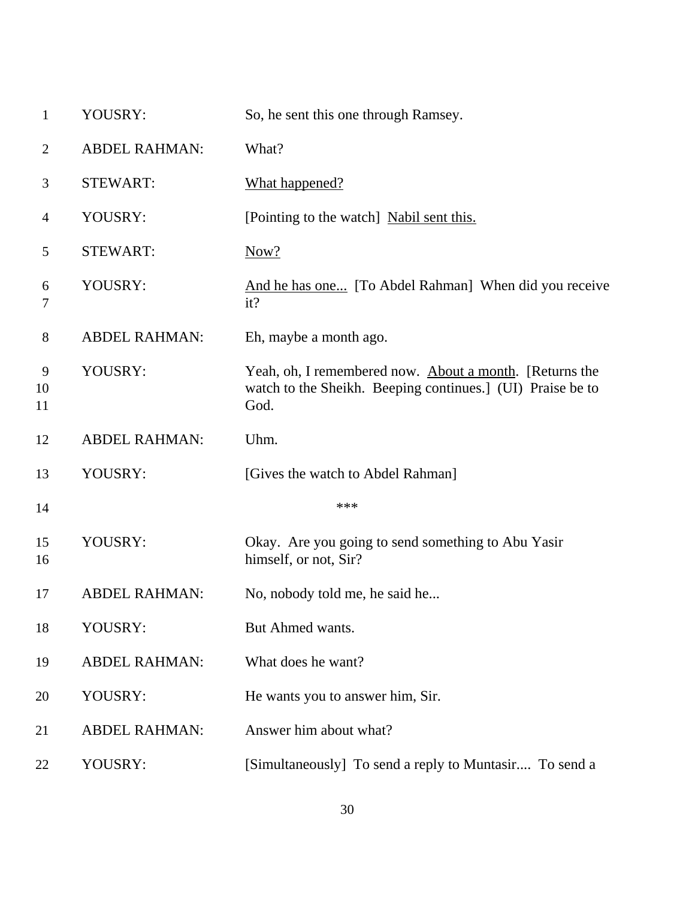| | | |
|---|---|---|
| 1 | YOUSRY: | So, he sent this one through Ramsey. |
| 2 | ABDEL RAHMAN: | What? |
| 3 | STEWART: | <u>What happened?</u> |
| 4 | YOUSRY: | [Pointing to the watch] <u>Nabil sent this.</u> |
| 5 | STEWART: | <u>Now?</u> |
| 6<br>7 | YOUSRY: | <u>And he has one...</u> [To Abdel Rahman] When did you receive it? |
| 8 | ABDEL RAHMAN: | Eh, maybe a month ago. |
| 9<br>10<br>11 | YOUSRY: | Yeah, oh, I remembered now. <u>About a month</u>. [Returns the watch to the Sheikh. Beeping continues.] (UI) Praise be to God. |
| 12 | ABDEL RAHMAN: | Uhm. |
| 13 | YOUSRY: | [Gives the watch to Abdel Rahman] |
| 14 | | *** |
| 15<br>16 | YOUSRY: | Okay. Are you going to send something to Abu Yasir himself, or not, Sir? |
| 17 | ABDEL RAHMAN: | No, nobody told me, he said he... |
| 18 | YOUSRY: | But Ahmed wants. |
| 19 | ABDEL RAHMAN: | What does he want? |
| 20 | YOUSRY: | He wants you to answer him, Sir. |
| 21 | ABDEL RAHMAN: | Answer him about what? |
| 22 | YOUSRY: | [Simultaneously] To send a reply to Muntasir.... To send a |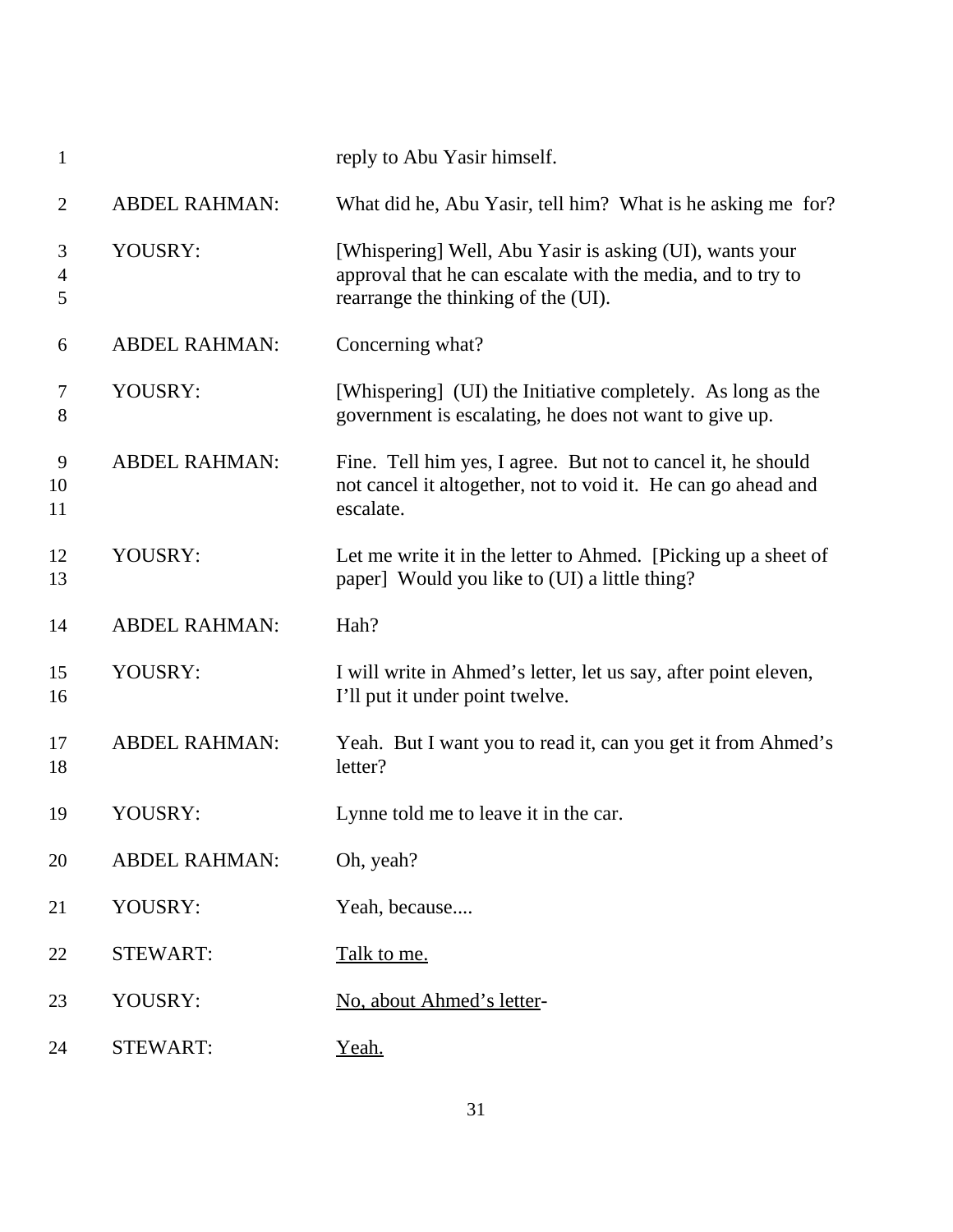| | | |
|---|---|---|
| 1 | | reply to Abu Yasir himself. |
| 2 | ABDEL RAHMAN: | What did he, Abu Yasir, tell him? What is he asking me for? |
| 3<br>4<br>5 | YOUSRY: | [Whispering] Well, Abu Yasir is asking (UI), wants your approval that he can escalate with the media, and to try to rearrange the thinking of the (UI). |
| 6 | ABDEL RAHMAN: | Concerning what? |
| 7<br>8 | YOUSRY: | [Whispering] (UI) the Initiative completely. As long as the government is escalating, he does not want to give up. |
| 9<br>10<br>11 | ABDEL RAHMAN: | Fine. Tell him yes, I agree. But not to cancel it, he should not cancel it altogether, not to void it. He can go ahead and escalate. |
| 12<br>13 | YOUSRY: | Let me write it in the letter to Ahmed. [Picking up a sheet of paper] Would you like to (UI) a little thing? |
| 14 | ABDEL RAHMAN: | Hah? |
| 15<br>16 | YOUSRY: | I will write in Ahmed's letter, let us say, after point eleven, I'll put it under point twelve. |
| 17<br>18 | ABDEL RAHMAN: | Yeah. But I want you to read it, can you get it from Ahmed's letter? |
| 19 | YOUSRY: | Lynne told me to leave it in the car. |
| 20 | ABDEL RAHMAN: | Oh, yeah? |
| 21 | YOUSRY: | Yeah, because.... |
| 22 | STEWART: | <u>Talk to me.</u> |
| 23 | YOUSRY: | <u>No, about Ahmed's letter</u>- |
| 24 | STEWART: | <u>Yeah.</u> |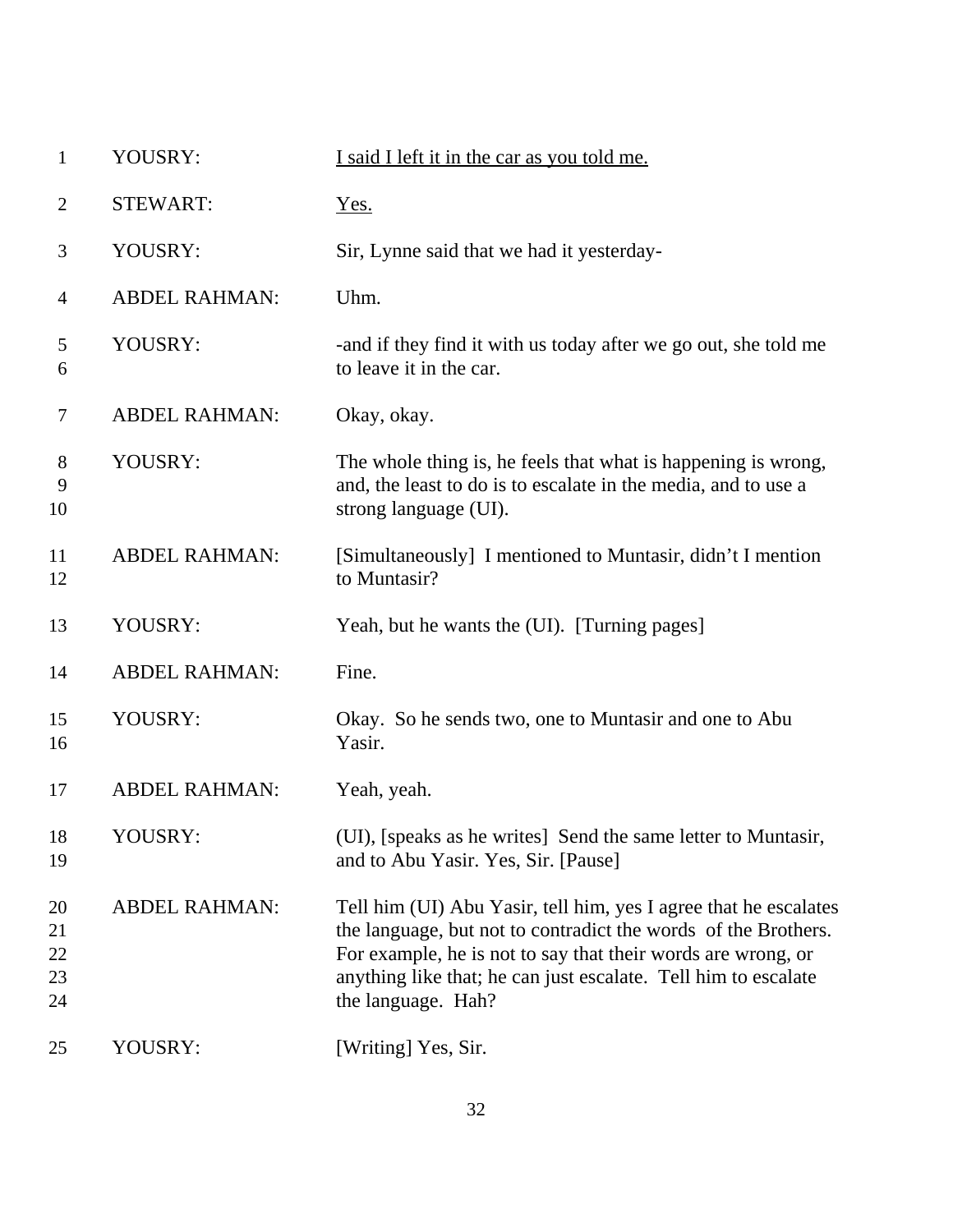1 YOUSRY: <u>I said I left it in the car as you told me.</u>

2 STEWART: <u>Yes.</u>

3 YOUSRY: Sir, Lynne said that we had it yesterday-

4 ABDEL RAHMAN: Uhm.

5 YOUSRY: -and if they find it with us today after we go out, she told me
6 to leave it in the car.

7 ABDEL RAHMAN: Okay, okay.

8 YOUSRY: The whole thing is, he feels that what is happening is wrong,
9 and, the least to do is to escalate in the media, and to use a
10 strong language (UI).

11 ABDEL RAHMAN: [Simultaneously] I mentioned to Muntasir, didn't I mention
12 to Muntasir?

13 YOUSRY: Yeah, but he wants the (UI). [Turning pages]

14 ABDEL RAHMAN: Fine.

15 YOUSRY: Okay. So he sends two, one to Muntasir and one to Abu
16 Yasir.

17 ABDEL RAHMAN: Yeah, yeah.

18 YOUSRY: (UI), [speaks as he writes] Send the same letter to Muntasir,
19 and to Abu Yasir. Yes, Sir. [Pause]

20 ABDEL RAHMAN: Tell him (UI) Abu Yasir, tell him, yes I agree that he escalates
21 the language, but not to contradict the words of the Brothers.
22 For example, he is not to say that their words are wrong, or
23 anything like that; he can just escalate. Tell him to escalate
24 the language. Hah?

25 YOUSRY: [Writing] Yes, Sir.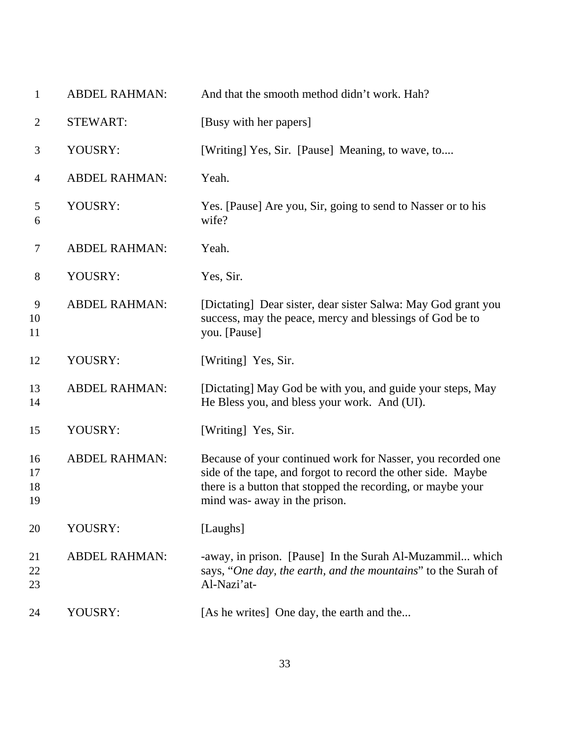| | | |
|---|---|---|
| 1 | ABDEL RAHMAN: | And that the smooth method didn't work. Hah? |
| 2 | STEWART: | [Busy with her papers] |
| 3 | YOUSRY: | [Writing] Yes, Sir. [Pause] Meaning, to wave, to.... |
| 4 | ABDEL RAHMAN: | Yeah. |
| 5<br>6 | YOUSRY: | Yes. [Pause] Are you, Sir, going to send to Nasser or to his wife? |
| 7 | ABDEL RAHMAN: | Yeah. |
| 8 | YOUSRY: | Yes, Sir. |
| 9<br>10<br>11 | ABDEL RAHMAN: | [Dictating] Dear sister, dear sister Salwa: May God grant you success, may the peace, mercy and blessings of God be to you. [Pause] |
| 12 | YOUSRY: | [Writing] Yes, Sir. |
| 13<br>14 | ABDEL RAHMAN: | [Dictating] May God be with you, and guide your steps, May He Bless you, and bless your work. And (UI). |
| 15 | YOUSRY: | [Writing] Yes, Sir. |
| 16<br>17<br>18<br>19 | ABDEL RAHMAN: | Because of your continued work for Nasser, you recorded one side of the tape, and forgot to record the other side. Maybe there is a button that stopped the recording, or maybe your mind was- away in the prison. |
| 20 | YOUSRY: | [Laughs] |
| 21<br>22<br>23 | ABDEL RAHMAN: | -away, in prison. [Pause] In the Surah Al-Muzammil... which says, "*One day, the earth, and the mountains*" to the Surah of Al-Nazi'at- |
| 24 | YOUSRY: | [As he writes] One day, the earth and the... |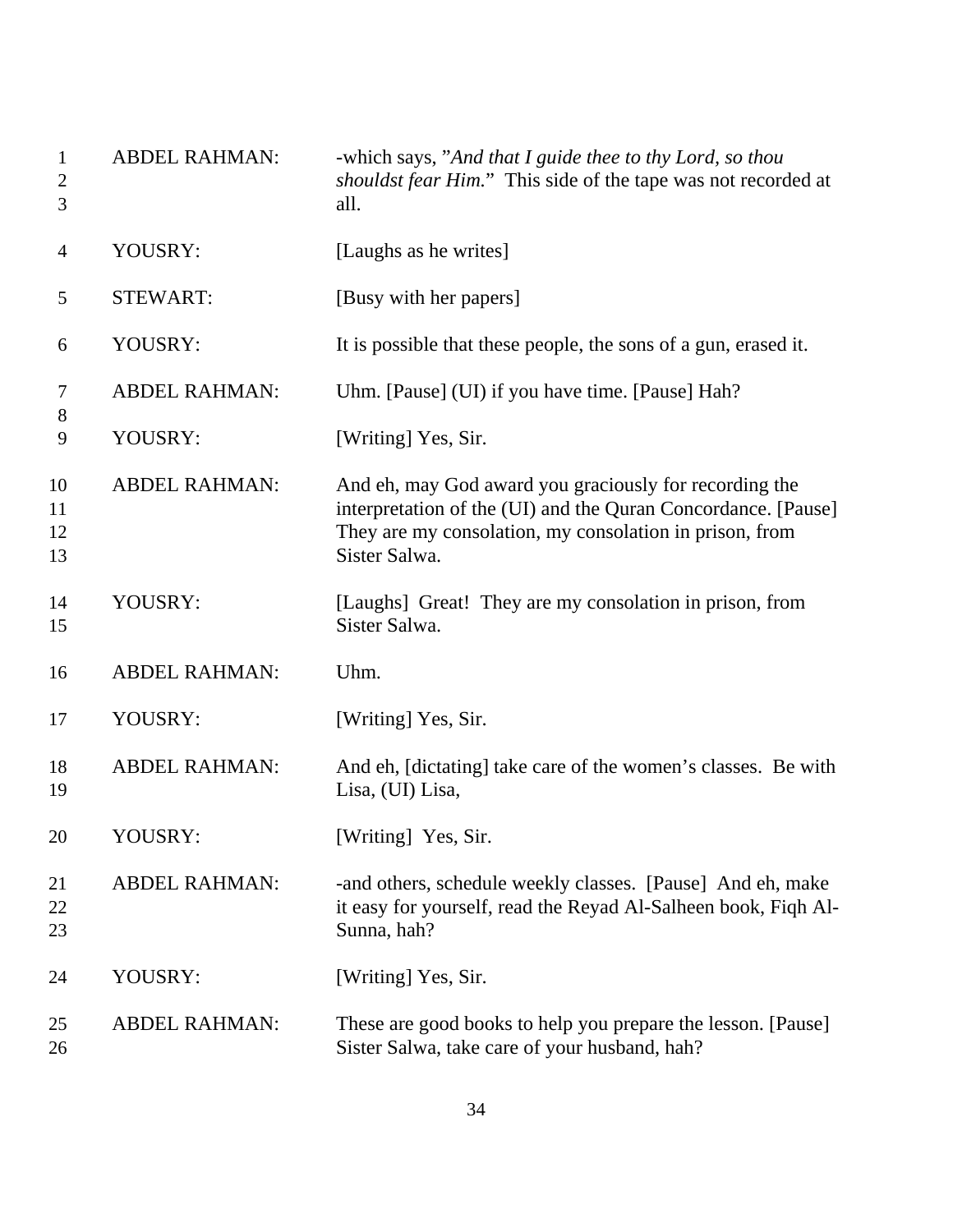| | | |
|---|---|---|
| 1<br>2<br>3 | ABDEL RAHMAN: | -which says, "*And that I guide thee to thy Lord, so thou shouldst fear Him.*" This side of the tape was not recorded at all. |
| 4 | YOUSRY: | [Laughs as he writes] |
| 5 | STEWART: | [Busy with her papers] |
| 6 | YOUSRY: | It is possible that these people, the sons of a gun, erased it. |
| 7<br>8 | ABDEL RAHMAN: | Uhm. [Pause] (UI) if you have time. [Pause] Hah? |
| 9 | YOUSRY: | [Writing] Yes, Sir. |
| 10<br>11<br>12<br>13 | ABDEL RAHMAN: | And eh, may God award you graciously for recording the interpretation of the (UI) and the Quran Concordance. [Pause] They are my consolation, my consolation in prison, from Sister Salwa. |
| 14<br>15 | YOUSRY: | [Laughs] Great! They are my consolation in prison, from Sister Salwa. |
| 16 | ABDEL RAHMAN: | Uhm. |
| 17 | YOUSRY: | [Writing] Yes, Sir. |
| 18<br>19 | ABDEL RAHMAN: | And eh, [dictating] take care of the women's classes. Be with Lisa, (UI) Lisa, |
| 20 | YOUSRY: | [Writing] Yes, Sir. |
| 21<br>22<br>23 | ABDEL RAHMAN: | -and others, schedule weekly classes. [Pause] And eh, make it easy for yourself, read the Reyad Al-Salheen book, Fiqh Al-Sunna, hah? |
| 24 | YOUSRY: | [Writing] Yes, Sir. |
| 25<br>26 | ABDEL RAHMAN: | These are good books to help you prepare the lesson. [Pause] Sister Salwa, take care of your husband, hah? |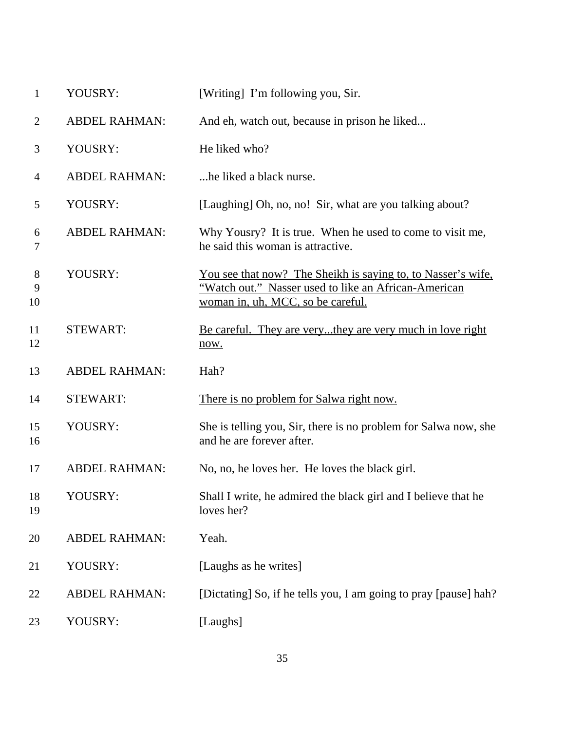| Line | Speaker | Text |
| --- | --- | --- |
| 1 | YOUSRY: | [Writing] I'm following you, Sir. |
| 2 | ABDEL RAHMAN: | And eh, watch out, because in prison he liked... |
| 3 | YOUSRY: | He liked who? |
| 4 | ABDEL RAHMAN: | ...he liked a black nurse. |
| 5 | YOUSRY: | [Laughing] Oh, no, no! Sir, what are you talking about? |
| 6-7 | ABDEL RAHMAN: | Why Yousry? It is true. When he used to come to visit me, he said this woman is attractive. |
| 8-10 | YOUSRY: | <u>You see that now? The Sheikh is saying to, to Nasser's wife, "Watch out." Nasser used to like an African-American woman in, uh, MCC, so be careful.</u> |
| 11-12 | STEWART: | <u>Be careful. They are very...they are very much in love right now.</u> |
| 13 | ABDEL RAHMAN: | Hah? |
| 14 | STEWART: | <u>There is no problem for Salwa right now.</u> |
| 15-16 | YOUSRY: | She is telling you, Sir, there is no problem for Salwa now, she and he are forever after. |
| 17 | ABDEL RAHMAN: | No, no, he loves her. He loves the black girl. |
| 18-19 | YOUSRY: | Shall I write, he admired the black girl and I believe that he loves her? |
| 20 | ABDEL RAHMAN: | Yeah. |
| 21 | YOUSRY: | [Laughs as he writes] |
| 22 | ABDEL RAHMAN: | [Dictating] So, if he tells you, I am going to pray [pause] hah? |
| 23 | YOUSRY: | [Laughs] |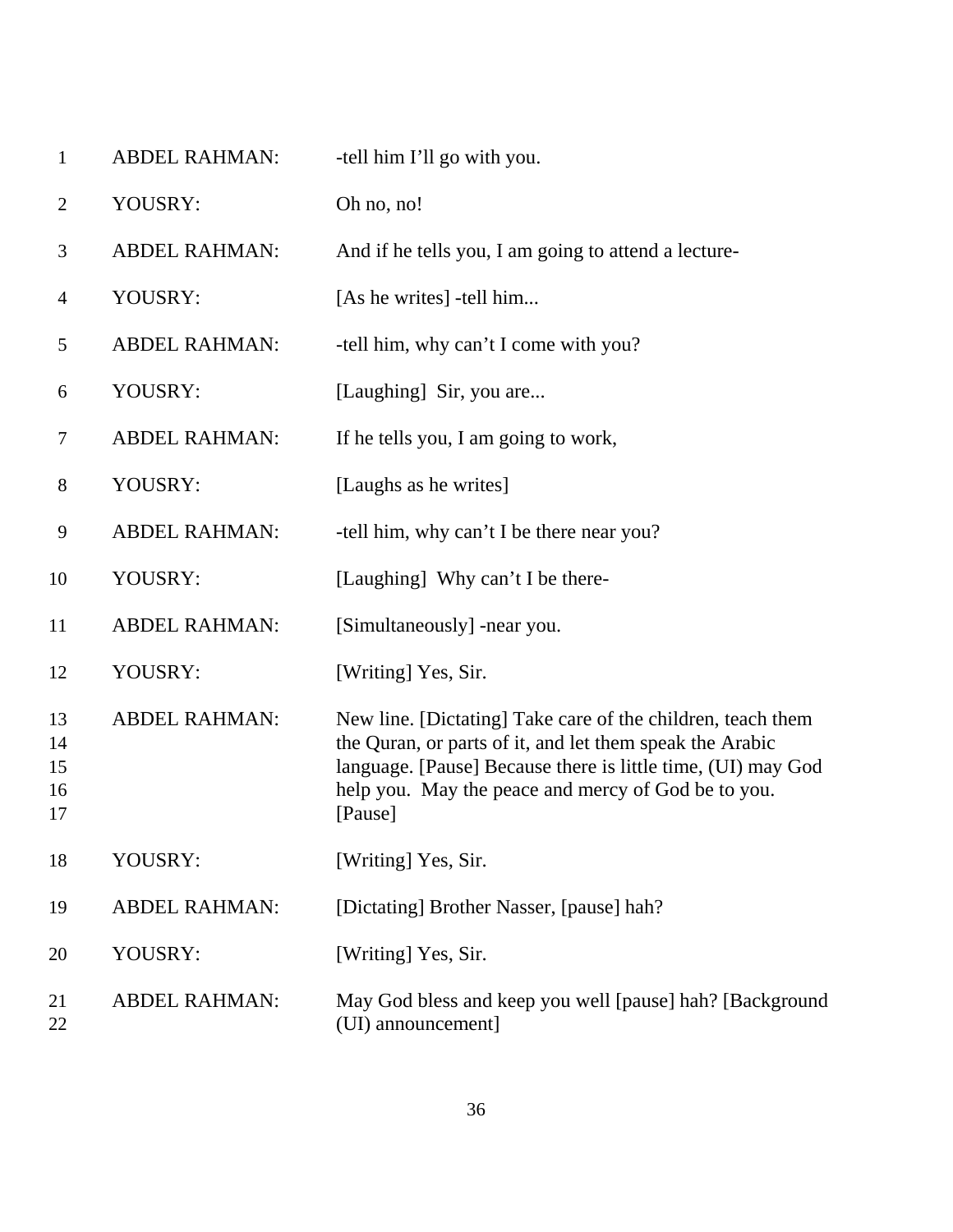1 ABDEL RAHMAN: -tell him I'll go with you.

2 YOUSRY: Oh no, no!

3 ABDEL RAHMAN: And if he tells you, I am going to attend a lecture-

4 YOUSRY: [As he writes] -tell him...

5 ABDEL RAHMAN: -tell him, why can't I come with you?

6 YOUSRY: [Laughing] Sir, you are...

7 ABDEL RAHMAN: If he tells you, I am going to work,

8 YOUSRY: [Laughs as he writes]

9 ABDEL RAHMAN: -tell him, why can't I be there near you?

10 YOUSRY: [Laughing] Why can't I be there-

11 ABDEL RAHMAN: [Simultaneously] -near you.

12 YOUSRY: [Writing] Yes, Sir.

13 ABDEL RAHMAN: New line. [Dictating] Take care of the children, teach them
14 the Quran, or parts of it, and let them speak the Arabic
15 language. [Pause] Because there is little time, (UI) may God
16 help you. May the peace and mercy of God be to you.
17 [Pause]

18 YOUSRY: [Writing] Yes, Sir.

19 ABDEL RAHMAN: [Dictating] Brother Nasser, [pause] hah?

20 YOUSRY: [Writing] Yes, Sir.

21 ABDEL RAHMAN: May God bless and keep you well [pause] hah? [Background
22 (UI) announcement]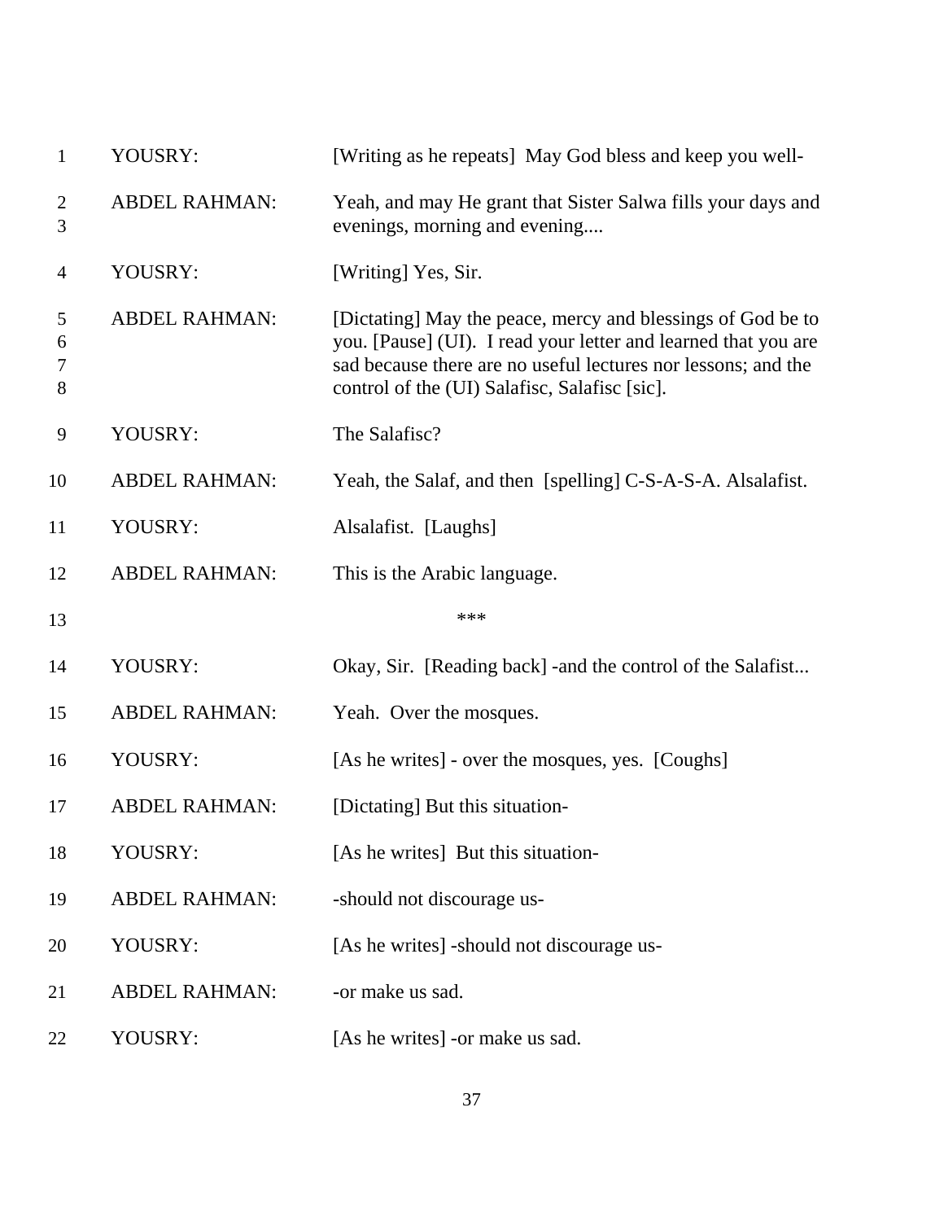| | | |
|---|---|---|
| 1 | YOUSRY: | [Writing as he repeats] May God bless and keep you well- |
| 2<br>3 | ABDEL RAHMAN: | Yeah, and may He grant that Sister Salwa fills your days and evenings, morning and evening.... |
| 4 | YOUSRY: | [Writing] Yes, Sir. |
| 5<br>6<br>7<br>8 | ABDEL RAHMAN: | [Dictating] May the peace, mercy and blessings of God be to you. [Pause] (UI). I read your letter and learned that you are sad because there are no useful lectures nor lessons; and the control of the (UI) Salafisc, Salafisc [sic]. |
| 9 | YOUSRY: | The Salafisc? |
| 10 | ABDEL RAHMAN: | Yeah, the Salaf, and then [spelling] C-S-A-S-A. Alsalafist. |
| 11 | YOUSRY: | Alsalafist. [Laughs] |
| 12 | ABDEL RAHMAN: | This is the Arabic language. |
| 13 | | *** |
| 14 | YOUSRY: | Okay, Sir. [Reading back] -and the control of the Salafist... |
| 15 | ABDEL RAHMAN: | Yeah. Over the mosques. |
| 16 | YOUSRY: | [As he writes] - over the mosques, yes. [Coughs] |
| 17 | ABDEL RAHMAN: | [Dictating] But this situation- |
| 18 | YOUSRY: | [As he writes] But this situation- |
| 19 | ABDEL RAHMAN: | -should not discourage us- |
| 20 | YOUSRY: | [As he writes] -should not discourage us- |
| 21 | ABDEL RAHMAN: | -or make us sad. |
| 22 | YOUSRY: | [As he writes] -or make us sad. |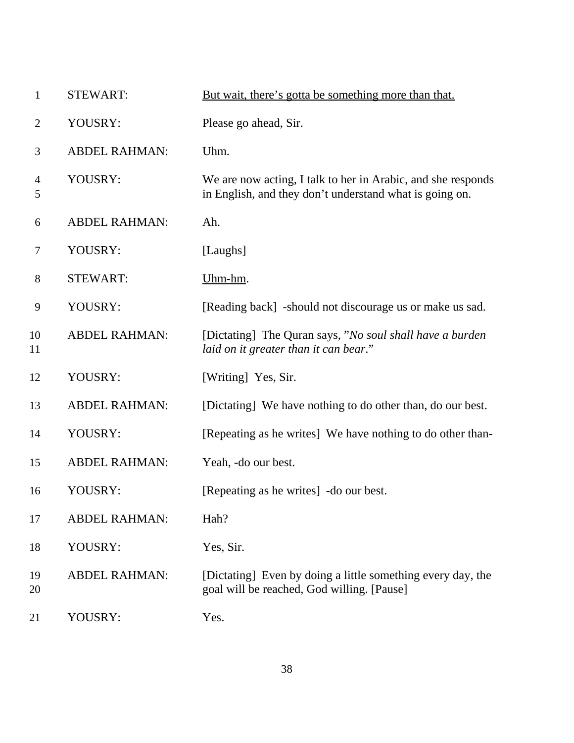| | | |
|---|---|---|
| 1 | STEWART: | <u>But wait, there's gotta be something more than that.</u> |
| 2 | YOUSRY: | Please go ahead, Sir. |
| 3 | ABDEL RAHMAN: | Uhm. |
| 4<br>5 | YOUSRY: | We are now acting, I talk to her in Arabic, and she responds in English, and they don't understand what is going on. |
| 6 | ABDEL RAHMAN: | Ah. |
| 7 | YOUSRY: | [Laughs] |
| 8 | STEWART: | <u>Uhm-hm</u>. |
| 9 | YOUSRY: | [Reading back] -should not discourage us or make us sad. |
| 10<br>11 | ABDEL RAHMAN: | [Dictating] The Quran says, "*No soul shall have a burden laid on it greater than it can bear*." |
| 12 | YOUSRY: | [Writing] Yes, Sir. |
| 13 | ABDEL RAHMAN: | [Dictating] We have nothing to do other than, do our best. |
| 14 | YOUSRY: | [Repeating as he writes] We have nothing to do other than- |
| 15 | ABDEL RAHMAN: | Yeah, -do our best. |
| 16 | YOUSRY: | [Repeating as he writes] -do our best. |
| 17 | ABDEL RAHMAN: | Hah? |
| 18 | YOUSRY: | Yes, Sir. |
| 19<br>20 | ABDEL RAHMAN: | [Dictating] Even by doing a little something every day, the goal will be reached, God willing. [Pause] |
| 21 | YOUSRY: | Yes. |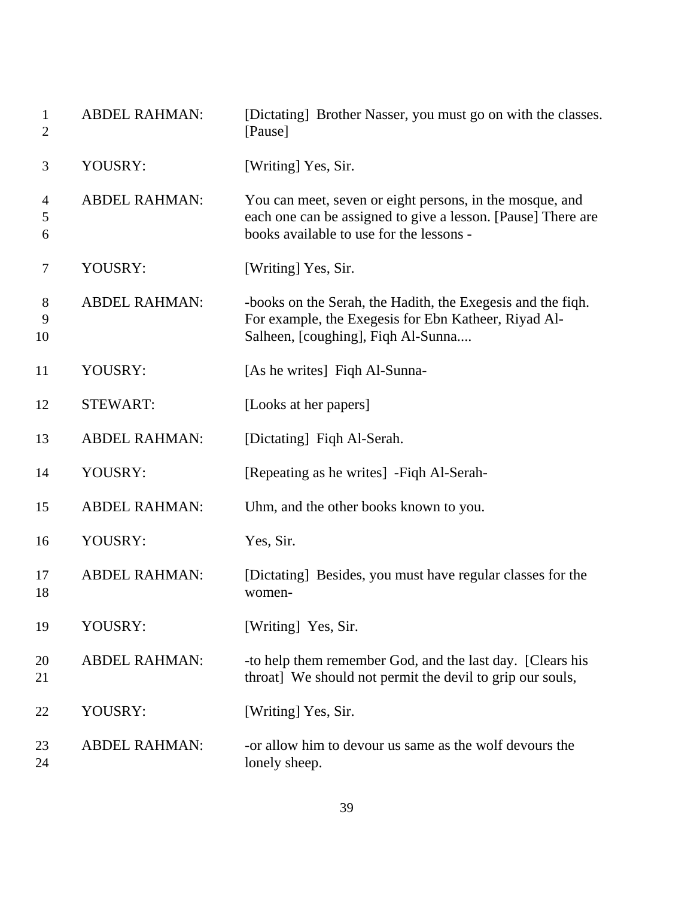| | | |
|---|---|---|
| 1<br>2 | ABDEL RAHMAN: | [Dictating] Brother Nasser, you must go on with the classes. [Pause] |
| 3 | YOUSRY: | [Writing] Yes, Sir. |
| 4<br>5<br>6 | ABDEL RAHMAN: | You can meet, seven or eight persons, in the mosque, and each one can be assigned to give a lesson. [Pause] There are books available to use for the lessons - |
| 7 | YOUSRY: | [Writing] Yes, Sir. |
| 8<br>9<br>10 | ABDEL RAHMAN: | -books on the Serah, the Hadith, the Exegesis and the fiqh. For example, the Exegesis for Ebn Katheer, Riyad Al-Salheen, [coughing], Fiqh Al-Sunna.... |
| 11 | YOUSRY: | [As he writes] Fiqh Al-Sunna- |
| 12 | STEWART: | [Looks at her papers] |
| 13 | ABDEL RAHMAN: | [Dictating] Fiqh Al-Serah. |
| 14 | YOUSRY: | [Repeating as he writes] -Fiqh Al-Serah- |
| 15 | ABDEL RAHMAN: | Uhm, and the other books known to you. |
| 16 | YOUSRY: | Yes, Sir. |
| 17<br>18 | ABDEL RAHMAN: | [Dictating] Besides, you must have regular classes for the women- |
| 19 | YOUSRY: | [Writing] Yes, Sir. |
| 20<br>21 | ABDEL RAHMAN: | -to help them remember God, and the last day. [Clears his throat] We should not permit the devil to grip our souls, |
| 22 | YOUSRY: | [Writing] Yes, Sir. |
| 23<br>24 | ABDEL RAHMAN: | -or allow him to devour us same as the wolf devours the lonely sheep. |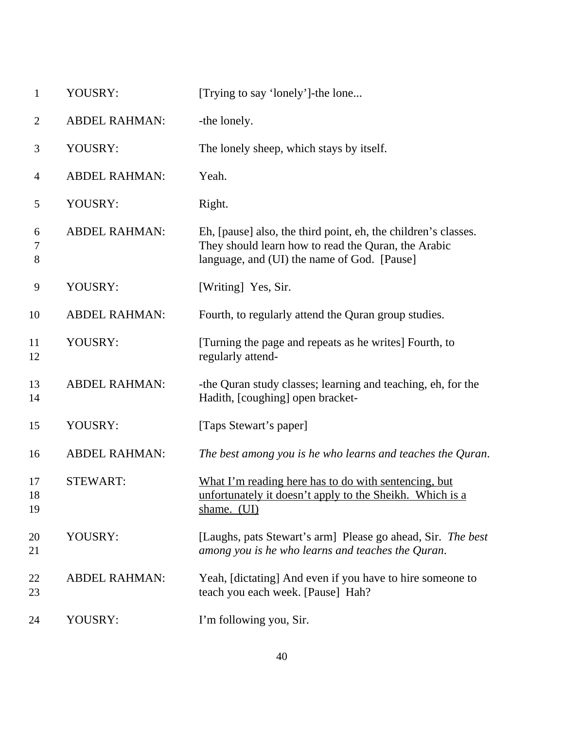| | | |
|---|---|---|
| 1 | YOUSRY: | [Trying to say 'lonely']-the lone... |
| 2 | ABDEL RAHMAN: | -the lonely. |
| 3 | YOUSRY: | The lonely sheep, which stays by itself. |
| 4 | ABDEL RAHMAN: | Yeah. |
| 5 | YOUSRY: | Right. |
| 6<br>7<br>8 | ABDEL RAHMAN: | Eh, [pause] also, the third point, eh, the children's classes. They should learn how to read the Quran, the Arabic language, and (UI) the name of God. [Pause] |
| 9 | YOUSRY: | [Writing] Yes, Sir. |
| 10 | ABDEL RAHMAN: | Fourth, to regularly attend the Quran group studies. |
| 11<br>12 | YOUSRY: | [Turning the page and repeats as he writes] Fourth, to regularly attend- |
| 13<br>14 | ABDEL RAHMAN: | -the Quran study classes; learning and teaching, eh, for the Hadith, [coughing] open bracket- |
| 15 | YOUSRY: | [Taps Stewart's paper] |
| 16 | ABDEL RAHMAN: | *The best among you is he who learns and teaches the Quran.* |
| 17<br>18<br>19 | STEWART: | <u>What I'm reading here has to do with sentencing, but unfortunately it doesn't apply to the Sheikh. Which is a shame. (UI)</u> |
| 20<br>21 | YOUSRY: | [Laughs, pats Stewart's arm] Please go ahead, Sir. *The best among you is he who learns and teaches the Quran.* |
| 22<br>23 | ABDEL RAHMAN: | Yeah, [dictating] And even if you have to hire someone to teach you each week. [Pause] Hah? |
| 24 | YOUSRY: | I'm following you, Sir. |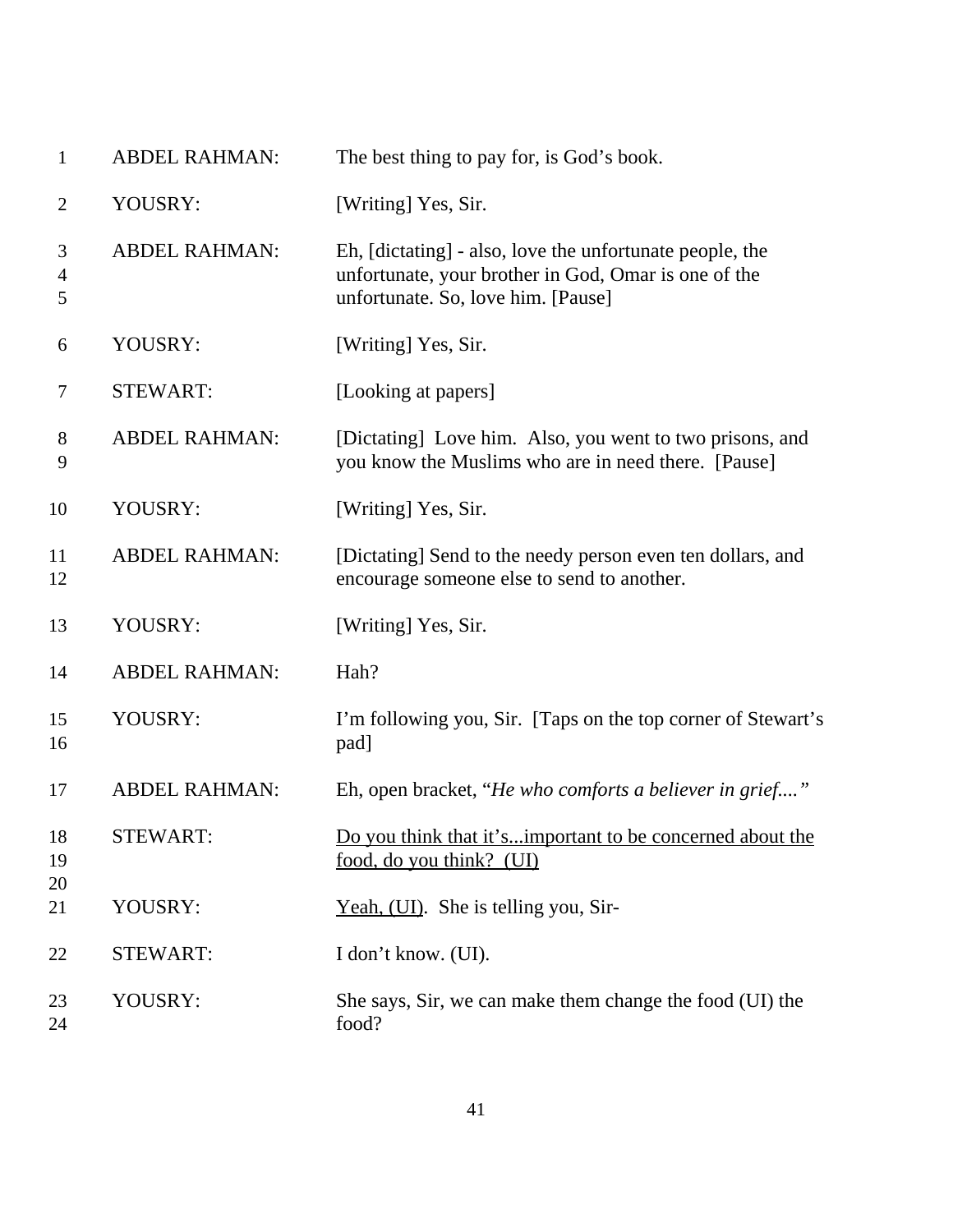| | | |
|---|---|---|
| 1 | ABDEL RAHMAN: | The best thing to pay for, is God's book. |
| 2 | YOUSRY: | [Writing] Yes, Sir. |
| 3<br>4<br>5 | ABDEL RAHMAN: | Eh, [dictating] - also, love the unfortunate people, the unfortunate, your brother in God, Omar is one of the unfortunate. So, love him. [Pause] |
| 6 | YOUSRY: | [Writing] Yes, Sir. |
| 7 | STEWART: | [Looking at papers] |
| 8<br>9 | ABDEL RAHMAN: | [Dictating] Love him. Also, you went to two prisons, and you know the Muslims who are in need there. [Pause] |
| 10 | YOUSRY: | [Writing] Yes, Sir. |
| 11<br>12 | ABDEL RAHMAN: | [Dictating] Send to the needy person even ten dollars, and encourage someone else to send to another. |
| 13 | YOUSRY: | [Writing] Yes, Sir. |
| 14 | ABDEL RAHMAN: | Hah? |
| 15<br>16 | YOUSRY: | I'm following you, Sir. [Taps on the top corner of Stewart's pad] |
| 17 | ABDEL RAHMAN: | Eh, open bracket, "*He who comforts a believer in grief....*" |
| 18<br>19<br>20 | STEWART: | <u>Do you think that it's...important to be concerned about the food, do you think? (UI)</u> |
| 21 | YOUSRY: | <u>Yeah, (UI)</u>. She is telling you, Sir- |
| 22 | STEWART: | I don't know. (UI). |
| 23<br>24 | YOUSRY: | She says, Sir, we can make them change the food (UI) the food? |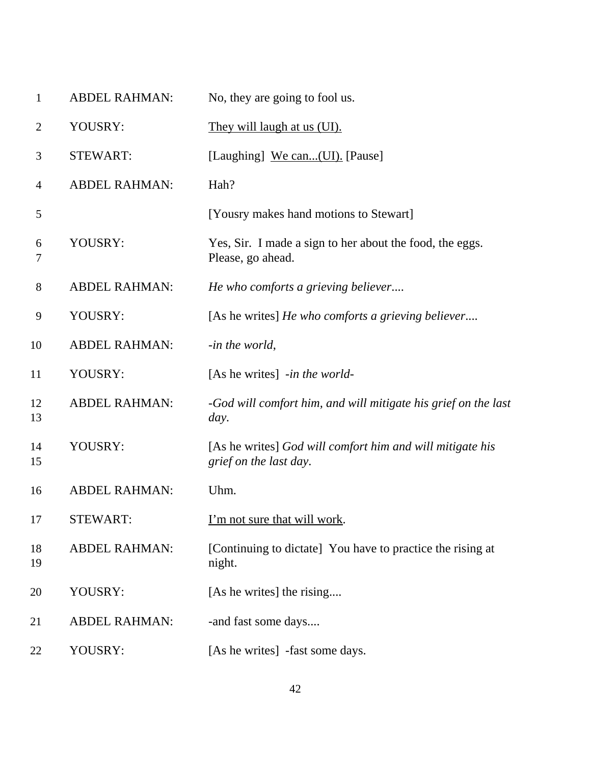| | | |
|---|---|---|
| 1 | ABDEL RAHMAN: | No, they are going to fool us. |
| 2 | YOUSRY: | <u>They will laugh at us (UI).</u> |
| 3 | STEWART: | [Laughing] <u>We can...(UI).</u> [Pause] |
| 4 | ABDEL RAHMAN: | Hah? |
| 5 | | [Yousry makes hand motions to Stewart] |
| 6<br>7 | YOUSRY: | Yes, Sir. I made a sign to her about the food, the eggs. Please, go ahead. |
| 8 | ABDEL RAHMAN: | *He who comforts a grieving believer....* |
| 9 | YOUSRY: | [As he writes] *He who comforts a grieving believer....* |
| 10 | ABDEL RAHMAN: | -*in the world*, |
| 11 | YOUSRY: | [As he writes] -*in the world*- |
| 12<br>13 | ABDEL RAHMAN: | -*God will comfort him, and will mitigate his grief on the last day.* |
| 14<br>15 | YOUSRY: | [As he writes] *God will comfort him and will mitigate his grief on the last day*. |
| 16 | ABDEL RAHMAN: | Uhm. |
| 17 | STEWART: | <u>I'm not sure that will work</u>. |
| 18<br>19 | ABDEL RAHMAN: | [Continuing to dictate] You have to practice the rising at night. |
| 20 | YOUSRY: | [As he writes] the rising.... |
| 21 | ABDEL RAHMAN: | -and fast some days.... |
| 22 | YOUSRY: | [As he writes] -fast some days. |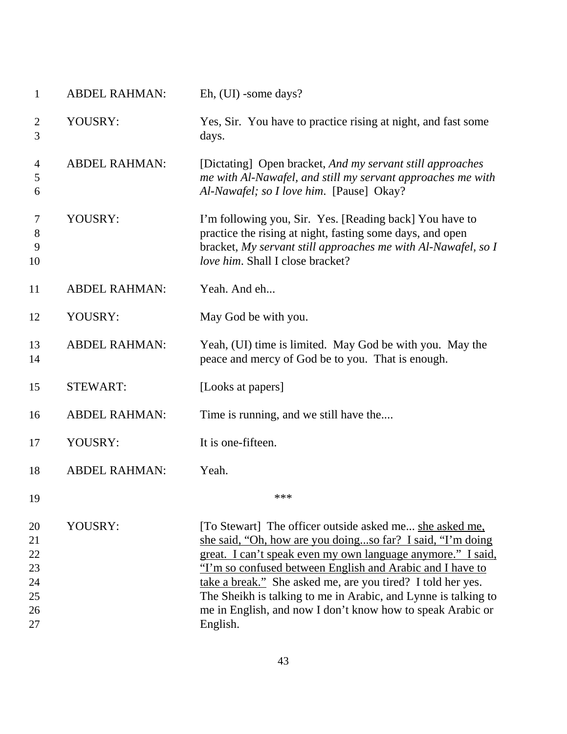| | | |
|---|---|---|
| 1 | ABDEL RAHMAN: | Eh, (UI) -some days? |
| 2<br>3 | YOUSRY: | Yes, Sir. You have to practice rising at night, and fast some days. |
| 4<br>5<br>6 | ABDEL RAHMAN: | [Dictating] Open bracket, *And my servant still approaches me with Al-Nawafel, and still my servant approaches me with Al-Nawafel; so I love him*. [Pause] Okay? |
| 7<br>8<br>9<br>10 | YOUSRY: | I'm following you, Sir. Yes. [Reading back] You have to practice the rising at night, fasting some days, and open bracket, *My servant still approaches me with Al-Nawafel, so I love him*. Shall I close bracket? |
| 11 | ABDEL RAHMAN: | Yeah. And eh... |
| 12 | YOUSRY: | May God be with you. |
| 13<br>14 | ABDEL RAHMAN: | Yeah, (UI) time is limited. May God be with you. May the peace and mercy of God be to you. That is enough. |
| 15 | STEWART: | [Looks at papers] |
| 16 | ABDEL RAHMAN: | Time is running, and we still have the.... |
| 17 | YOUSRY: | It is one-fifteen. |
| 18 | ABDEL RAHMAN: | Yeah. |
| 19 | | *** |
| 20<br>21<br>22<br>23<br>24<br>25<br>26<br>27 | YOUSRY: | [To Stewart] The officer outside asked me... <u>she asked me, she said, "Oh, how are you doing...so far? I said, "I'm doing great. I can't speak even my own language anymore." I said, "I'm so confused between English and Arabic and I have to take a break."</u> She asked me, are you tired? I told her yes. The Sheikh is talking to me in Arabic, and Lynne is talking to me in English, and now I don't know how to speak Arabic or English. |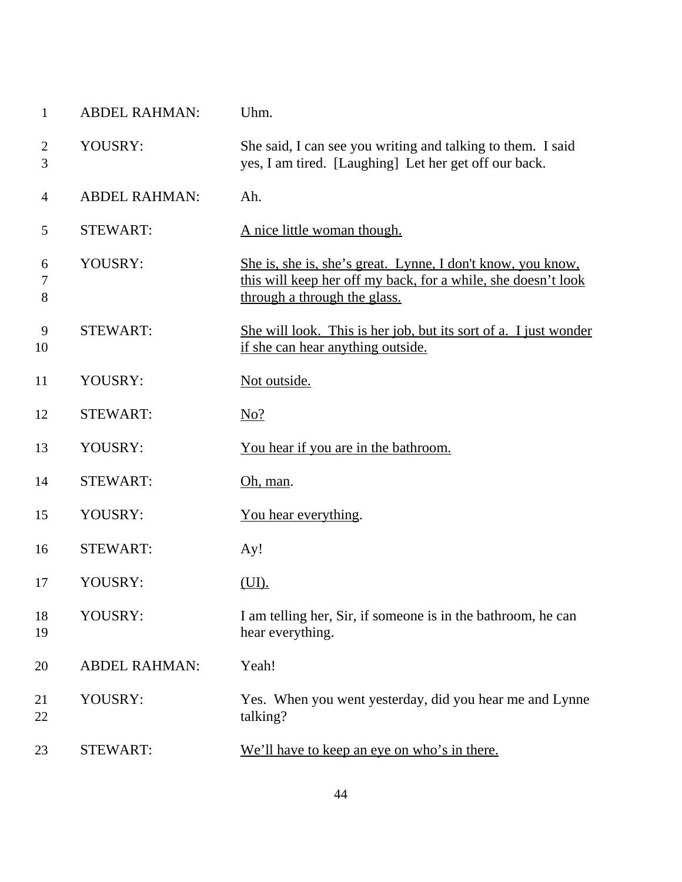| Line | Speaker | Text |
| --- | --- | --- |
| 1 | ABDEL RAHMAN: | Uhm. |
| 2–3 | YOUSRY: | She said, I can see you writing and talking to them. I said yes, I am tired. [Laughing] Let her get off our back. |
| 4 | ABDEL RAHMAN: | Ah. |
| 5 | STEWART: | <u>A nice little woman though.</u> |
| 6–8 | YOUSRY: | <u>She is, she is, she's great. Lynne, I don't know, you know, this will keep her off my back, for a while, she doesn't look through a through the glass.</u> |
| 9–10 | STEWART: | <u>She will look. This is her job, but its sort of a. I just wonder if she can hear anything outside.</u> |
| 11 | YOUSRY: | <u>Not outside.</u> |
| 12 | STEWART: | <u>No?</u> |
| 13 | YOUSRY: | <u>You hear if you are in the bathroom.</u> |
| 14 | STEWART: | <u>Oh, man</u>. |
| 15 | YOUSRY: | <u>You hear everything</u>. |
| 16 | STEWART: | Ay! |
| 17 | YOUSRY: | <u>(UI).</u> |
| 18–19 | YOUSRY: | I am telling her, Sir, if someone is in the bathroom, he can hear everything. |
| 20 | ABDEL RAHMAN: | Yeah! |
| 21–22 | YOUSRY: | Yes. When you went yesterday, did you hear me and Lynne talking? |
| 23 | STEWART: | <u>We'll have to keep an eye on who's in there.</u> |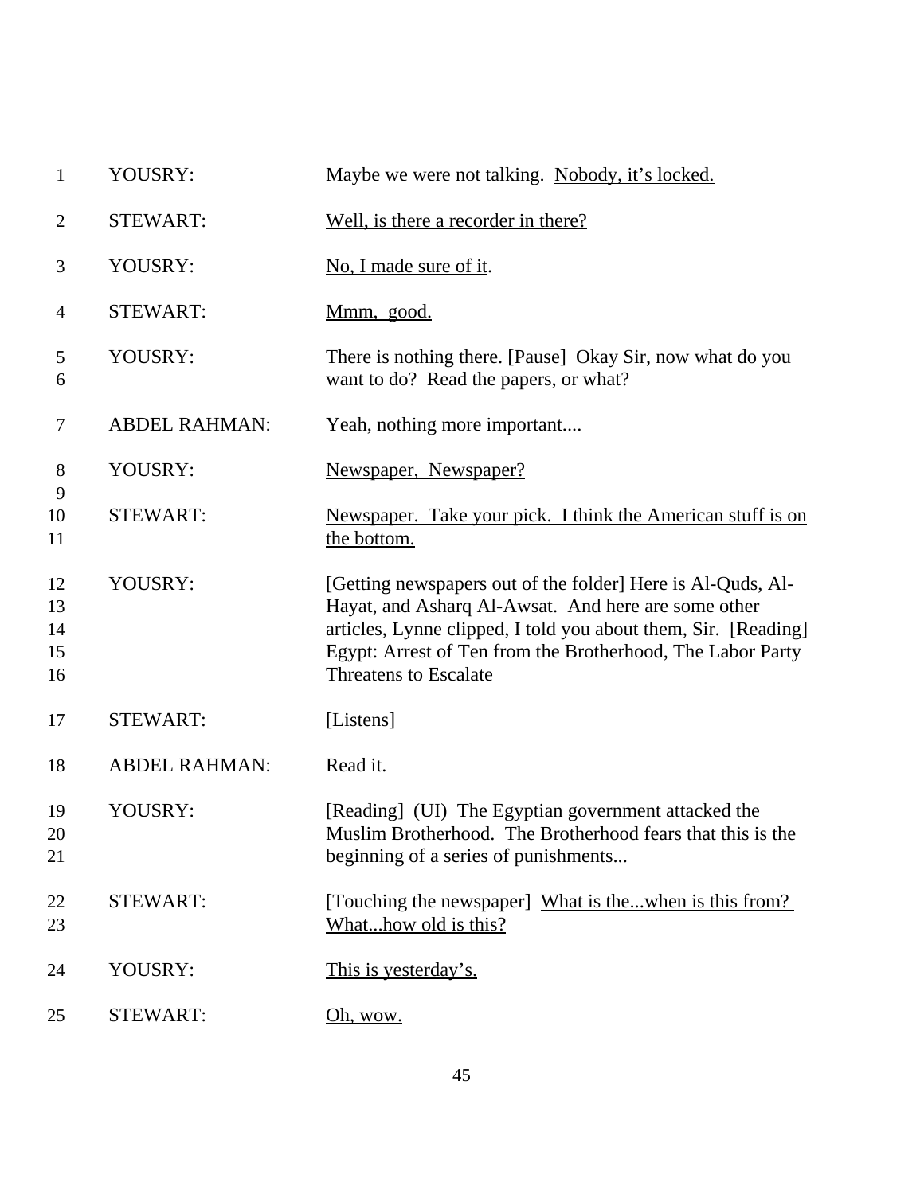| | | |
|---|---|---|
| 1 | YOUSRY: | Maybe we were not talking. <u>Nobody, it's locked.</u> |
| 2 | STEWART: | <u>Well, is there a recorder in there?</u> |
| 3 | YOUSRY: | <u>No, I made sure of it</u>. |
| 4 | STEWART: | <u>Mmm, good.</u> |
| 5-6 | YOUSRY: | There is nothing there. [Pause] Okay Sir, now what do you want to do? Read the papers, or what? |
| 7 | ABDEL RAHMAN: | Yeah, nothing more important.... |
| 8-9 | YOUSRY: | <u>Newspaper, Newspaper?</u> |
| 10-11 | STEWART: | <u>Newspaper. Take your pick. I think the American stuff is on the bottom.</u> |
| 12-16 | YOUSRY: | [Getting newspapers out of the folder] Here is Al-Quds, Al-Hayat, and Asharq Al-Awsat. And here are some other articles, Lynne clipped, I told you about them, Sir. [Reading] Egypt: Arrest of Ten from the Brotherhood, The Labor Party Threatens to Escalate |
| 17 | STEWART: | [Listens] |
| 18 | ABDEL RAHMAN: | Read it. |
| 19-21 | YOUSRY: | [Reading] (UI) The Egyptian government attacked the Muslim Brotherhood. The Brotherhood fears that this is the beginning of a series of punishments... |
| 22-23 | STEWART: | [Touching the newspaper] <u>What is the...when is this from? What...how old is this?</u> |
| 24 | YOUSRY: | <u>This is yesterday's.</u> |
| 25 | STEWART: | <u>Oh, wow.</u> |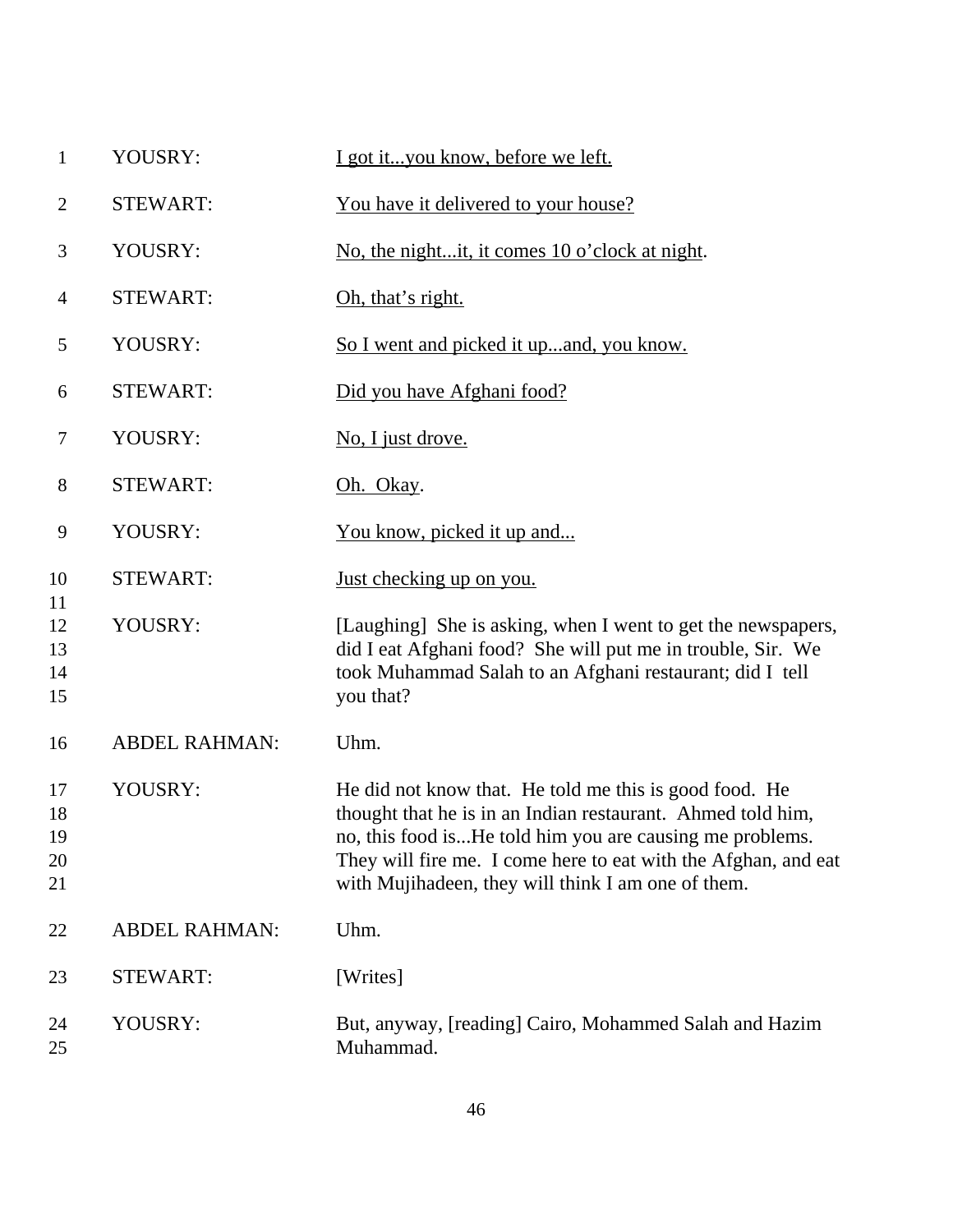| | | |
|---|---|---|
| 1 | YOUSRY: | <u>I got it...you know, before we left.</u> |
| 2 | STEWART: | <u>You have it delivered to your house?</u> |
| 3 | YOUSRY: | <u>No, the night...it, it comes 10 o'clock at night</u>. |
| 4 | STEWART: | <u>Oh, that's right.</u> |
| 5 | YOUSRY: | <u>So I went and picked it up...and, you know.</u> |
| 6 | STEWART: | <u>Did you have Afghani food?</u> |
| 7 | YOUSRY: | <u>No, I just drove.</u> |
| 8 | STEWART: | <u>Oh. Okay</u>. |
| 9 | YOUSRY: | <u>You know, picked it up and...</u> |
| 10 | STEWART: | <u>Just checking up on you.</u> |
| 11 | | |
| 12–15 | YOUSRY: | [Laughing] She is asking, when I went to get the newspapers, did I eat Afghani food? She will put me in trouble, Sir. We took Muhammad Salah to an Afghani restaurant; did I tell you that? |
| 16 | ABDEL RAHMAN: | Uhm. |
| 17–21 | YOUSRY: | He did not know that. He told me this is good food. He thought that he is in an Indian restaurant. Ahmed told him, no, this food is...He told him you are causing me problems. They will fire me. I come here to eat with the Afghan, and eat with Mujihadeen, they will think I am one of them. |
| 22 | ABDEL RAHMAN: | Uhm. |
| 23 | STEWART: | [Writes] |
| 24–25 | YOUSRY: | But, anyway, [reading] Cairo, Mohammed Salah and Hazim Muhammad. |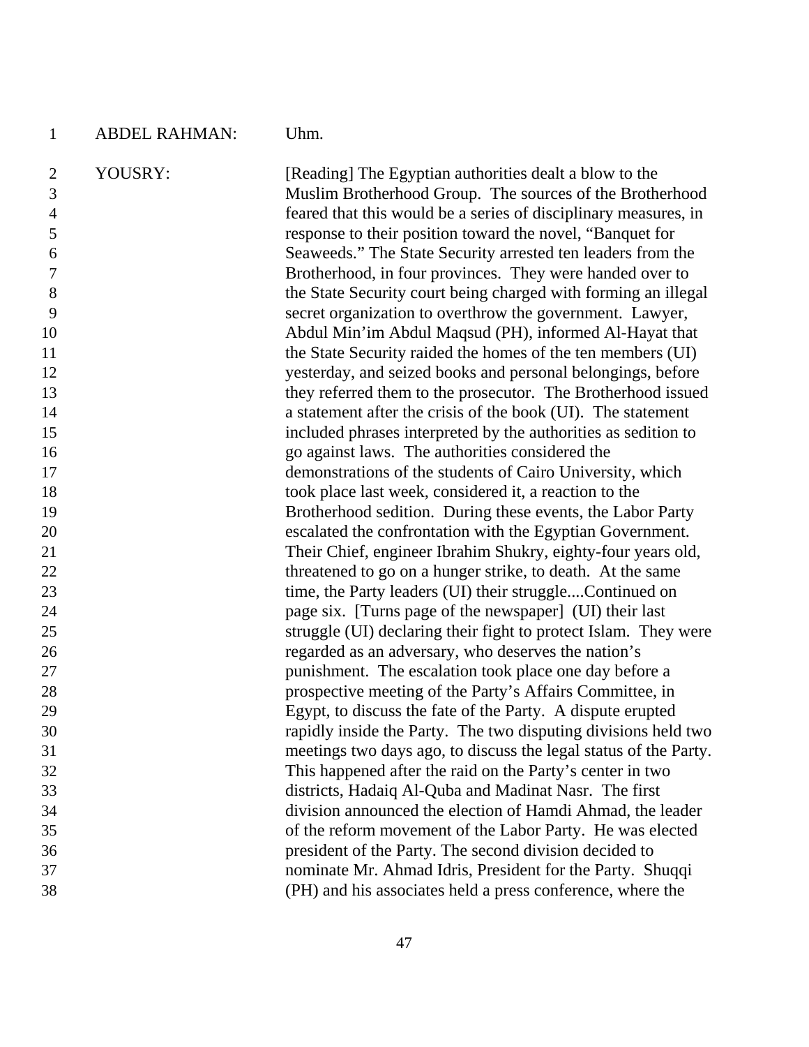ABDEL RAHMAN: Uhm.

YOUSRY: [Reading] The Egyptian authorities dealt a blow to the Muslim Brotherhood Group. The sources of the Brotherhood feared that this would be a series of disciplinary measures, in response to their position toward the novel, "Banquet for Seaweeds." The State Security arrested ten leaders from the Brotherhood, in four provinces. They were handed over to the State Security court being charged with forming an illegal secret organization to overthrow the government. Lawyer, Abdul Min'im Abdul Maqsud (PH), informed Al-Hayat that the State Security raided the homes of the ten members (UI) yesterday, and seized books and personal belongings, before they referred them to the prosecutor. The Brotherhood issued a statement after the crisis of the book (UI). The statement included phrases interpreted by the authorities as sedition to go against laws. The authorities considered the demonstrations of the students of Cairo University, which took place last week, considered it, a reaction to the Brotherhood sedition. During these events, the Labor Party escalated the confrontation with the Egyptian Government. Their Chief, engineer Ibrahim Shukry, eighty-four years old, threatened to go on a hunger strike, to death. At the same time, the Party leaders (UI) their struggle....Continued on page six. [Turns page of the newspaper] (UI) their last struggle (UI) declaring their fight to protect Islam. They were regarded as an adversary, who deserves the nation's punishment. The escalation took place one day before a prospective meeting of the Party's Affairs Committee, in Egypt, to discuss the fate of the Party. A dispute erupted rapidly inside the Party. The two disputing divisions held two meetings two days ago, to discuss the legal status of the Party. This happened after the raid on the Party's center in two districts, Hadaiq Al-Quba and Madinat Nasr. The first division announced the election of Hamdi Ahmad, the leader of the reform movement of the Labor Party. He was elected president of the Party. The second division decided to nominate Mr. Ahmad Idris, President for the Party. Shuqqi (PH) and his associates held a press conference, where the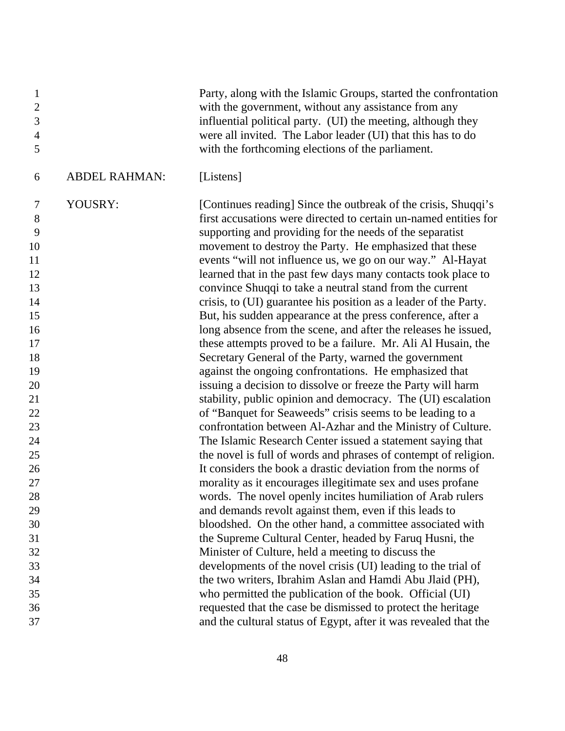Party, along with the Islamic Groups, started the confrontation with the government, without any assistance from any influential political party. (UI) the meeting, although they were all invited. The Labor leader (UI) that this has to do with the forthcoming elections of the parliament.

ABDEL RAHMAN: [Listens]

YOUSRY: [Continues reading] Since the outbreak of the crisis, Shuqqi's first accusations were directed to certain un-named entities for supporting and providing for the needs of the separatist movement to destroy the Party. He emphasized that these events "will not influence us, we go on our way." Al-Hayat learned that in the past few days many contacts took place to convince Shuqqi to take a neutral stand from the current crisis, to (UI) guarantee his position as a leader of the Party. But, his sudden appearance at the press conference, after a long absence from the scene, and after the releases he issued, these attempts proved to be a failure. Mr. Ali Al Husain, the Secretary General of the Party, warned the government against the ongoing confrontations. He emphasized that issuing a decision to dissolve or freeze the Party will harm stability, public opinion and democracy. The (UI) escalation of "Banquet for Seaweeds" crisis seems to be leading to a confrontation between Al-Azhar and the Ministry of Culture. The Islamic Research Center issued a statement saying that the novel is full of words and phrases of contempt of religion. It considers the book a drastic deviation from the norms of morality as it encourages illegitimate sex and uses profane words. The novel openly incites humiliation of Arab rulers and demands revolt against them, even if this leads to bloodshed. On the other hand, a committee associated with the Supreme Cultural Center, headed by Faruq Husni, the Minister of Culture, held a meeting to discuss the developments of the novel crisis (UI) leading to the trial of the two writers, Ibrahim Aslan and Hamdi Abu Jlaid (PH), who permitted the publication of the book. Official (UI) requested that the case be dismissed to protect the heritage and the cultural status of Egypt, after it was revealed that the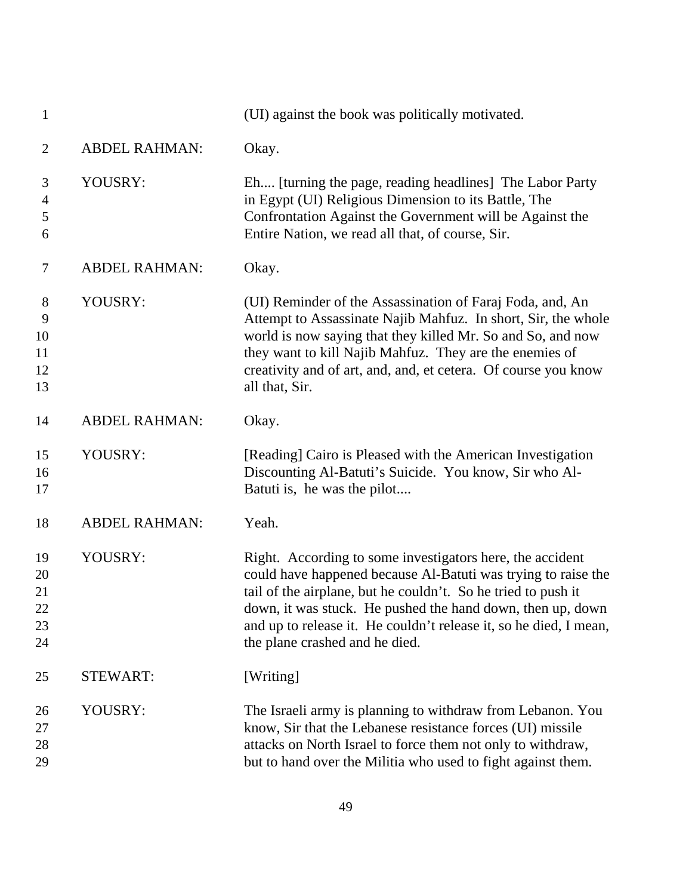| | | |
|---|---|---|
| 1 | | (UI) against the book was politically motivated. |
| 2 | ABDEL RAHMAN: | Okay. |
| 3-6 | YOUSRY: | Eh.... [turning the page, reading headlines] The Labor Party in Egypt (UI) Religious Dimension to its Battle, The Confrontation Against the Government will be Against the Entire Nation, we read all that, of course, Sir. |
| 7 | ABDEL RAHMAN: | Okay. |
| 8-13 | YOUSRY: | (UI) Reminder of the Assassination of Faraj Foda, and, An Attempt to Assassinate Najib Mahfuz. In short, Sir, the whole world is now saying that they killed Mr. So and So, and now they want to kill Najib Mahfuz. They are the enemies of creativity and of art, and, and, et cetera. Of course you know all that, Sir. |
| 14 | ABDEL RAHMAN: | Okay. |
| 15-17 | YOUSRY: | [Reading] Cairo is Pleased with the American Investigation Discounting Al-Batuti's Suicide. You know, Sir who Al-Batuti is, he was the pilot.... |
| 18 | ABDEL RAHMAN: | Yeah. |
| 19-24 | YOUSRY: | Right. According to some investigators here, the accident could have happened because Al-Batuti was trying to raise the tail of the airplane, but he couldn't. So he tried to push it down, it was stuck. He pushed the hand down, then up, down and up to release it. He couldn't release it, so he died, I mean, the plane crashed and he died. |
| 25 | STEWART: | [Writing] |
| 26-29 | YOUSRY: | The Israeli army is planning to withdraw from Lebanon. You know, Sir that the Lebanese resistance forces (UI) missile attacks on North Israel to force them not only to withdraw, but to hand over the Militia who used to fight against them. |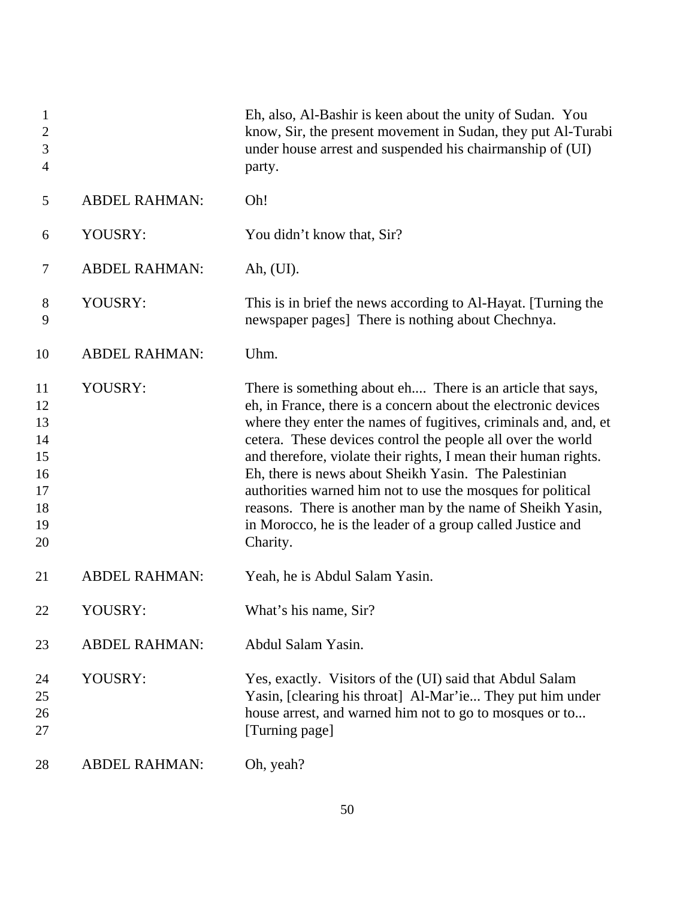Eh, also, Al-Bashir is keen about the unity of Sudan. You know, Sir, the present movement in Sudan, they put Al-Turabi under house arrest and suspended his chairmanship of (UI) party.

ABDEL RAHMAN: Oh!

YOUSRY: You didn't know that, Sir?

ABDEL RAHMAN: Ah, (UI).

YOUSRY: This is in brief the news according to Al-Hayat. [Turning the newspaper pages] There is nothing about Chechnya.

ABDEL RAHMAN: Uhm.

YOUSRY: There is something about eh.... There is an article that says, eh, in France, there is a concern about the electronic devices where they enter the names of fugitives, criminals and, and, et cetera. These devices control the people all over the world and therefore, violate their rights, I mean their human rights. Eh, there is news about Sheikh Yasin. The Palestinian authorities warned him not to use the mosques for political reasons. There is another man by the name of Sheikh Yasin, in Morocco, he is the leader of a group called Justice and Charity.

ABDEL RAHMAN: Yeah, he is Abdul Salam Yasin.

YOUSRY: What's his name, Sir?

ABDEL RAHMAN: Abdul Salam Yasin.

YOUSRY: Yes, exactly. Visitors of the (UI) said that Abdul Salam Yasin, [clearing his throat] Al-Mar'ie... They put him under house arrest, and warned him not to go to mosques or to... [Turning page]

ABDEL RAHMAN: Oh, yeah?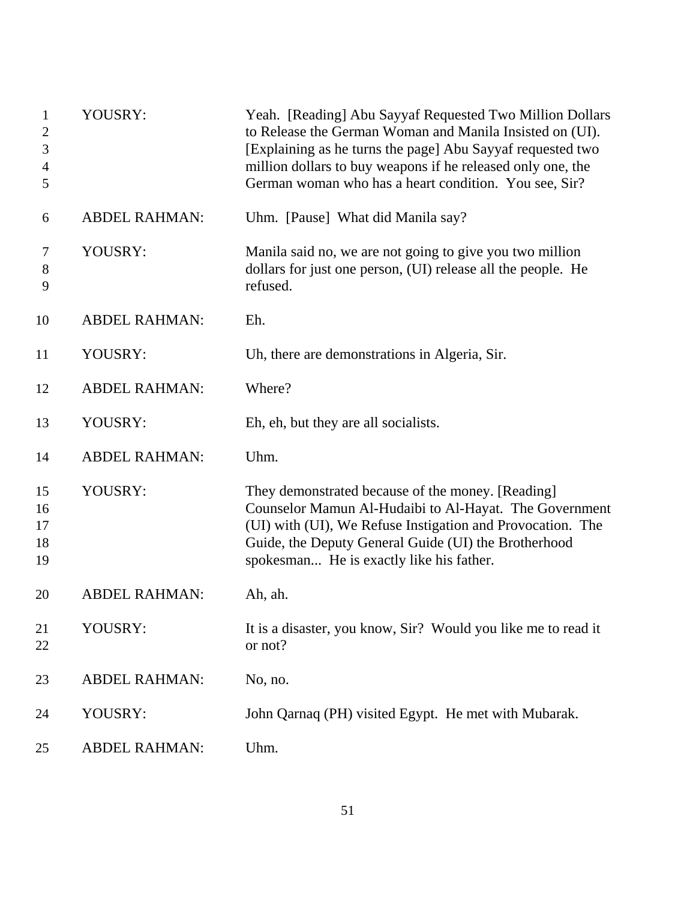| | | |
|---|---|---|
| 1<br>2<br>3<br>4<br>5 | YOUSRY: | Yeah. [Reading] Abu Sayyaf Requested Two Million Dollars to Release the German Woman and Manila Insisted on (UI). [Explaining as he turns the page] Abu Sayyaf requested two million dollars to buy weapons if he released only one, the German woman who has a heart condition. You see, Sir? |
| 6 | ABDEL RAHMAN: | Uhm. [Pause] What did Manila say? |
| 7<br>8<br>9 | YOUSRY: | Manila said no, we are not going to give you two million dollars for just one person, (UI) release all the people. He refused. |
| 10 | ABDEL RAHMAN: | Eh. |
| 11 | YOUSRY: | Uh, there are demonstrations in Algeria, Sir. |
| 12 | ABDEL RAHMAN: | Where? |
| 13 | YOUSRY: | Eh, eh, but they are all socialists. |
| 14 | ABDEL RAHMAN: | Uhm. |
| 15<br>16<br>17<br>18<br>19 | YOUSRY: | They demonstrated because of the money. [Reading] Counselor Mamun Al-Hudaibi to Al-Hayat. The Government (UI) with (UI), We Refuse Instigation and Provocation. The Guide, the Deputy General Guide (UI) the Brotherhood spokesman... He is exactly like his father. |
| 20 | ABDEL RAHMAN: | Ah, ah. |
| 21<br>22 | YOUSRY: | It is a disaster, you know, Sir? Would you like me to read it or not? |
| 23 | ABDEL RAHMAN: | No, no. |
| 24 | YOUSRY: | John Qarnaq (PH) visited Egypt. He met with Mubarak. |
| 25 | ABDEL RAHMAN: | Uhm. |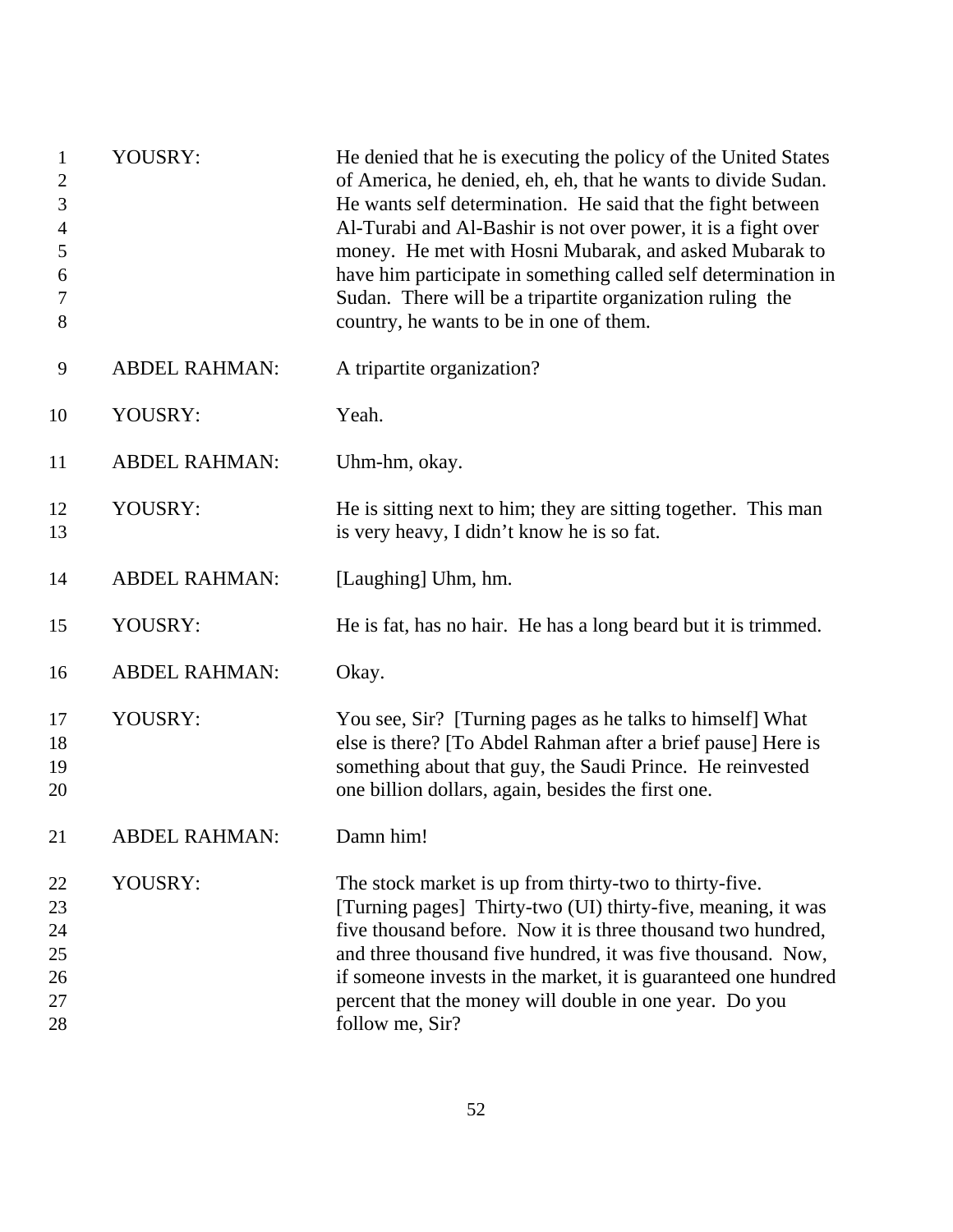| | | |
|---|---|---|
| 1-8 | YOUSRY: | He denied that he is executing the policy of the United States of America, he denied, eh, eh, that he wants to divide Sudan. He wants self determination. He said that the fight between Al-Turabi and Al-Bashir is not over power, it is a fight over money. He met with Hosni Mubarak, and asked Mubarak to have him participate in something called self determination in Sudan. There will be a tripartite organization ruling the country, he wants to be in one of them. |
| 9 | ABDEL RAHMAN: | A tripartite organization? |
| 10 | YOUSRY: | Yeah. |
| 11 | ABDEL RAHMAN: | Uhm-hm, okay. |
| 12-13 | YOUSRY: | He is sitting next to him; they are sitting together. This man is very heavy, I didn't know he is so fat. |
| 14 | ABDEL RAHMAN: | [Laughing] Uhm, hm. |
| 15 | YOUSRY: | He is fat, has no hair. He has a long beard but it is trimmed. |
| 16 | ABDEL RAHMAN: | Okay. |
| 17-20 | YOUSRY: | You see, Sir? [Turning pages as he talks to himself] What else is there? [To Abdel Rahman after a brief pause] Here is something about that guy, the Saudi Prince. He reinvested one billion dollars, again, besides the first one. |
| 21 | ABDEL RAHMAN: | Damn him! |
| 22-28 | YOUSRY: | The stock market is up from thirty-two to thirty-five. [Turning pages] Thirty-two (UI) thirty-five, meaning, it was five thousand before. Now it is three thousand two hundred, and three thousand five hundred, it was five thousand. Now, if someone invests in the market, it is guaranteed one hundred percent that the money will double in one year. Do you follow me, Sir? |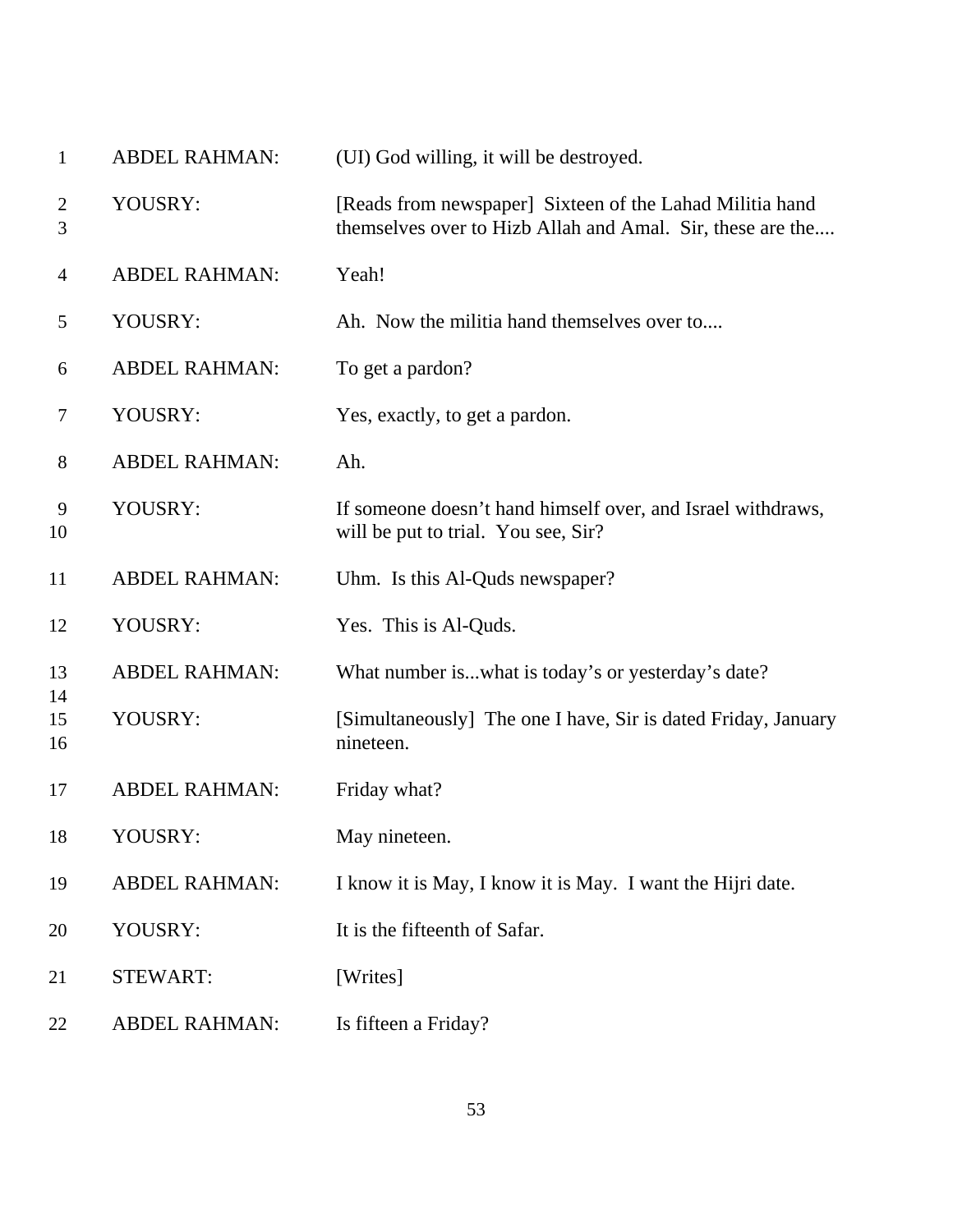| | | |
|---|---|---|
| 1 | ABDEL RAHMAN: | (UI) God willing, it will be destroyed. |
| 2<br>3 | YOUSRY: | [Reads from newspaper] Sixteen of the Lahad Militia hand themselves over to Hizb Allah and Amal. Sir, these are the.... |
| 4 | ABDEL RAHMAN: | Yeah! |
| 5 | YOUSRY: | Ah. Now the militia hand themselves over to.... |
| 6 | ABDEL RAHMAN: | To get a pardon? |
| 7 | YOUSRY: | Yes, exactly, to get a pardon. |
| 8 | ABDEL RAHMAN: | Ah. |
| 9<br>10 | YOUSRY: | If someone doesn't hand himself over, and Israel withdraws, will be put to trial. You see, Sir? |
| 11 | ABDEL RAHMAN: | Uhm. Is this Al-Quds newspaper? |
| 12 | YOUSRY: | Yes. This is Al-Quds. |
| 13<br>14 | ABDEL RAHMAN: | What number is...what is today's or yesterday's date? |
| 15<br>16 | YOUSRY: | [Simultaneously] The one I have, Sir is dated Friday, January nineteen. |
| 17 | ABDEL RAHMAN: | Friday what? |
| 18 | YOUSRY: | May nineteen. |
| 19 | ABDEL RAHMAN: | I know it is May, I know it is May. I want the Hijri date. |
| 20 | YOUSRY: | It is the fifteenth of Safar. |
| 21 | STEWART: | [Writes] |
| 22 | ABDEL RAHMAN: | Is fifteen a Friday? |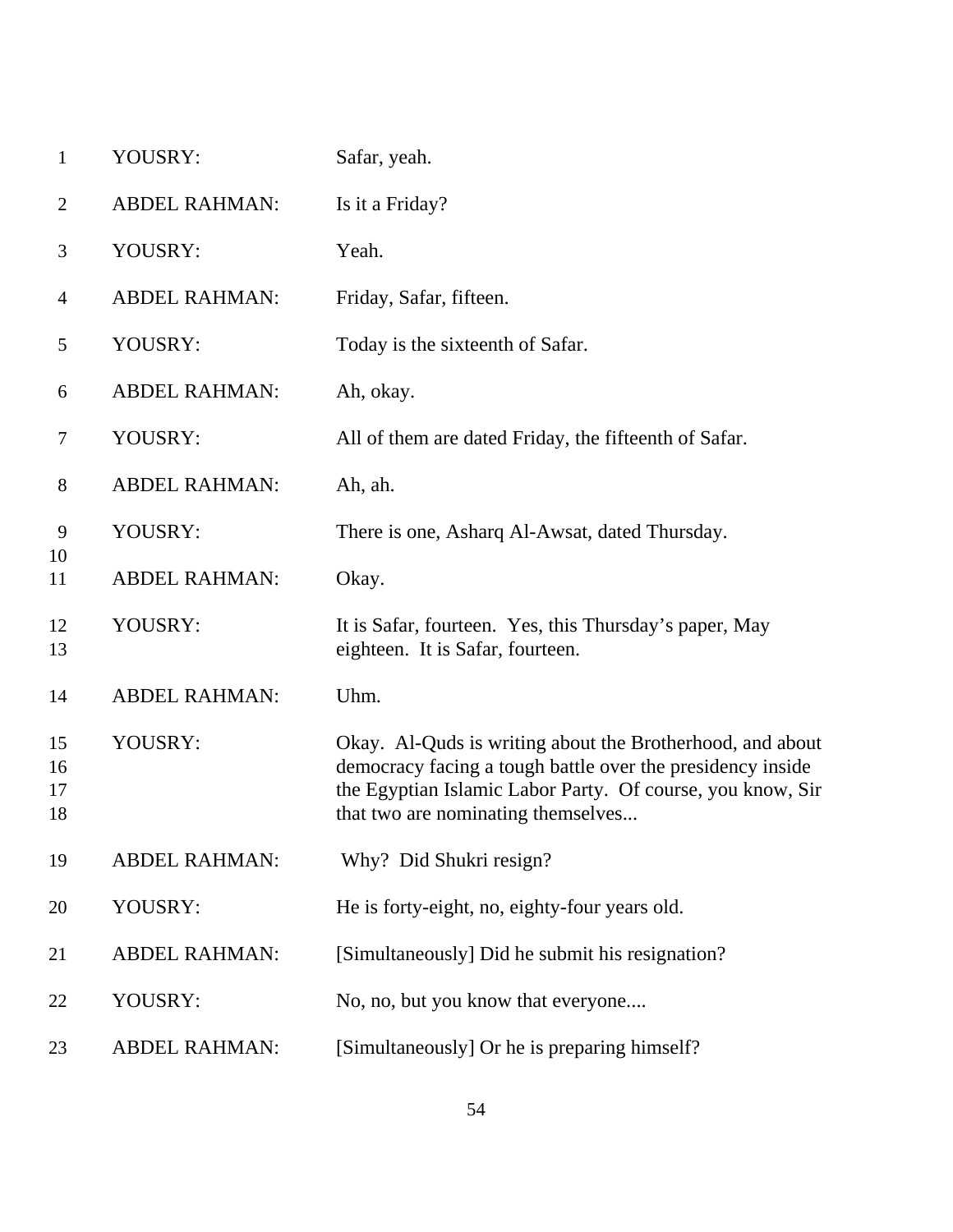1 YOUSRY: Safar, yeah.

2 ABDEL RAHMAN: Is it a Friday?

3 YOUSRY: Yeah.

4 ABDEL RAHMAN: Friday, Safar, fifteen.

5 YOUSRY: Today is the sixteenth of Safar.

6 ABDEL RAHMAN: Ah, okay.

7 YOUSRY: All of them are dated Friday, the fifteenth of Safar.

8 ABDEL RAHMAN: Ah, ah.

9 YOUSRY: There is one, Asharq Al-Awsat, dated Thursday.
10
11 ABDEL RAHMAN: Okay.

12 YOUSRY: It is Safar, fourteen. Yes, this Thursday's paper, May
13 eighteen. It is Safar, fourteen.

14 ABDEL RAHMAN: Uhm.

15 YOUSRY: Okay. Al-Quds is writing about the Brotherhood, and about
16 democracy facing a tough battle over the presidency inside
17 the Egyptian Islamic Labor Party. Of course, you know, Sir
18 that two are nominating themselves...

19 ABDEL RAHMAN: Why? Did Shukri resign?

20 YOUSRY: He is forty-eight, no, eighty-four years old.

21 ABDEL RAHMAN: [Simultaneously] Did he submit his resignation?

22 YOUSRY: No, no, but you know that everyone....

23 ABDEL RAHMAN: [Simultaneously] Or he is preparing himself?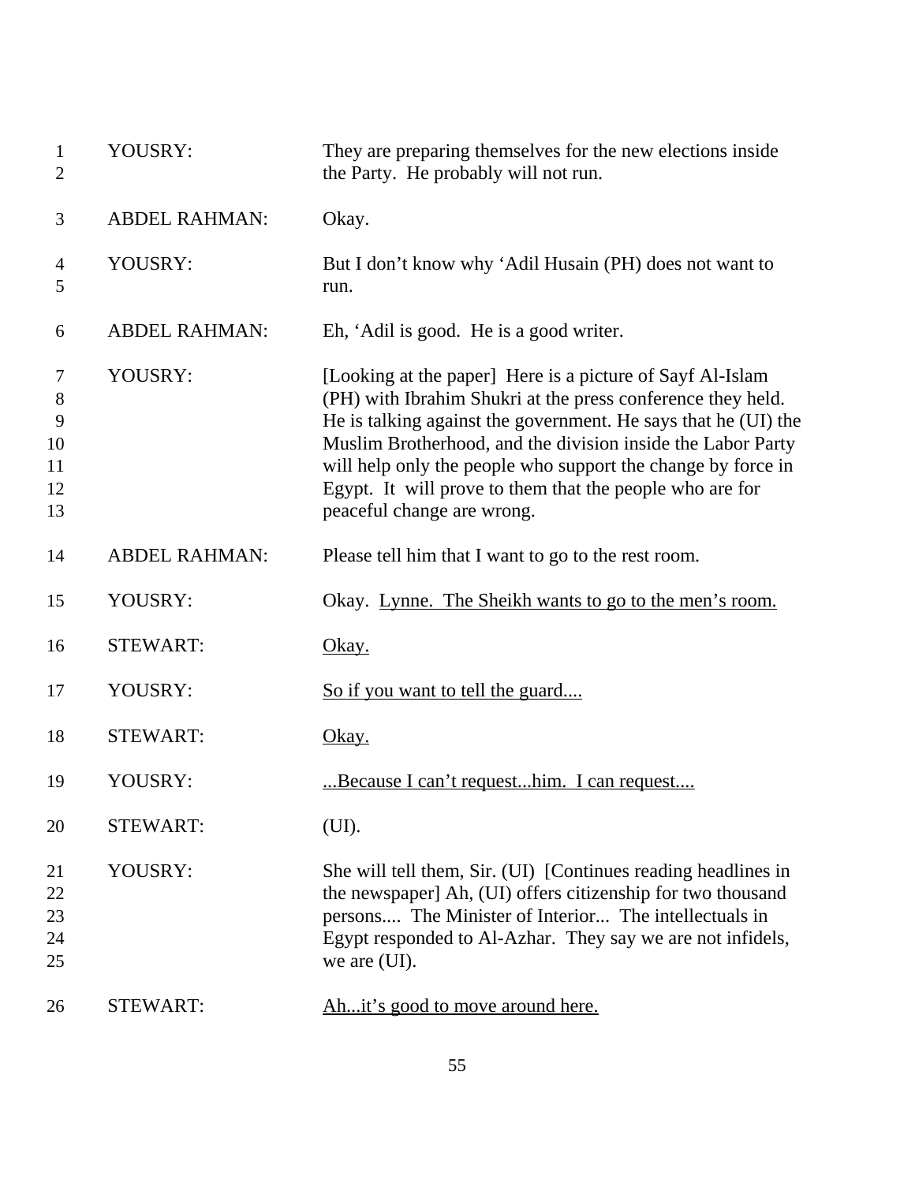| | | |
|---|---|---|
| 1<br>2 | YOUSRY: | They are preparing themselves for the new elections inside the Party. He probably will not run. |
| 3 | ABDEL RAHMAN: | Okay. |
| 4<br>5 | YOUSRY: | But I don't know why 'Adil Husain (PH) does not want to run. |
| 6 | ABDEL RAHMAN: | Eh, 'Adil is good. He is a good writer. |
| 7<br>8<br>9<br>10<br>11<br>12<br>13 | YOUSRY: | [Looking at the paper] Here is a picture of Sayf Al-Islam (PH) with Ibrahim Shukri at the press conference they held. He is talking against the government. He says that he (UI) the Muslim Brotherhood, and the division inside the Labor Party will help only the people who support the change by force in Egypt. It will prove to them that the people who are for peaceful change are wrong. |
| 14 | ABDEL RAHMAN: | Please tell him that I want to go to the rest room. |
| 15 | YOUSRY: | Okay. <u>Lynne. The Sheikh wants to go to the men's room.</u> |
| 16 | STEWART: | <u>Okay.</u> |
| 17 | YOUSRY: | <u>So if you want to tell the guard....</u> |
| 18 | STEWART: | <u>Okay.</u> |
| 19 | YOUSRY: | <u>...Because I can't request...him. I can request....</u> |
| 20 | STEWART: | (UI). |
| 21<br>22<br>23<br>24<br>25 | YOUSRY: | She will tell them, Sir. (UI) [Continues reading headlines in the newspaper] Ah, (UI) offers citizenship for two thousand persons.... The Minister of Interior... The intellectuals in Egypt responded to Al-Azhar. They say we are not infidels, we are (UI). |
| 26 | STEWART: | <u>Ah...it's good to move around here.</u> |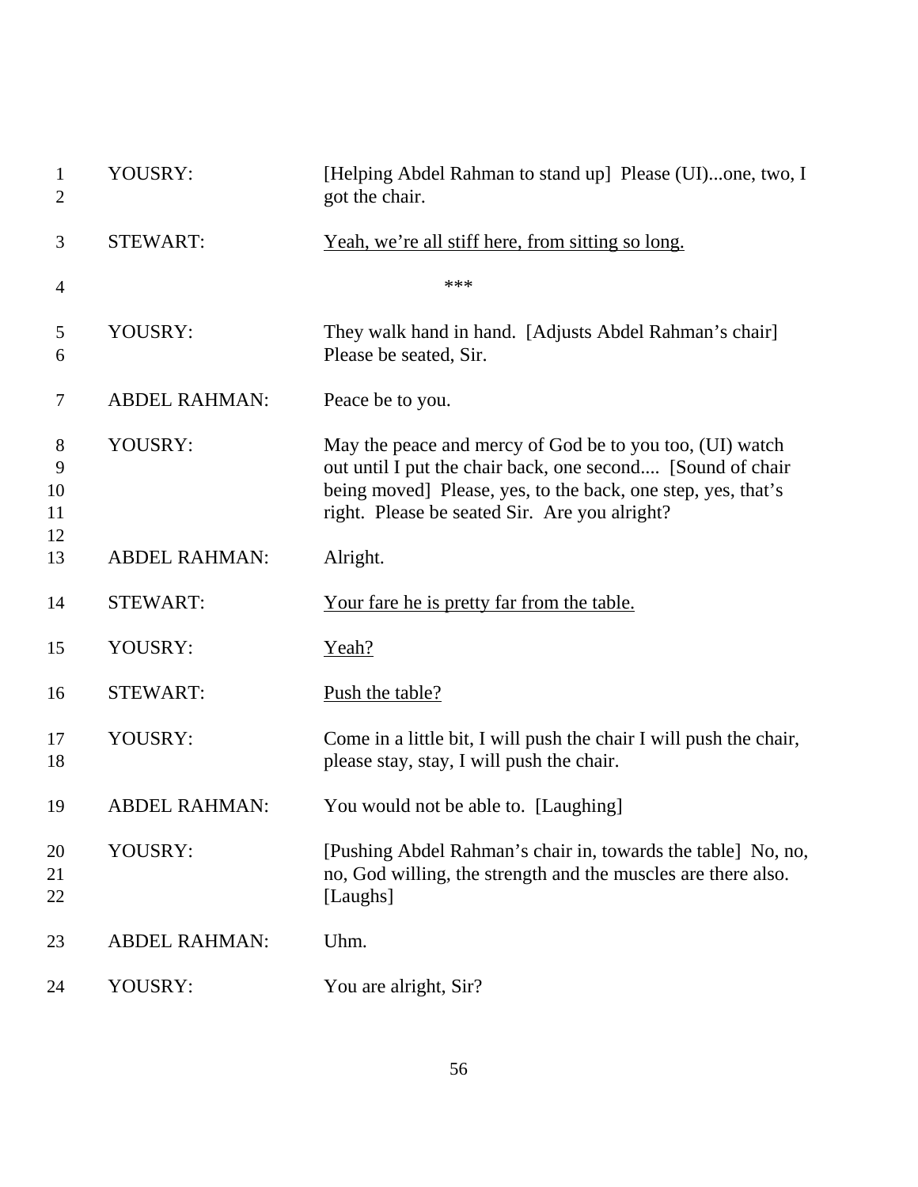| | | |
|---|---|---|
| 1<br>2 | YOUSRY: | [Helping Abdel Rahman to stand up] Please (UI)...one, two, I got the chair. |
| 3 | STEWART: | <u>Yeah, we're all stiff here, from sitting so long.</u> |
| 4 | | *** |
| 5<br>6 | YOUSRY: | They walk hand in hand. [Adjusts Abdel Rahman's chair] Please be seated, Sir. |
| 7 | ABDEL RAHMAN: | Peace be to you. |
| 8<br>9<br>10<br>11<br>12 | YOUSRY: | May the peace and mercy of God be to you too, (UI) watch out until I put the chair back, one second.... [Sound of chair being moved] Please, yes, to the back, one step, yes, that's right. Please be seated Sir. Are you alright? |
| 13 | ABDEL RAHMAN: | Alright. |
| 14 | STEWART: | <u>Your fare he is pretty far from the table.</u> |
| 15 | YOUSRY: | <u>Yeah?</u> |
| 16 | STEWART: | <u>Push the table?</u> |
| 17<br>18 | YOUSRY: | Come in a little bit, I will push the chair I will push the chair, please stay, stay, I will push the chair. |
| 19 | ABDEL RAHMAN: | You would not be able to. [Laughing] |
| 20<br>21<br>22 | YOUSRY: | [Pushing Abdel Rahman's chair in, towards the table] No, no, no, God willing, the strength and the muscles are there also. [Laughs] |
| 23 | ABDEL RAHMAN: | Uhm. |
| 24 | YOUSRY: | You are alright, Sir? |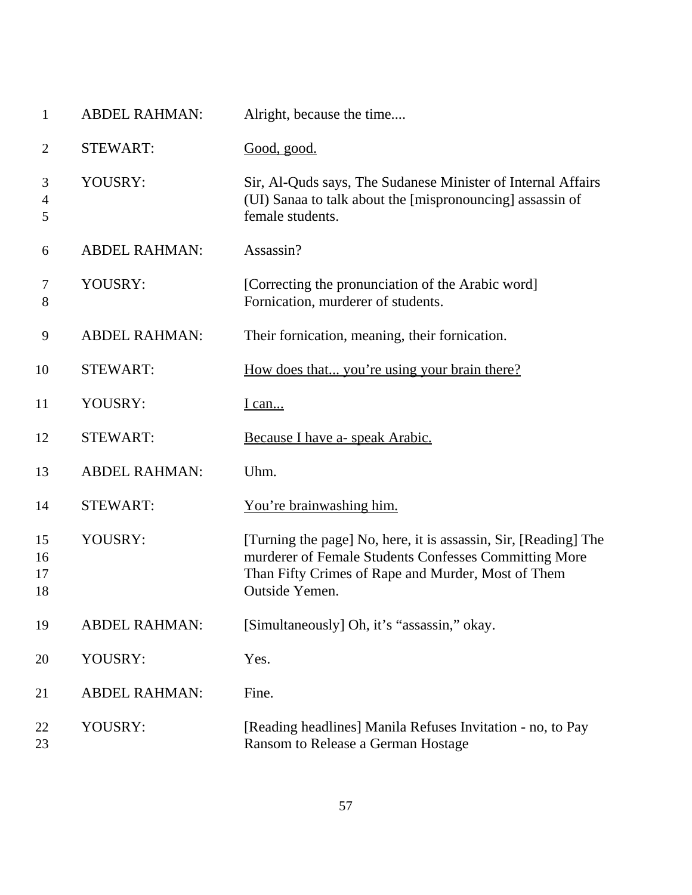| | | |
|---|---|---|
| 1 | ABDEL RAHMAN: | Alright, because the time.... |
| 2 | STEWART: | <u>Good, good.</u> |
| 3<br>4<br>5 | YOUSRY: | Sir, Al-Quds says, The Sudanese Minister of Internal Affairs (UI) Sanaa to talk about the [mispronouncing] assassin of female students. |
| 6 | ABDEL RAHMAN: | Assassin? |
| 7<br>8 | YOUSRY: | [Correcting the pronunciation of the Arabic word] Fornication, murderer of students. |
| 9 | ABDEL RAHMAN: | Their fornication, meaning, their fornication. |
| 10 | STEWART: | <u>How does that... you're using your brain there?</u> |
| 11 | YOUSRY: | <u>I can...</u> |
| 12 | STEWART: | <u>Because I have a- speak Arabic.</u> |
| 13 | ABDEL RAHMAN: | Uhm. |
| 14 | STEWART: | <u>You're brainwashing him.</u> |
| 15<br>16<br>17<br>18 | YOUSRY: | [Turning the page] No, here, it is assassin, Sir, [Reading] The murderer of Female Students Confesses Committing More Than Fifty Crimes of Rape and Murder, Most of Them Outside Yemen. |
| 19 | ABDEL RAHMAN: | [Simultaneously] Oh, it's "assassin," okay. |
| 20 | YOUSRY: | Yes. |
| 21 | ABDEL RAHMAN: | Fine. |
| 22<br>23 | YOUSRY: | [Reading headlines] Manila Refuses Invitation - no, to Pay Ransom to Release a German Hostage |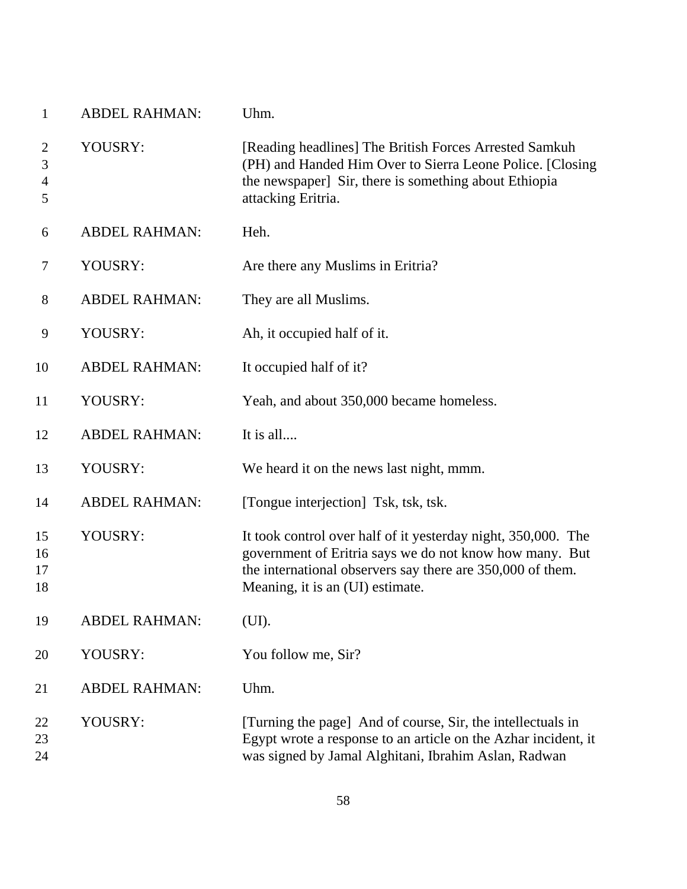1 ABDEL RAHMAN: Uhm.

2 YOUSRY: [Reading headlines] The British Forces Arrested Samkuh
3 (PH) and Handed Him Over to Sierra Leone Police. [Closing
4 the newspaper] Sir, there is something about Ethiopia
5 attacking Eritria.

6 ABDEL RAHMAN: Heh.

7 YOUSRY: Are there any Muslims in Eritria?

8 ABDEL RAHMAN: They are all Muslims.

9 YOUSRY: Ah, it occupied half of it.

10 ABDEL RAHMAN: It occupied half of it?

11 YOUSRY: Yeah, and about 350,000 became homeless.

12 ABDEL RAHMAN: It is all....

13 YOUSRY: We heard it on the news last night, mmm.

14 ABDEL RAHMAN: [Tongue interjection] Tsk, tsk, tsk.

15 YOUSRY: It took control over half of it yesterday night, 350,000. The
16 government of Eritria says we do not know how many. But
17 the international observers say there are 350,000 of them.
18 Meaning, it is an (UI) estimate.

19 ABDEL RAHMAN: (UI).

20 YOUSRY: You follow me, Sir?

21 ABDEL RAHMAN: Uhm.

22 YOUSRY: [Turning the page] And of course, Sir, the intellectuals in
23 Egypt wrote a response to an article on the Azhar incident, it
24 was signed by Jamal Alghitani, Ibrahim Aslan, Radwan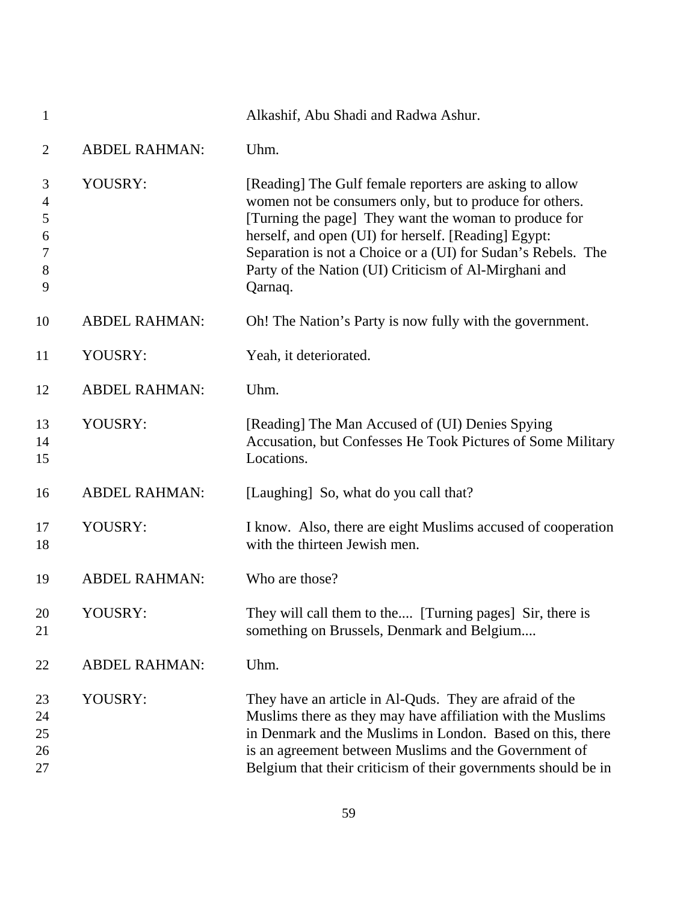Alkashif, Abu Shadi and Radwa Ashur.

ABDEL RAHMAN: Uhm.

YOUSRY: [Reading] The Gulf female reporters are asking to allow women not be consumers only, but to produce for others. [Turning the page] They want the woman to produce for herself, and open (UI) for herself. [Reading] Egypt: Separation is not a Choice or a (UI) for Sudan's Rebels. The Party of the Nation (UI) Criticism of Al-Mirghani and Qarnaq.

ABDEL RAHMAN: Oh! The Nation's Party is now fully with the government.

YOUSRY: Yeah, it deteriorated.

ABDEL RAHMAN: Uhm.

YOUSRY: [Reading] The Man Accused of (UI) Denies Spying Accusation, but Confesses He Took Pictures of Some Military Locations.

ABDEL RAHMAN: [Laughing] So, what do you call that?

YOUSRY: I know. Also, there are eight Muslims accused of cooperation with the thirteen Jewish men.

ABDEL RAHMAN: Who are those?

YOUSRY: They will call them to the.... [Turning pages] Sir, there is something on Brussels, Denmark and Belgium....

ABDEL RAHMAN: Uhm.

YOUSRY: They have an article in Al-Quds. They are afraid of the Muslims there as they may have affiliation with the Muslims in Denmark and the Muslims in London. Based on this, there is an agreement between Muslims and the Government of Belgium that their criticism of their governments should be in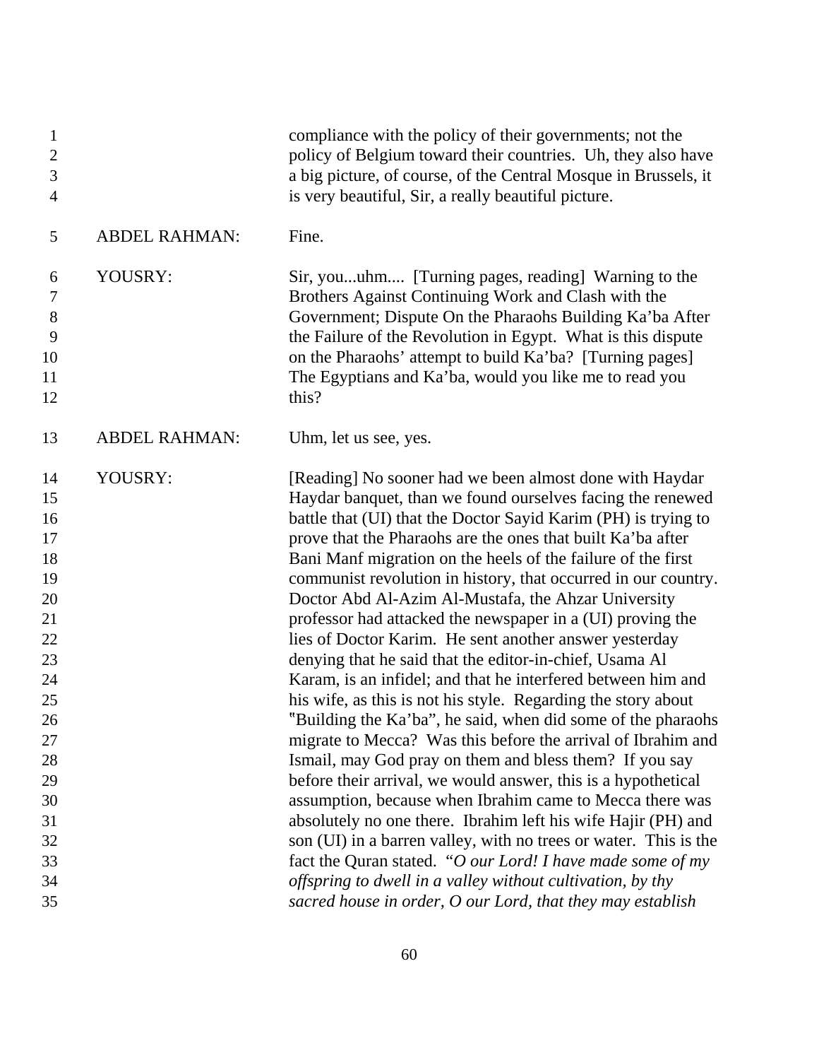compliance with the policy of their governments; not the policy of Belgium toward their countries. Uh, they also have a big picture, of course, of the Central Mosque in Brussels, it is very beautiful, Sir, a really beautiful picture.

ABDEL RAHMAN: Fine.

YOUSRY: Sir, you...uhm.... [Turning pages, reading] Warning to the Brothers Against Continuing Work and Clash with the Government; Dispute On the Pharaohs Building Ka'ba After the Failure of the Revolution in Egypt. What is this dispute on the Pharaohs' attempt to build Ka'ba? [Turning pages] The Egyptians and Ka'ba, would you like me to read you this?

ABDEL RAHMAN: Uhm, let us see, yes.

YOUSRY: [Reading] No sooner had we been almost done with Haydar Haydar banquet, than we found ourselves facing the renewed battle that (UI) that the Doctor Sayid Karim (PH) is trying to prove that the Pharaohs are the ones that built Ka'ba after Bani Manf migration on the heels of the failure of the first communist revolution in history, that occurred in our country. Doctor Abd Al-Azim Al-Mustafa, the Ahzar University professor had attacked the newspaper in a (UI) proving the lies of Doctor Karim. He sent another answer yesterday denying that he said that the editor-in-chief, Usama Al Karam, is an infidel; and that he interfered between him and his wife, as this is not his style. Regarding the story about "Building the Ka'ba", he said, when did some of the pharaohs migrate to Mecca? Was this before the arrival of Ibrahim and Ismail, may God pray on them and bless them? If you say before their arrival, we would answer, this is a hypothetical assumption, because when Ibrahim came to Mecca there was absolutely no one there. Ibrahim left his wife Hajir (PH) and son (UI) in a barren valley, with no trees or water. This is the fact the Quran stated. "*O our Lord! I have made some of my offspring to dwell in a valley without cultivation, by thy sacred house in order, O our Lord, that they may establish*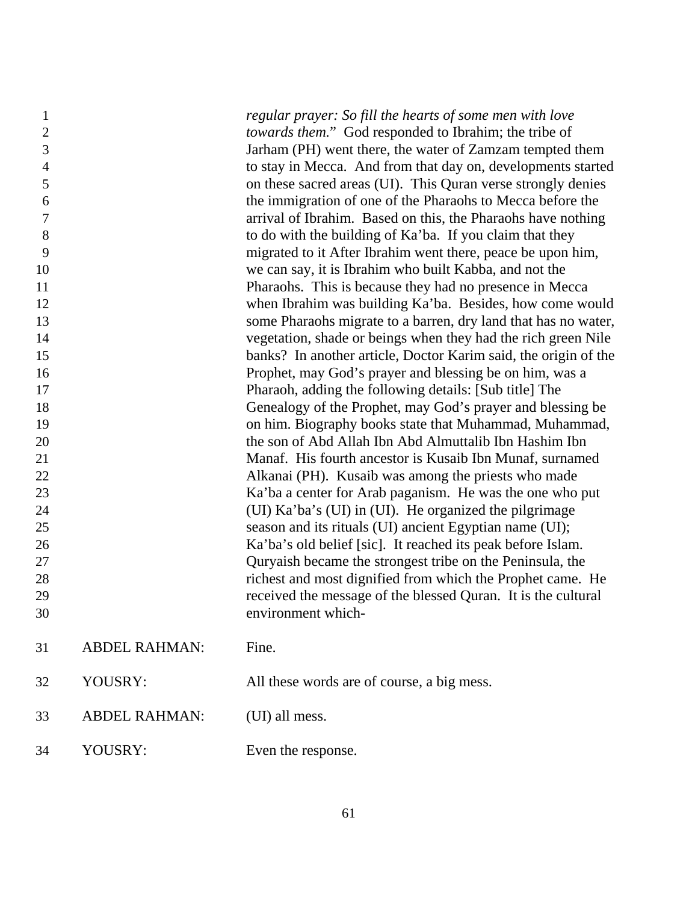*regular prayer: So fill the hearts of some men with love towards them.*" God responded to Ibrahim; the tribe of Jarham (PH) went there, the water of Zamzam tempted them to stay in Mecca. And from that day on, developments started on these sacred areas (UI). This Quran verse strongly denies the immigration of one of the Pharaohs to Mecca before the arrival of Ibrahim. Based on this, the Pharaohs have nothing to do with the building of Ka'ba. If you claim that they migrated to it After Ibrahim went there, peace be upon him, we can say, it is Ibrahim who built Kabba, and not the Pharaohs. This is because they had no presence in Mecca when Ibrahim was building Ka'ba. Besides, how come would some Pharaohs migrate to a barren, dry land that has no water, vegetation, shade or beings when they had the rich green Nile banks? In another article, Doctor Karim said, the origin of the Prophet, may God's prayer and blessing be on him, was a Pharaoh, adding the following details: [Sub title] The Genealogy of the Prophet, may God's prayer and blessing be on him. Biography books state that Muhammad, Muhammad, the son of Abd Allah Ibn Abd Almuttalib Ibn Hashim Ibn Manaf. His fourth ancestor is Kusaib Ibn Munaf, surnamed Alkanai (PH). Kusaib was among the priests who made Ka'ba a center for Arab paganism. He was the one who put (UI) Ka'ba's (UI) in (UI). He organized the pilgrimage season and its rituals (UI) ancient Egyptian name (UI); Ka'ba's old belief [sic]. It reached its peak before Islam. Quryaish became the strongest tribe on the Peninsula, the richest and most dignified from which the Prophet came. He received the message of the blessed Quran. It is the cultural environment which-

ABDEL RAHMAN: Fine.

YOUSRY: All these words are of course, a big mess.

ABDEL RAHMAN: (UI) all mess.

YOUSRY: Even the response.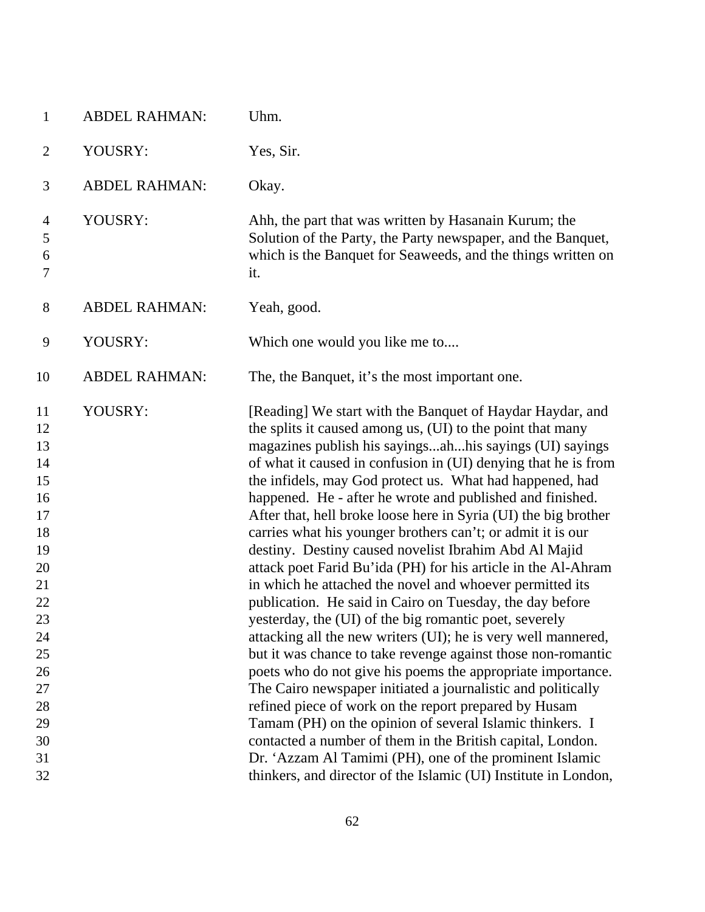| | | |
|---|---|---|
| 1 | ABDEL RAHMAN: | Uhm. |
| 2 | YOUSRY: | Yes, Sir. |
| 3 | ABDEL RAHMAN: | Okay. |
| 4<br>5<br>6<br>7 | YOUSRY: | Ahh, the part that was written by Hasanain Kurum; the Solution of the Party, the Party newspaper, and the Banquet, which is the Banquet for Seaweeds, and the things written on it. |
| 8 | ABDEL RAHMAN: | Yeah, good. |
| 9 | YOUSRY: | Which one would you like me to.... |
| 10 | ABDEL RAHMAN: | The, the Banquet, it's the most important one. |
| 11<br>12<br>13<br>14<br>15<br>16<br>17<br>18<br>19<br>20<br>21<br>22<br>23<br>24<br>25<br>26<br>27<br>28<br>29<br>30<br>31<br>32 | YOUSRY: | [Reading] We start with the Banquet of Haydar Haydar, and the splits it caused among us, (UI) to the point that many magazines publish his sayings...ah...his sayings (UI) sayings of what it caused in confusion in (UI) denying that he is from the infidels, may God protect us. What had happened, had happened. He - after he wrote and published and finished. After that, hell broke loose here in Syria (UI) the big brother carries what his younger brothers can't; or admit it is our destiny. Destiny caused novelist Ibrahim Abd Al Majid attack poet Farid Bu'ida (PH) for his article in the Al-Ahram in which he attached the novel and whoever permitted its publication. He said in Cairo on Tuesday, the day before yesterday, the (UI) of the big romantic poet, severely attacking all the new writers (UI); he is very well mannered, but it was chance to take revenge against those non-romantic poets who do not give his poems the appropriate importance. The Cairo newspaper initiated a journalistic and politically refined piece of work on the report prepared by Husam Tamam (PH) on the opinion of several Islamic thinkers. I contacted a number of them in the British capital, London. Dr. 'Azzam Al Tamimi (PH), one of the prominent Islamic thinkers, and director of the Islamic (UI) Institute in London, |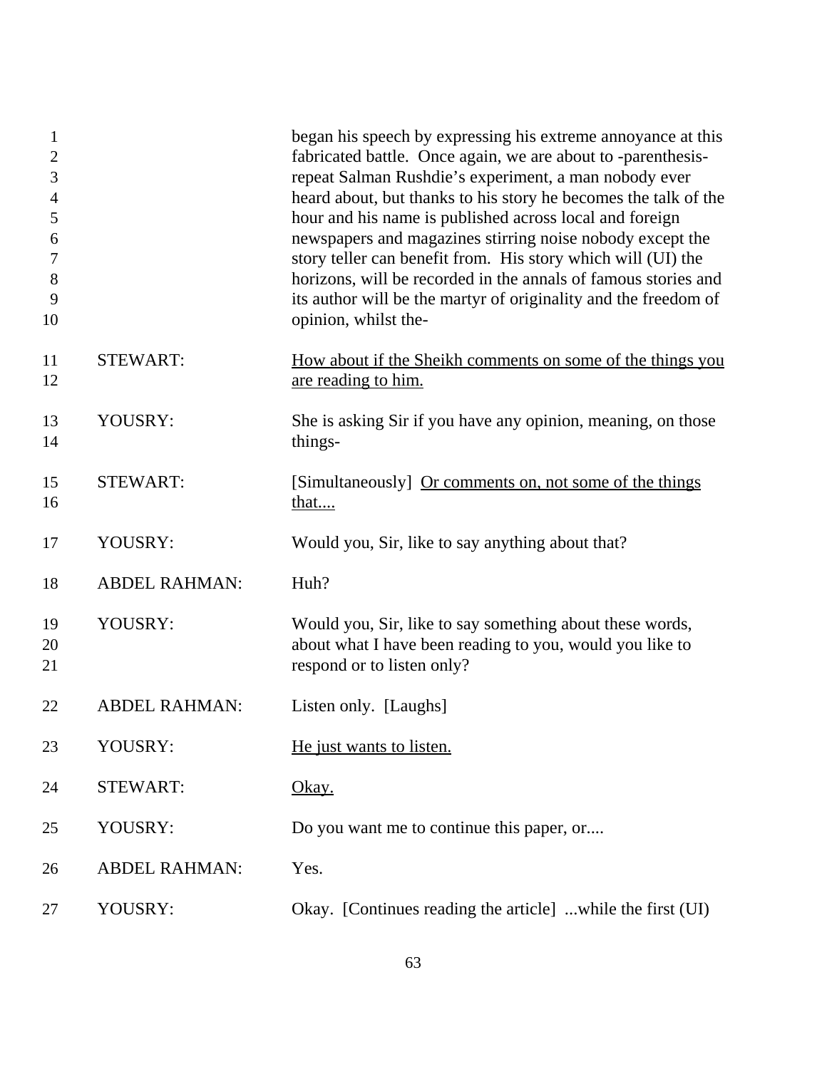began his speech by expressing his extreme annoyance at this fabricated battle. Once again, we are about to -parenthesis- repeat Salman Rushdie's experiment, a man nobody ever heard about, but thanks to his story he becomes the talk of the hour and his name is published across local and foreign newspapers and magazines stirring noise nobody except the story teller can benefit from. His story which will (UI) the horizons, will be recorded in the annals of famous stories and its author will be the martyr of originality and the freedom of opinion, whilst the-

STEWART: <u>How about if the Sheikh comments on some of the things you are reading to him.</u>

YOUSRY: She is asking Sir if you have any opinion, meaning, on those things-

STEWART: [Simultaneously] <u>Or comments on, not some of the things that....</u>

YOUSRY: Would you, Sir, like to say anything about that?

ABDEL RAHMAN: Huh?

YOUSRY: Would you, Sir, like to say something about these words, about what I have been reading to you, would you like to respond or to listen only?

ABDEL RAHMAN: Listen only. [Laughs]

YOUSRY: <u>He just wants to listen.</u>

STEWART: <u>Okay.</u>

YOUSRY: Do you want me to continue this paper, or....

ABDEL RAHMAN: Yes.

YOUSRY: Okay. [Continues reading the article] ...while the first (UI)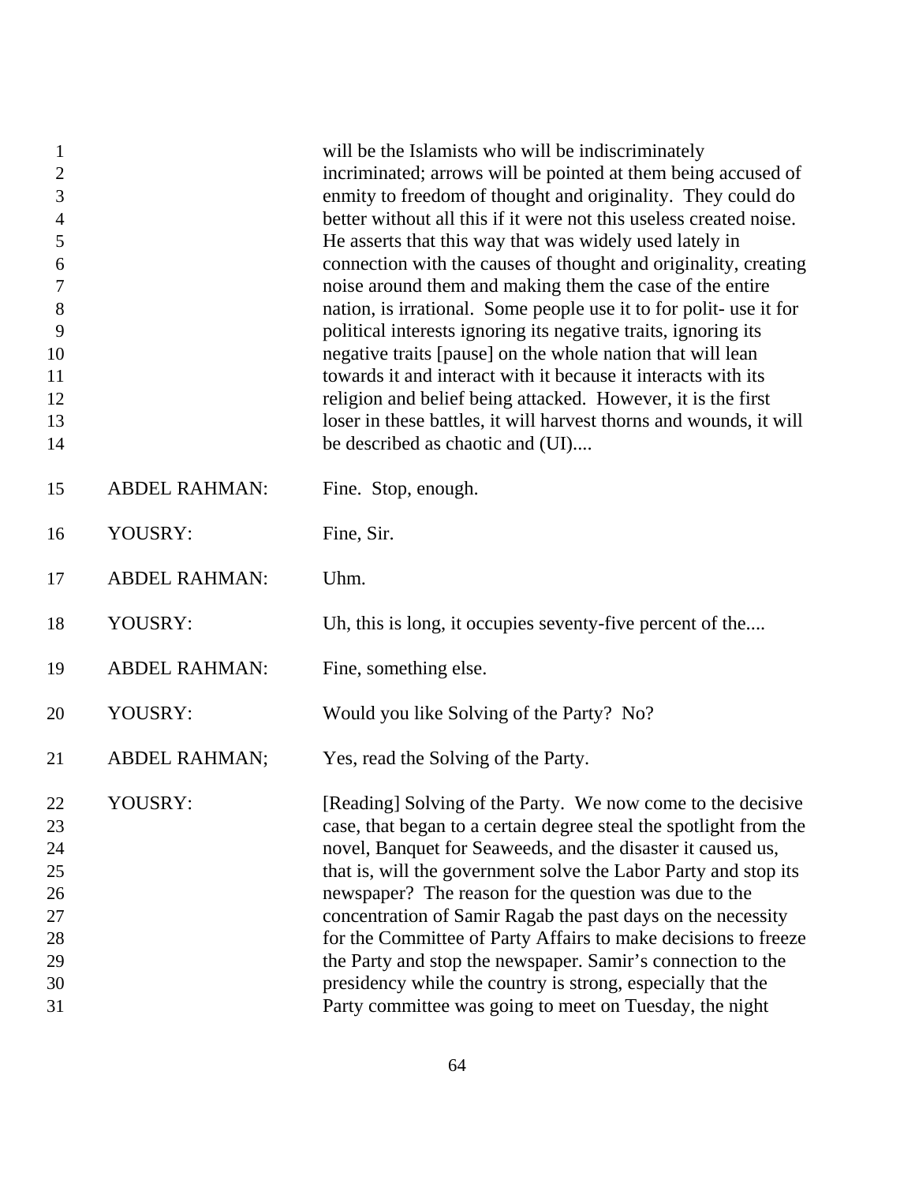will be the Islamists who will be indiscriminately incriminated; arrows will be pointed at them being accused of enmity to freedom of thought and originality. They could do better without all this if it were not this useless created noise. He asserts that this way that was widely used lately in connection with the causes of thought and originality, creating noise around them and making them the case of the entire nation, is irrational. Some people use it to for polit- use it for political interests ignoring its negative traits, ignoring its negative traits [pause] on the whole nation that will lean towards it and interact with it because it interacts with its religion and belief being attacked. However, it is the first loser in these battles, it will harvest thorns and wounds, it will be described as chaotic and (UI)....

ABDEL RAHMAN: Fine. Stop, enough.

YOUSRY: Fine, Sir.

ABDEL RAHMAN: Uhm.

YOUSRY: Uh, this is long, it occupies seventy-five percent of the....

ABDEL RAHMAN: Fine, something else.

YOUSRY: Would you like Solving of the Party? No?

ABDEL RAHMAN; Yes, read the Solving of the Party.

YOUSRY: [Reading] Solving of the Party. We now come to the decisive case, that began to a certain degree steal the spotlight from the novel, Banquet for Seaweeds, and the disaster it caused us, that is, will the government solve the Labor Party and stop its newspaper? The reason for the question was due to the concentration of Samir Ragab the past days on the necessity for the Committee of Party Affairs to make decisions to freeze the Party and stop the newspaper. Samir's connection to the presidency while the country is strong, especially that the Party committee was going to meet on Tuesday, the night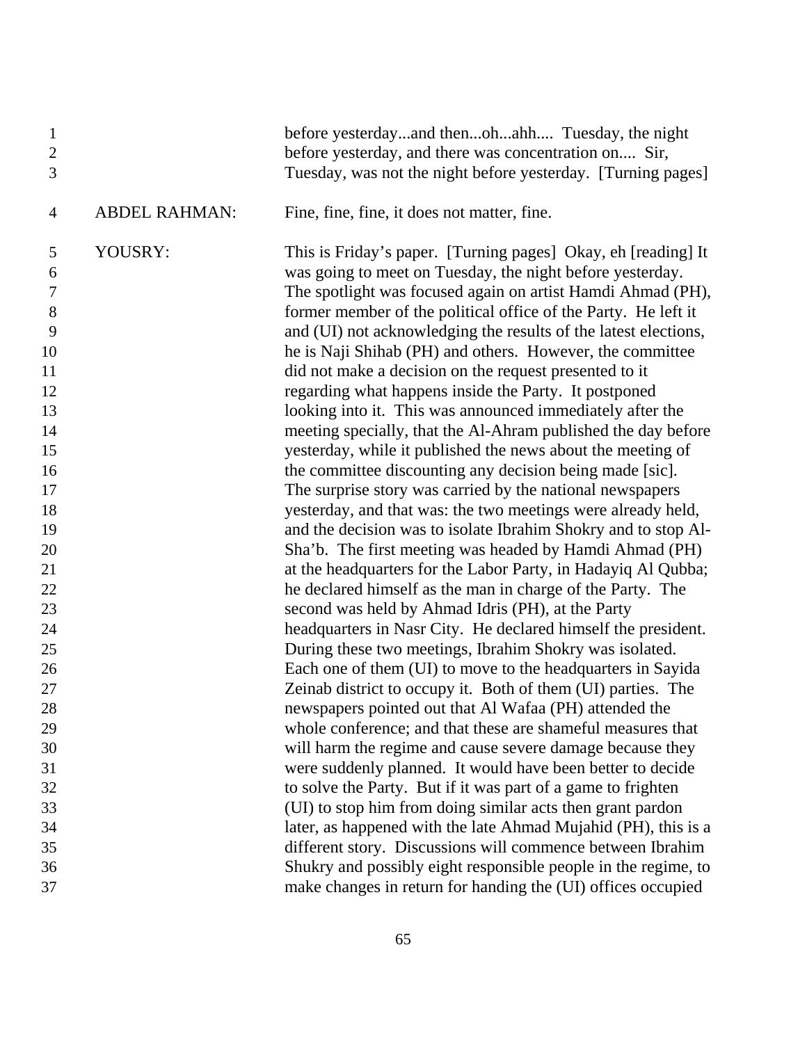before yesterday...and then...oh...ahh.... Tuesday, the night before yesterday, and there was concentration on.... Sir, Tuesday, was not the night before yesterday. [Turning pages]

ABDEL RAHMAN: Fine, fine, fine, it does not matter, fine.

YOUSRY: This is Friday's paper. [Turning pages] Okay, eh [reading] It was going to meet on Tuesday, the night before yesterday. The spotlight was focused again on artist Hamdi Ahmad (PH), former member of the political office of the Party. He left it and (UI) not acknowledging the results of the latest elections, he is Naji Shihab (PH) and others. However, the committee did not make a decision on the request presented to it regarding what happens inside the Party. It postponed looking into it. This was announced immediately after the meeting specially, that the Al-Ahram published the day before yesterday, while it published the news about the meeting of the committee discounting any decision being made [sic]. The surprise story was carried by the national newspapers yesterday, and that was: the two meetings were already held, and the decision was to isolate Ibrahim Shokry and to stop Al-Sha'b. The first meeting was headed by Hamdi Ahmad (PH) at the headquarters for the Labor Party, in Hadayiq Al Qubba; he declared himself as the man in charge of the Party. The second was held by Ahmad Idris (PH), at the Party headquarters in Nasr City. He declared himself the president. During these two meetings, Ibrahim Shokry was isolated. Each one of them (UI) to move to the headquarters in Sayida Zeinab district to occupy it. Both of them (UI) parties. The newspapers pointed out that Al Wafaa (PH) attended the whole conference; and that these are shameful measures that will harm the regime and cause severe damage because they were suddenly planned. It would have been better to decide to solve the Party. But if it was part of a game to frighten (UI) to stop him from doing similar acts then grant pardon later, as happened with the late Ahmad Mujahid (PH), this is a different story. Discussions will commence between Ibrahim Shukry and possibly eight responsible people in the regime, to make changes in return for handing the (UI) offices occupied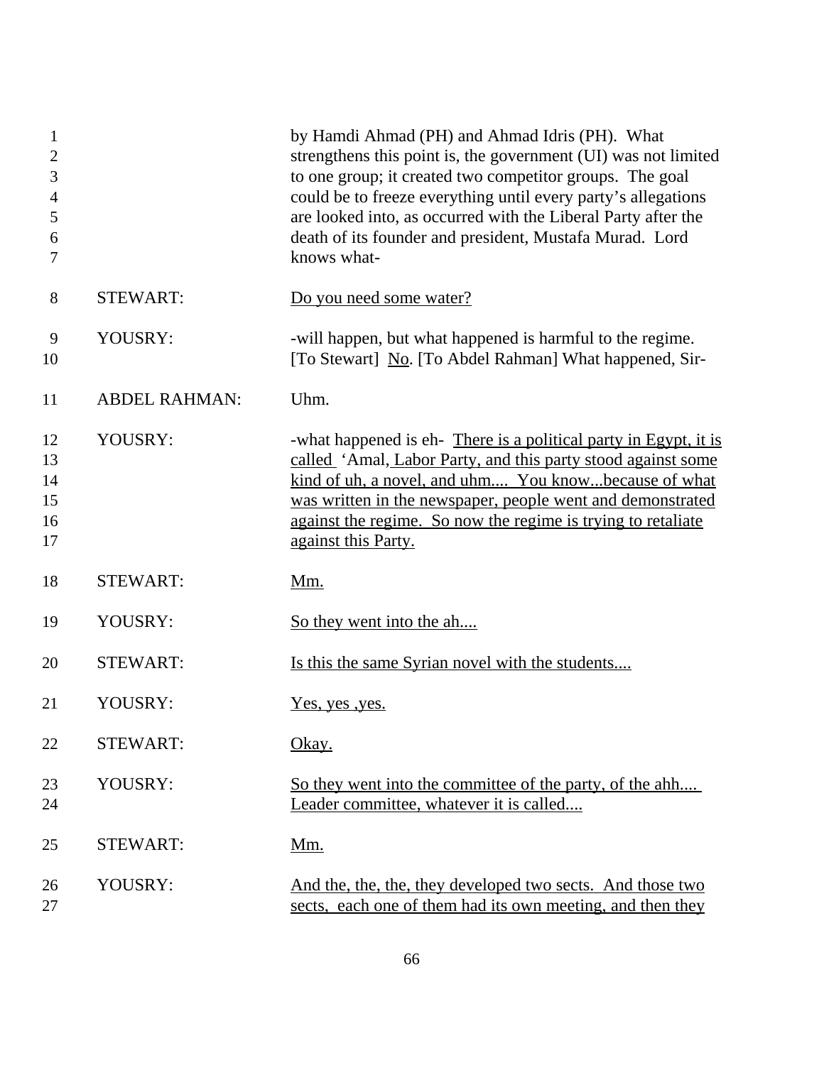| | | |
|---|---|---|
| 1–7 | | by Hamdi Ahmad (PH) and Ahmad Idris (PH). What strengthens this point is, the government (UI) was not limited to one group; it created two competitor groups. The goal could be to freeze everything until every party's allegations are looked into, as occurred with the Liberal Party after the death of its founder and president, Mustafa Murad. Lord knows what- |
| 8 | STEWART: | <u>Do you need some water?</u> |
| 9–10 | YOUSRY: | -will happen, but what happened is harmful to the regime. [To Stewart] <u>No</u>. [To Abdel Rahman] What happened, Sir- |
| 11 | ABDEL RAHMAN: | Uhm. |
| 12–17 | YOUSRY: | -what happened is eh- <u>There is a political party in Egypt, it is called</u> 'Amal, <u>Labor Party, and this party stood against some kind of uh, a novel, and uhm.... You know...because of what was written in the newspaper, people went and demonstrated against the regime. So now the regime is trying to retaliate against this Party.</u> |
| 18 | STEWART: | <u>Mm.</u> |
| 19 | YOUSRY: | <u>So they went into the ah....</u> |
| 20 | STEWART: | <u>Is this the same Syrian novel with the students....</u> |
| 21 | YOUSRY: | <u>Yes, yes ,yes.</u> |
| 22 | STEWART: | <u>Okay.</u> |
| 23–24 | YOUSRY: | <u>So they went into the committee of the party, of the ahh.... Leader committee, whatever it is called....</u> |
| 25 | STEWART: | <u>Mm.</u> |
| 26–27 | YOUSRY: | <u>And the, the, the, they developed two sects. And those two sects, each one of them had its own meeting, and then they</u> |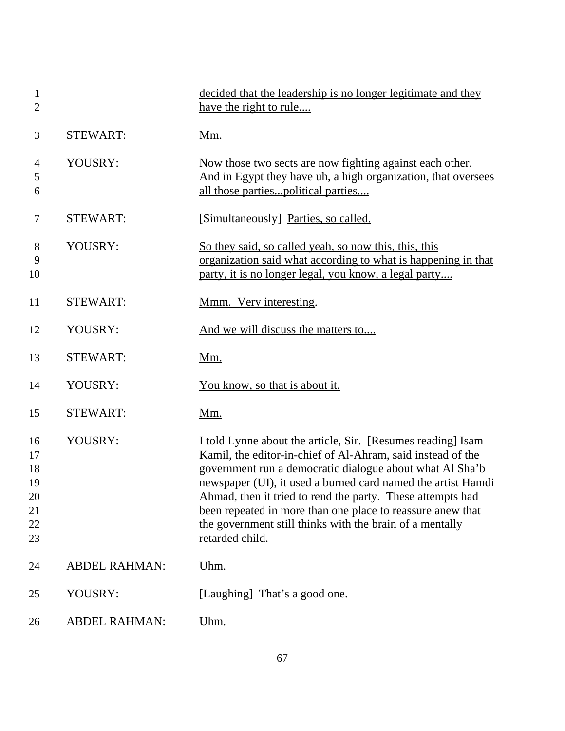| | | |
|---|---|---|
| 1<br>2 | | decided that the leadership is no longer legitimate and they have the right to rule.... |
| 3 | STEWART: | Mm. |
| 4<br>5<br>6 | YOUSRY: | Now those two sects are now fighting against each other. And in Egypt they have uh, a high organization, that oversees all those parties...political parties.... |
| 7 | STEWART: | [Simultaneously] Parties, so called. |
| 8<br>9<br>10 | YOUSRY: | So they said, so called yeah, so now this, this, this organization said what according to what is happening in that party, it is no longer legal, you know, a legal party.... |
| 11 | STEWART: | Mmm. Very interesting. |
| 12 | YOUSRY: | And we will discuss the matters to.... |
| 13 | STEWART: | Mm. |
| 14 | YOUSRY: | You know, so that is about it. |
| 15 | STEWART: | Mm. |
| 16<br>17<br>18<br>19<br>20<br>21<br>22<br>23 | YOUSRY: | I told Lynne about the article, Sir. [Resumes reading] Isam Kamil, the editor-in-chief of Al-Ahram, said instead of the government run a democratic dialogue about what Al Sha'b newspaper (UI), it used a burned card named the artist Hamdi Ahmad, then it tried to rend the party. These attempts had been repeated in more than one place to reassure anew that the government still thinks with the brain of a mentally retarded child. |
| 24 | ABDEL RAHMAN: | Uhm. |
| 25 | YOUSRY: | [Laughing] That's a good one. |
| 26 | ABDEL RAHMAN: | Uhm. |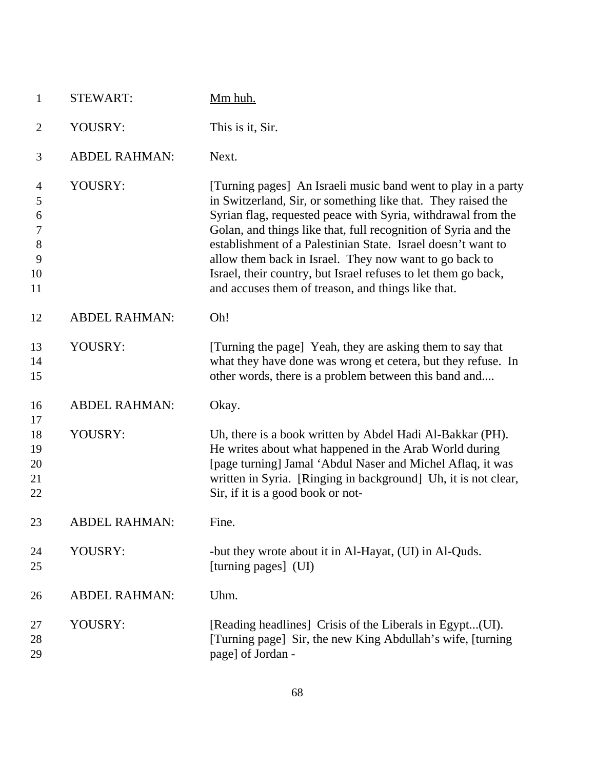| | | |
|---|---|---|
| 1 | STEWART: | <u>Mm huh.</u> |
| 2 | YOUSRY: | This is it, Sir. |
| 3 | ABDEL RAHMAN: | Next. |
| 4<br>5<br>6<br>7<br>8<br>9<br>10<br>11 | YOUSRY: | [Turning pages] An Israeli music band went to play in a party in Switzerland, Sir, or something like that. They raised the Syrian flag, requested peace with Syria, withdrawal from the Golan, and things like that, full recognition of Syria and the establishment of a Palestinian State. Israel doesn't want to allow them back in Israel. They now want to go back to Israel, their country, but Israel refuses to let them go back, and accuses them of treason, and things like that. |
| 12 | ABDEL RAHMAN: | Oh! |
| 13<br>14<br>15 | YOUSRY: | [Turning the page] Yeah, they are asking them to say that what they have done was wrong et cetera, but they refuse. In other words, there is a problem between this band and.... |
| 16<br>17 | ABDEL RAHMAN: | Okay. |
| 18<br>19<br>20<br>21<br>22 | YOUSRY: | Uh, there is a book written by Abdel Hadi Al-Bakkar (PH). He writes about what happened in the Arab World during [page turning] Jamal 'Abdul Naser and Michel Aflaq, it was written in Syria. [Ringing in background] Uh, it is not clear, Sir, if it is a good book or not- |
| 23 | ABDEL RAHMAN: | Fine. |
| 24<br>25 | YOUSRY: | -but they wrote about it in Al-Hayat, (UI) in Al-Quds. [turning pages] (UI) |
| 26 | ABDEL RAHMAN: | Uhm. |
| 27<br>28<br>29 | YOUSRY: | [Reading headlines] Crisis of the Liberals in Egypt...(UI). [Turning page] Sir, the new King Abdullah's wife, [turning page] of Jordan - |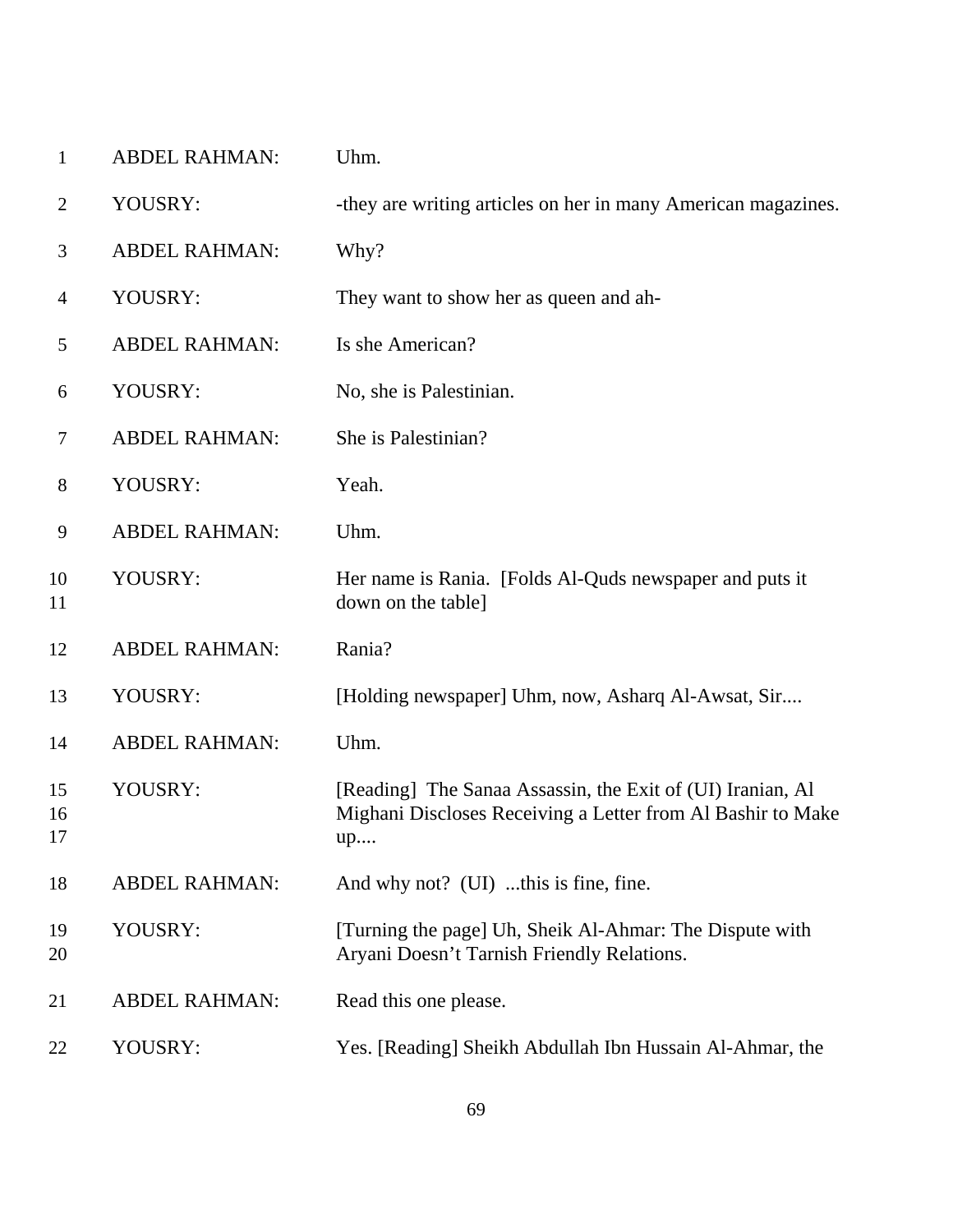1 ABDEL RAHMAN: Uhm.

2 YOUSRY: -they are writing articles on her in many American magazines.

3 ABDEL RAHMAN: Why?

4 YOUSRY: They want to show her as queen and ah-

5 ABDEL RAHMAN: Is she American?

6 YOUSRY: No, she is Palestinian.

7 ABDEL RAHMAN: She is Palestinian?

8 YOUSRY: Yeah.

9 ABDEL RAHMAN: Uhm.

10 YOUSRY: Her name is Rania. [Folds Al-Quds newspaper and puts it
11 down on the table]

12 ABDEL RAHMAN: Rania?

13 YOUSRY: [Holding newspaper] Uhm, now, Asharq Al-Awsat, Sir....

14 ABDEL RAHMAN: Uhm.

15 YOUSRY: [Reading] The Sanaa Assassin, the Exit of (UI) Iranian, Al
16 Mighani Discloses Receiving a Letter from Al Bashir to Make
17 up....

18 ABDEL RAHMAN: And why not? (UI) ...this is fine, fine.

19 YOUSRY: [Turning the page] Uh, Sheik Al-Ahmar: The Dispute with
20 Aryani Doesn't Tarnish Friendly Relations.

21 ABDEL RAHMAN: Read this one please.

22 YOUSRY: Yes. [Reading] Sheikh Abdullah Ibn Hussain Al-Ahmar, the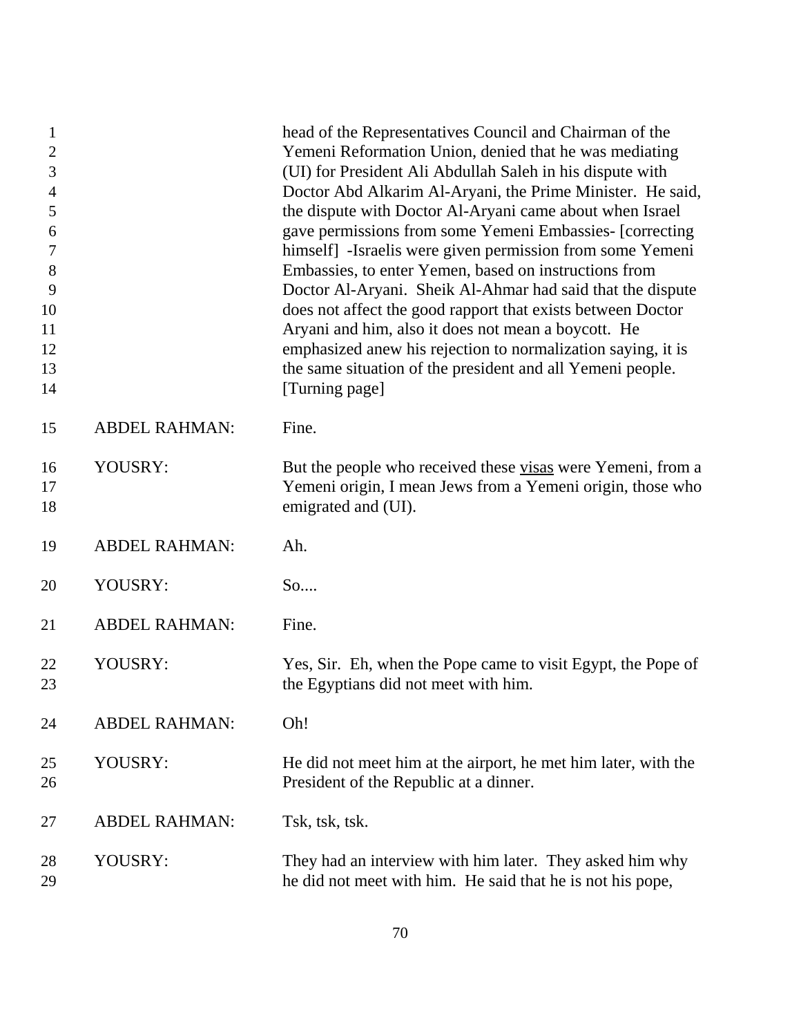head of the Representatives Council and Chairman of the Yemeni Reformation Union, denied that he was mediating (UI) for President Ali Abdullah Saleh in his dispute with Doctor Abd Alkarim Al-Aryani, the Prime Minister. He said, the dispute with Doctor Al-Aryani came about when Israel gave permissions from some Yemeni Embassies- [correcting himself] -Israelis were given permission from some Yemeni Embassies, to enter Yemen, based on instructions from Doctor Al-Aryani. Sheik Al-Ahmar had said that the dispute does not affect the good rapport that exists between Doctor Aryani and him, also it does not mean a boycott. He emphasized anew his rejection to normalization saying, it is the same situation of the president and all Yemeni people. [Turning page]

| | |
|---|---|
| ABDEL RAHMAN: | Fine. |
| YOUSRY: | But the people who received these <u>visas</u> were Yemeni, from a Yemeni origin, I mean Jews from a Yemeni origin, those who emigrated and (UI). |
| ABDEL RAHMAN: | Ah. |
| YOUSRY: | So.... |
| ABDEL RAHMAN: | Fine. |
| YOUSRY: | Yes, Sir. Eh, when the Pope came to visit Egypt, the Pope of the Egyptians did not meet with him. |
| ABDEL RAHMAN: | Oh! |
| YOUSRY: | He did not meet him at the airport, he met him later, with the President of the Republic at a dinner. |
| ABDEL RAHMAN: | Tsk, tsk, tsk. |
| YOUSRY: | They had an interview with him later. They asked him why he did not meet with him. He said that he is not his pope, |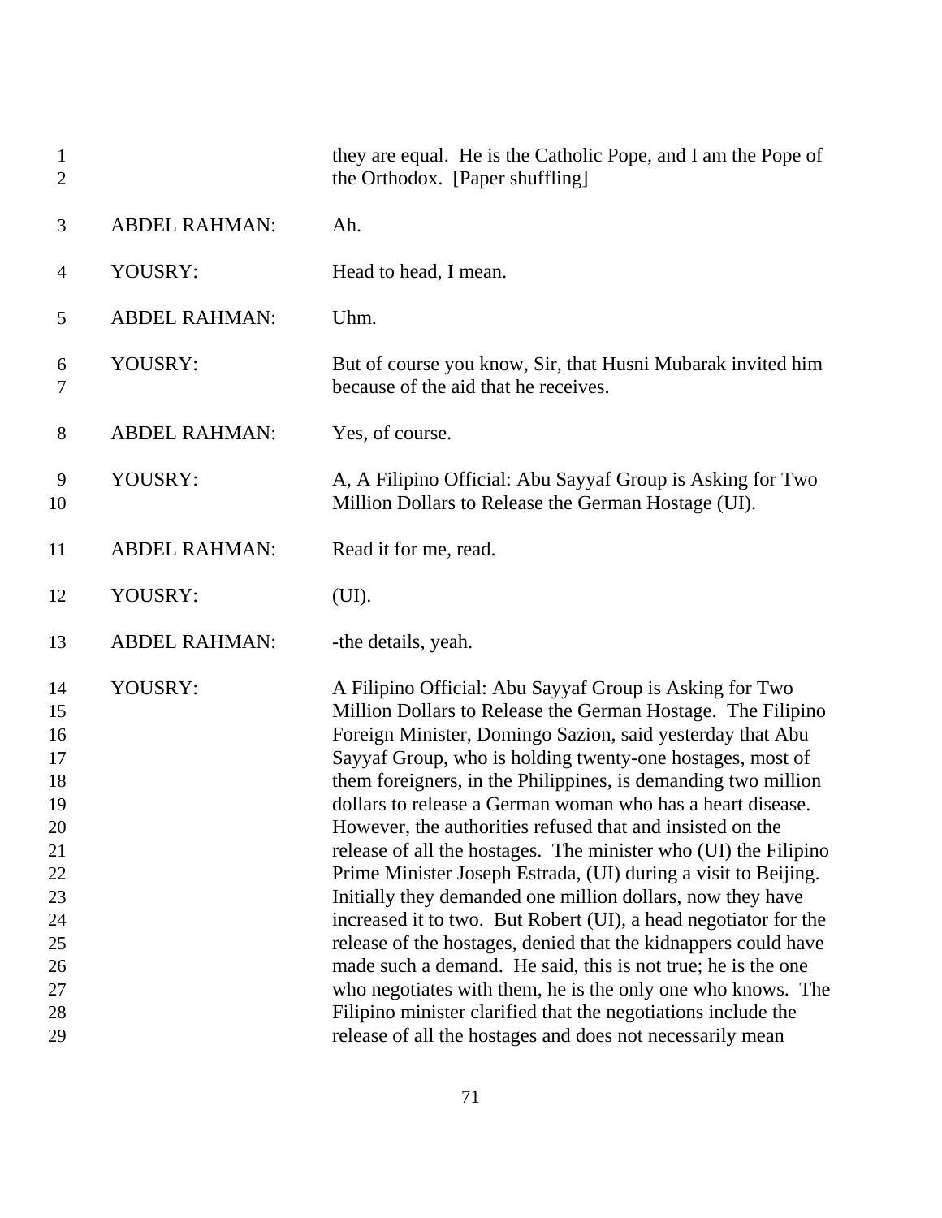they are equal. He is the Catholic Pope, and I am the Pope of the Orthodox. [Paper shuffling]

ABDEL RAHMAN: Ah.

YOUSRY: Head to head, I mean.

ABDEL RAHMAN: Uhm.

YOUSRY: But of course you know, Sir, that Husni Mubarak invited him because of the aid that he receives.

ABDEL RAHMAN: Yes, of course.

YOUSRY: A, A Filipino Official: Abu Sayyaf Group is Asking for Two Million Dollars to Release the German Hostage (UI).

ABDEL RAHMAN: Read it for me, read.

YOUSRY: (UI).

ABDEL RAHMAN: -the details, yeah.

YOUSRY: A Filipino Official: Abu Sayyaf Group is Asking for Two Million Dollars to Release the German Hostage. The Filipino Foreign Minister, Domingo Sazion, said yesterday that Abu Sayyaf Group, who is holding twenty-one hostages, most of them foreigners, in the Philippines, is demanding two million dollars to release a German woman who has a heart disease. However, the authorities refused that and insisted on the release of all the hostages. The minister who (UI) the Filipino Prime Minister Joseph Estrada, (UI) during a visit to Beijing. Initially they demanded one million dollars, now they have increased it to two. But Robert (UI), a head negotiator for the release of the hostages, denied that the kidnappers could have made such a demand. He said, this is not true; he is the one who negotiates with them, he is the only one who knows. The Filipino minister clarified that the negotiations include the release of all the hostages and does not necessarily mean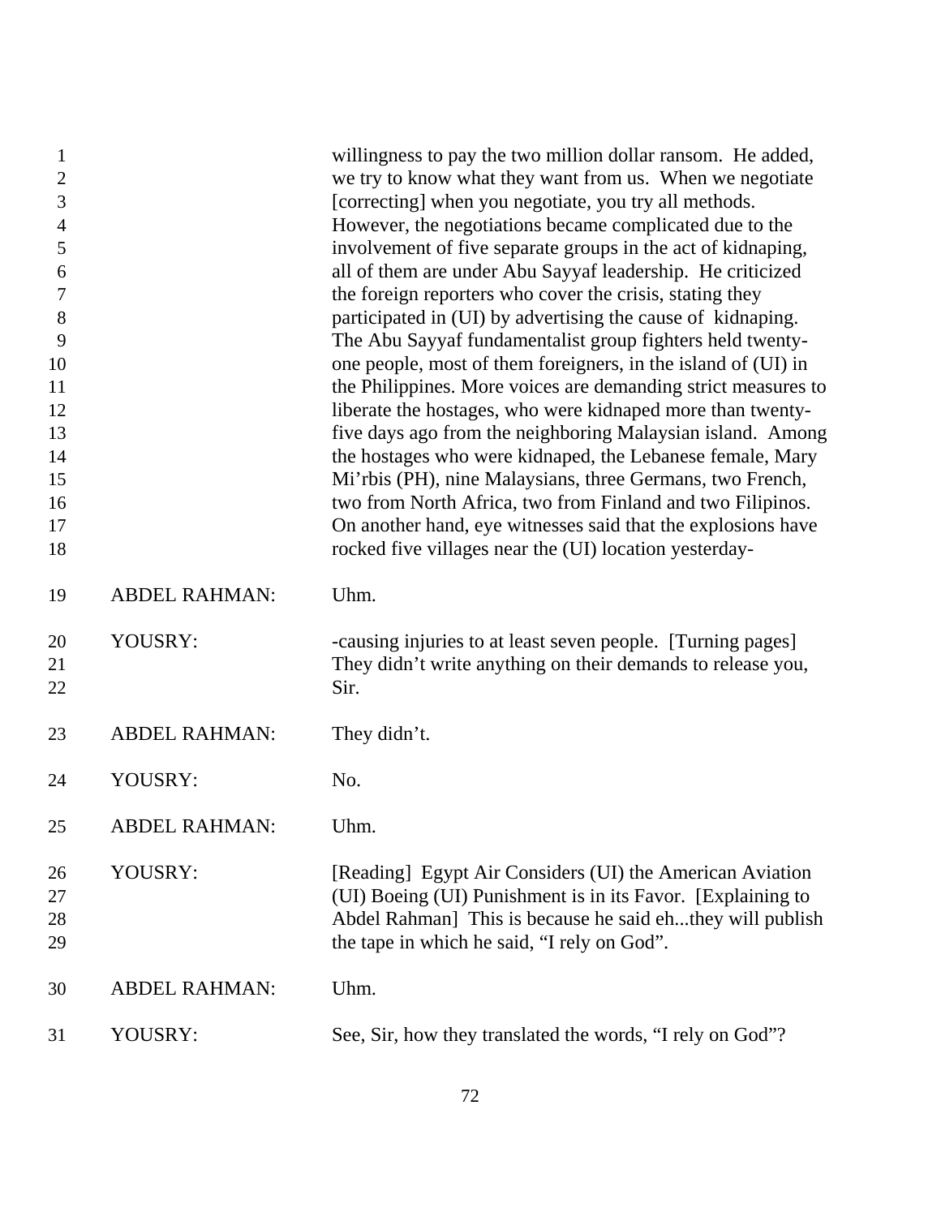1 willingness to pay the two million dollar ransom. He added,
2 we try to know what they want from us. When we negotiate
3 [correcting] when you negotiate, you try all methods.
4 However, the negotiations became complicated due to the
5 involvement of five separate groups in the act of kidnaping,
6 all of them are under Abu Sayyaf leadership. He criticized
7 the foreign reporters who cover the crisis, stating they
8 participated in (UI) by advertising the cause of kidnaping.
9 The Abu Sayyaf fundamentalist group fighters held twenty-
10 one people, most of them foreigners, in the island of (UI) in
11 the Philippines. More voices are demanding strict measures to
12 liberate the hostages, who were kidnaped more than twenty-
13 five days ago from the neighboring Malaysian island. Among
14 the hostages who were kidnaped, the Lebanese female, Mary
15 Mi'rbis (PH), nine Malaysians, three Germans, two French,
16 two from North Africa, two from Finland and two Filipinos.
17 On another hand, eye witnesses said that the explosions have
18 rocked five villages near the (UI) location yesterday-

19 ABDEL RAHMAN: Uhm.

20 YOUSRY: -causing injuries to at least seven people. [Turning pages]
21 They didn't write anything on their demands to release you,
22 Sir.

23 ABDEL RAHMAN: They didn't.

24 YOUSRY: No.

25 ABDEL RAHMAN: Uhm.

26 YOUSRY: [Reading] Egypt Air Considers (UI) the American Aviation
27 (UI) Boeing (UI) Punishment is in its Favor. [Explaining to
28 Abdel Rahman] This is because he said eh...they will publish
29 the tape in which he said, "I rely on God".

30 ABDEL RAHMAN: Uhm.

31 YOUSRY: See, Sir, how they translated the words, "I rely on God"?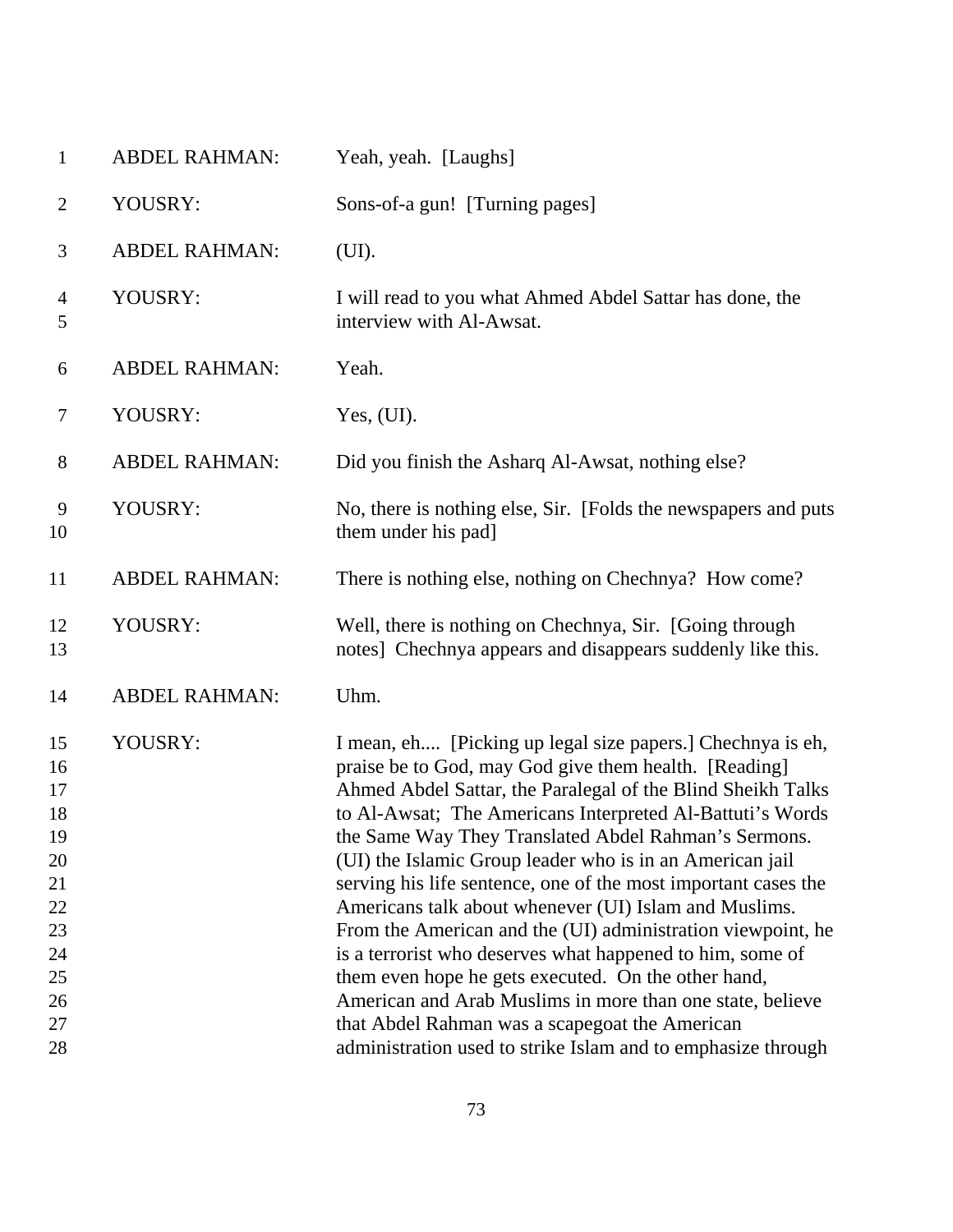| | | |
|---|---|---|
| 1 | ABDEL RAHMAN: | Yeah, yeah. [Laughs] |
| 2 | YOUSRY: | Sons-of-a gun! [Turning pages] |
| 3 | ABDEL RAHMAN: | (UI). |
| 4<br>5 | YOUSRY: | I will read to you what Ahmed Abdel Sattar has done, the interview with Al-Awsat. |
| 6 | ABDEL RAHMAN: | Yeah. |
| 7 | YOUSRY: | Yes, (UI). |
| 8 | ABDEL RAHMAN: | Did you finish the Asharq Al-Awsat, nothing else? |
| 9<br>10 | YOUSRY: | No, there is nothing else, Sir. [Folds the newspapers and puts them under his pad] |
| 11 | ABDEL RAHMAN: | There is nothing else, nothing on Chechnya? How come? |
| 12<br>13 | YOUSRY: | Well, there is nothing on Chechnya, Sir. [Going through notes] Chechnya appears and disappears suddenly like this. |
| 14 | ABDEL RAHMAN: | Uhm. |
| 15<br>16<br>17<br>18<br>19<br>20<br>21<br>22<br>23<br>24<br>25<br>26<br>27<br>28 | YOUSRY: | I mean, eh.... [Picking up legal size papers.] Chechnya is eh, praise be to God, may God give them health. [Reading] Ahmed Abdel Sattar, the Paralegal of the Blind Sheikh Talks to Al-Awsat; The Americans Interpreted Al-Battuti's Words the Same Way They Translated Abdel Rahman's Sermons. (UI) the Islamic Group leader who is in an American jail serving his life sentence, one of the most important cases the Americans talk about whenever (UI) Islam and Muslims. From the American and the (UI) administration viewpoint, he is a terrorist who deserves what happened to him, some of them even hope he gets executed. On the other hand, American and Arab Muslims in more than one state, believe that Abdel Rahman was a scapegoat the American administration used to strike Islam and to emphasize through |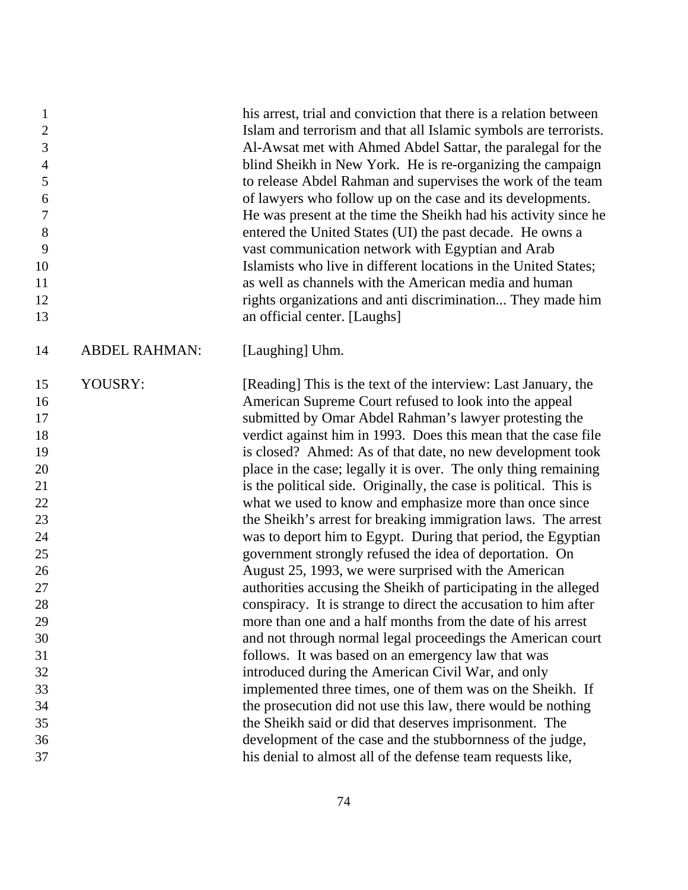his arrest, trial and conviction that there is a relation between Islam and terrorism and that all Islamic symbols are terrorists. Al-Awsat met with Ahmed Abdel Sattar, the paralegal for the blind Sheikh in New York. He is re-organizing the campaign to release Abdel Rahman and supervises the work of the team of lawyers who follow up on the case and its developments. He was present at the time the Sheikh had his activity since he entered the United States (UI) the past decade. He owns a vast communication network with Egyptian and Arab Islamists who live in different locations in the United States; as well as channels with the American media and human rights organizations and anti discrimination... They made him an official center. [Laughs]

ABDEL RAHMAN: [Laughing] Uhm.

YOUSRY: [Reading] This is the text of the interview: Last January, the American Supreme Court refused to look into the appeal submitted by Omar Abdel Rahman's lawyer protesting the verdict against him in 1993. Does this mean that the case file is closed? Ahmed: As of that date, no new development took place in the case; legally it is over. The only thing remaining is the political side. Originally, the case is political. This is what we used to know and emphasize more than once since the Sheikh's arrest for breaking immigration laws. The arrest was to deport him to Egypt. During that period, the Egyptian government strongly refused the idea of deportation. On August 25, 1993, we were surprised with the American authorities accusing the Sheikh of participating in the alleged conspiracy. It is strange to direct the accusation to him after more than one and a half months from the date of his arrest and not through normal legal proceedings the American court follows. It was based on an emergency law that was introduced during the American Civil War, and only implemented three times, one of them was on the Sheikh. If the prosecution did not use this law, there would be nothing the Sheikh said or did that deserves imprisonment. The development of the case and the stubbornness of the judge, his denial to almost all of the defense team requests like,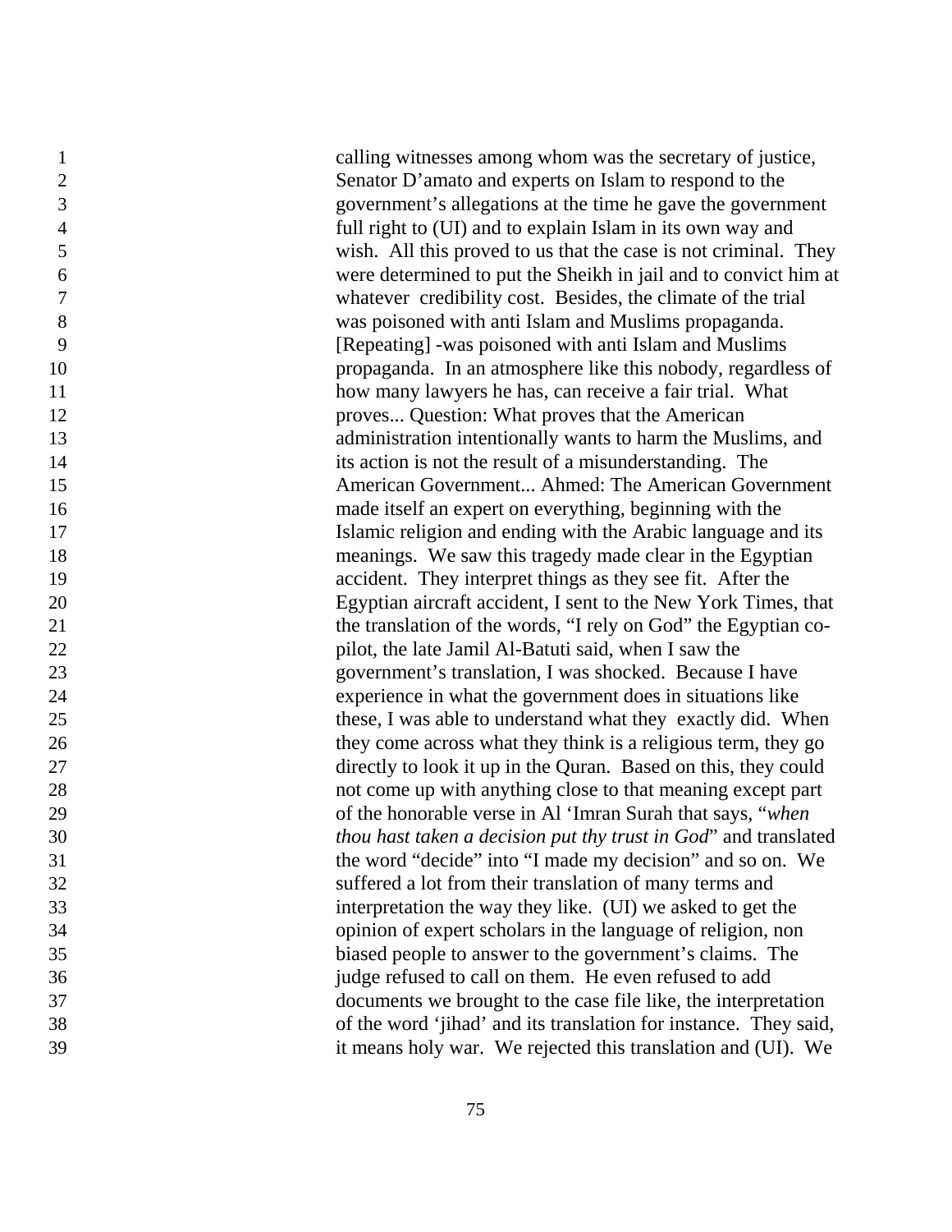calling witnesses among whom was the secretary of justice, Senator D'amato and experts on Islam to respond to the government's allegations at the time he gave the government full right to (UI) and to explain Islam in its own way and wish. All this proved to us that the case is not criminal. They were determined to put the Sheikh in jail and to convict him at whatever credibility cost. Besides, the climate of the trial was poisoned with anti Islam and Muslims propaganda. [Repeating] -was poisoned with anti Islam and Muslims propaganda. In an atmosphere like this nobody, regardless of how many lawyers he has, can receive a fair trial. What proves... Question: What proves that the American administration intentionally wants to harm the Muslims, and its action is not the result of a misunderstanding. The American Government... Ahmed: The American Government made itself an expert on everything, beginning with the Islamic religion and ending with the Arabic language and its meanings. We saw this tragedy made clear in the Egyptian accident. They interpret things as they see fit. After the Egyptian aircraft accident, I sent to the New York Times, that the translation of the words, "I rely on God" the Egyptian co-pilot, the late Jamil Al-Batuti said, when I saw the government's translation, I was shocked. Because I have experience in what the government does in situations like these, I was able to understand what they exactly did. When they come across what they think is a religious term, they go directly to look it up in the Quran. Based on this, they could not come up with anything close to that meaning except part of the honorable verse in Al 'Imran Surah that says, "*when thou hast taken a decision put thy trust in God*" and translated the word "decide" into "I made my decision" and so on. We suffered a lot from their translation of many terms and interpretation the way they like. (UI) we asked to get the opinion of expert scholars in the language of religion, non biased people to answer to the government's claims. The judge refused to call on them. He even refused to add documents we brought to the case file like, the interpretation of the word 'jihad' and its translation for instance. They said, it means holy war. We rejected this translation and (UI). We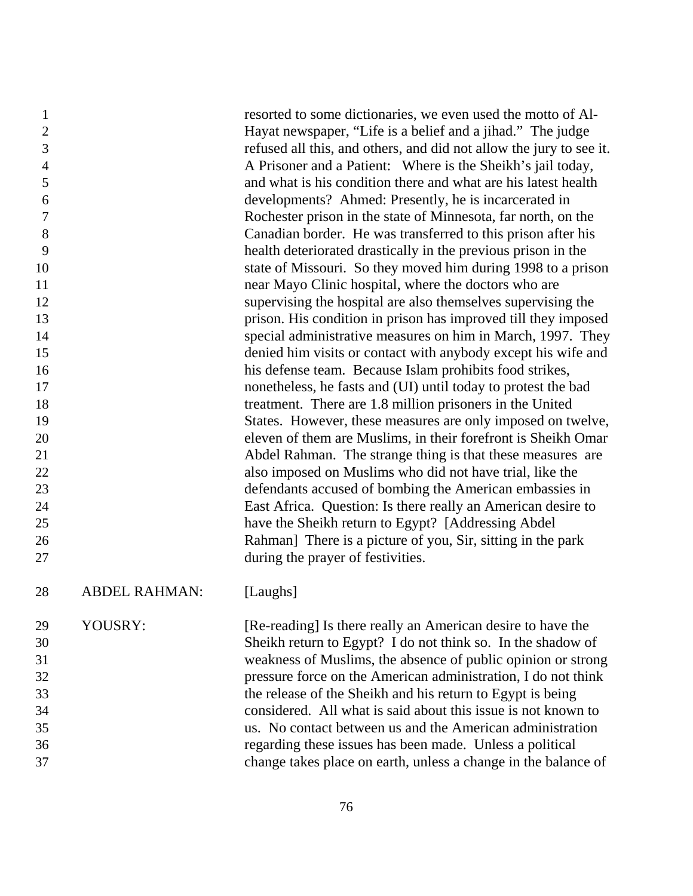resorted to some dictionaries, we even used the motto of Al-Hayat newspaper, "Life is a belief and a jihad." The judge refused all this, and others, and did not allow the jury to see it. A Prisoner and a Patient: Where is the Sheikh's jail today, and what is his condition there and what are his latest health developments? Ahmed: Presently, he is incarcerated in Rochester prison in the state of Minnesota, far north, on the Canadian border. He was transferred to this prison after his health deteriorated drastically in the previous prison in the state of Missouri. So they moved him during 1998 to a prison near Mayo Clinic hospital, where the doctors who are supervising the hospital are also themselves supervising the prison. His condition in prison has improved till they imposed special administrative measures on him in March, 1997. They denied him visits or contact with anybody except his wife and his defense team. Because Islam prohibits food strikes, nonetheless, he fasts and (UI) until today to protest the bad treatment. There are 1.8 million prisoners in the United States. However, these measures are only imposed on twelve, eleven of them are Muslims, in their forefront is Sheikh Omar Abdel Rahman. The strange thing is that these measures are also imposed on Muslims who did not have trial, like the defendants accused of bombing the American embassies in East Africa. Question: Is there really an American desire to have the Sheikh return to Egypt? [Addressing Abdel Rahman] There is a picture of you, Sir, sitting in the park during the prayer of festivities.

ABDEL RAHMAN: [Laughs]

YOUSRY: [Re-reading] Is there really an American desire to have the Sheikh return to Egypt? I do not think so. In the shadow of weakness of Muslims, the absence of public opinion or strong pressure force on the American administration, I do not think the release of the Sheikh and his return to Egypt is being considered. All what is said about this issue is not known to us. No contact between us and the American administration regarding these issues has been made. Unless a political change takes place on earth, unless a change in the balance of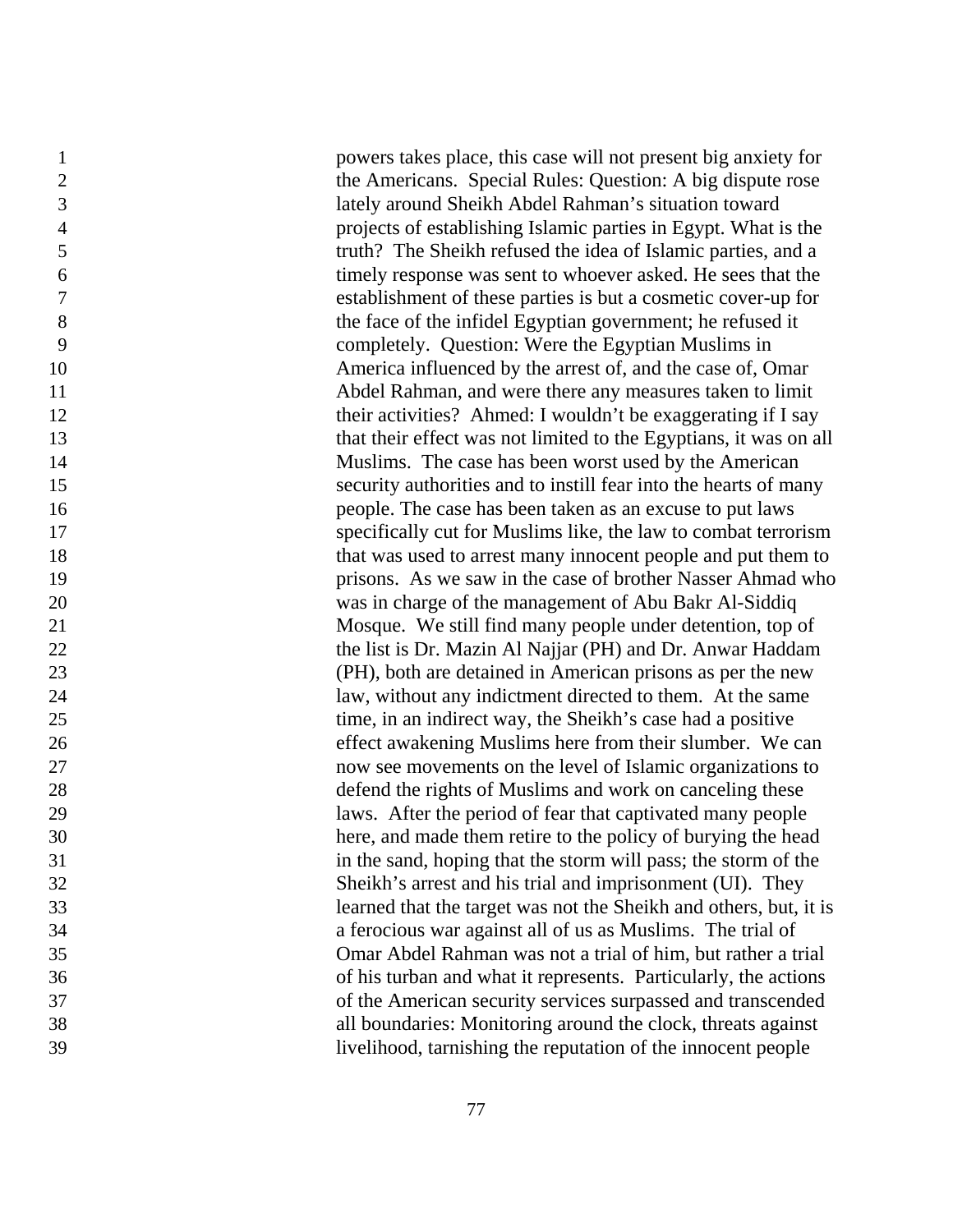powers takes place, this case will not present big anxiety for the Americans. Special Rules: Question: A big dispute rose lately around Sheikh Abdel Rahman's situation toward projects of establishing Islamic parties in Egypt. What is the truth? The Sheikh refused the idea of Islamic parties, and a timely response was sent to whoever asked. He sees that the establishment of these parties is but a cosmetic cover-up for the face of the infidel Egyptian government; he refused it completely. Question: Were the Egyptian Muslims in America influenced by the arrest of, and the case of, Omar Abdel Rahman, and were there any measures taken to limit their activities? Ahmed: I wouldn't be exaggerating if I say that their effect was not limited to the Egyptians, it was on all Muslims. The case has been worst used by the American security authorities and to instill fear into the hearts of many people. The case has been taken as an excuse to put laws specifically cut for Muslims like, the law to combat terrorism that was used to arrest many innocent people and put them to prisons. As we saw in the case of brother Nasser Ahmad who was in charge of the management of Abu Bakr Al-Siddiq Mosque. We still find many people under detention, top of the list is Dr. Mazin Al Najjar (PH) and Dr. Anwar Haddam (PH), both are detained in American prisons as per the new law, without any indictment directed to them. At the same time, in an indirect way, the Sheikh's case had a positive effect awakening Muslims here from their slumber. We can now see movements on the level of Islamic organizations to defend the rights of Muslims and work on canceling these laws. After the period of fear that captivated many people here, and made them retire to the policy of burying the head in the sand, hoping that the storm will pass; the storm of the Sheikh's arrest and his trial and imprisonment (UI). They learned that the target was not the Sheikh and others, but, it is a ferocious war against all of us as Muslims. The trial of Omar Abdel Rahman was not a trial of him, but rather a trial of his turban and what it represents. Particularly, the actions of the American security services surpassed and transcended all boundaries: Monitoring around the clock, threats against livelihood, tarnishing the reputation of the innocent people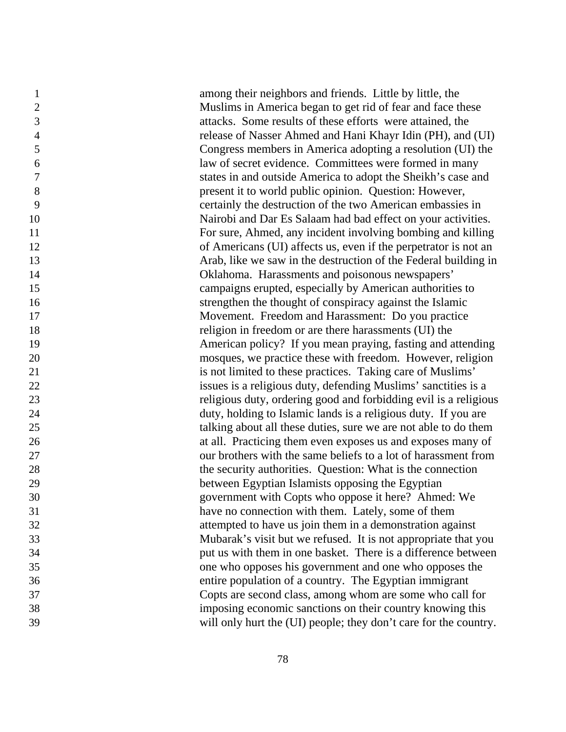among their neighbors and friends. Little by little, the Muslims in America began to get rid of fear and face these attacks. Some results of these efforts were attained, the release of Nasser Ahmed and Hani Khayr Idin (PH), and (UI) Congress members in America adopting a resolution (UI) the law of secret evidence. Committees were formed in many states in and outside America to adopt the Sheikh's case and present it to world public opinion. Question: However, certainly the destruction of the two American embassies in Nairobi and Dar Es Salaam had bad effect on your activities. For sure, Ahmed, any incident involving bombing and killing of Americans (UI) affects us, even if the perpetrator is not an Arab, like we saw in the destruction of the Federal building in Oklahoma. Harassments and poisonous newspapers' campaigns erupted, especially by American authorities to strengthen the thought of conspiracy against the Islamic Movement. Freedom and Harassment: Do you practice religion in freedom or are there harassments (UI) the American policy? If you mean praying, fasting and attending mosques, we practice these with freedom. However, religion is not limited to these practices. Taking care of Muslims' issues is a religious duty, defending Muslims' sanctities is a religious duty, ordering good and forbidding evil is a religious duty, holding to Islamic lands is a religious duty. If you are talking about all these duties, sure we are not able to do them at all. Practicing them even exposes us and exposes many of our brothers with the same beliefs to a lot of harassment from the security authorities. Question: What is the connection between Egyptian Islamists opposing the Egyptian government with Copts who oppose it here? Ahmed: We have no connection with them. Lately, some of them attempted to have us join them in a demonstration against Mubarak's visit but we refused. It is not appropriate that you put us with them in one basket. There is a difference between one who opposes his government and one who opposes the entire population of a country. The Egyptian immigrant Copts are second class, among whom are some who call for imposing economic sanctions on their country knowing this will only hurt the (UI) people; they don't care for the country.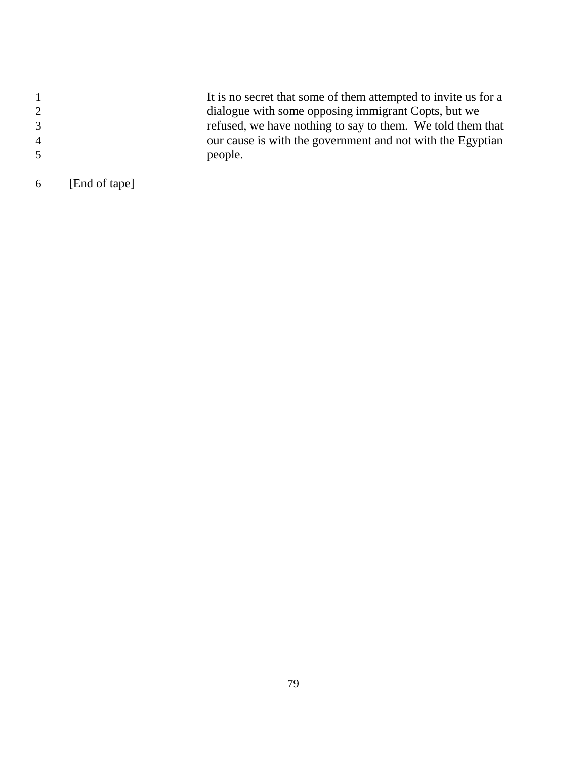It is no secret that some of them attempted to invite us for a dialogue with some opposing immigrant Copts, but we refused, we have nothing to say to them. We told them that our cause is with the government and not with the Egyptian people.

[End of tape]